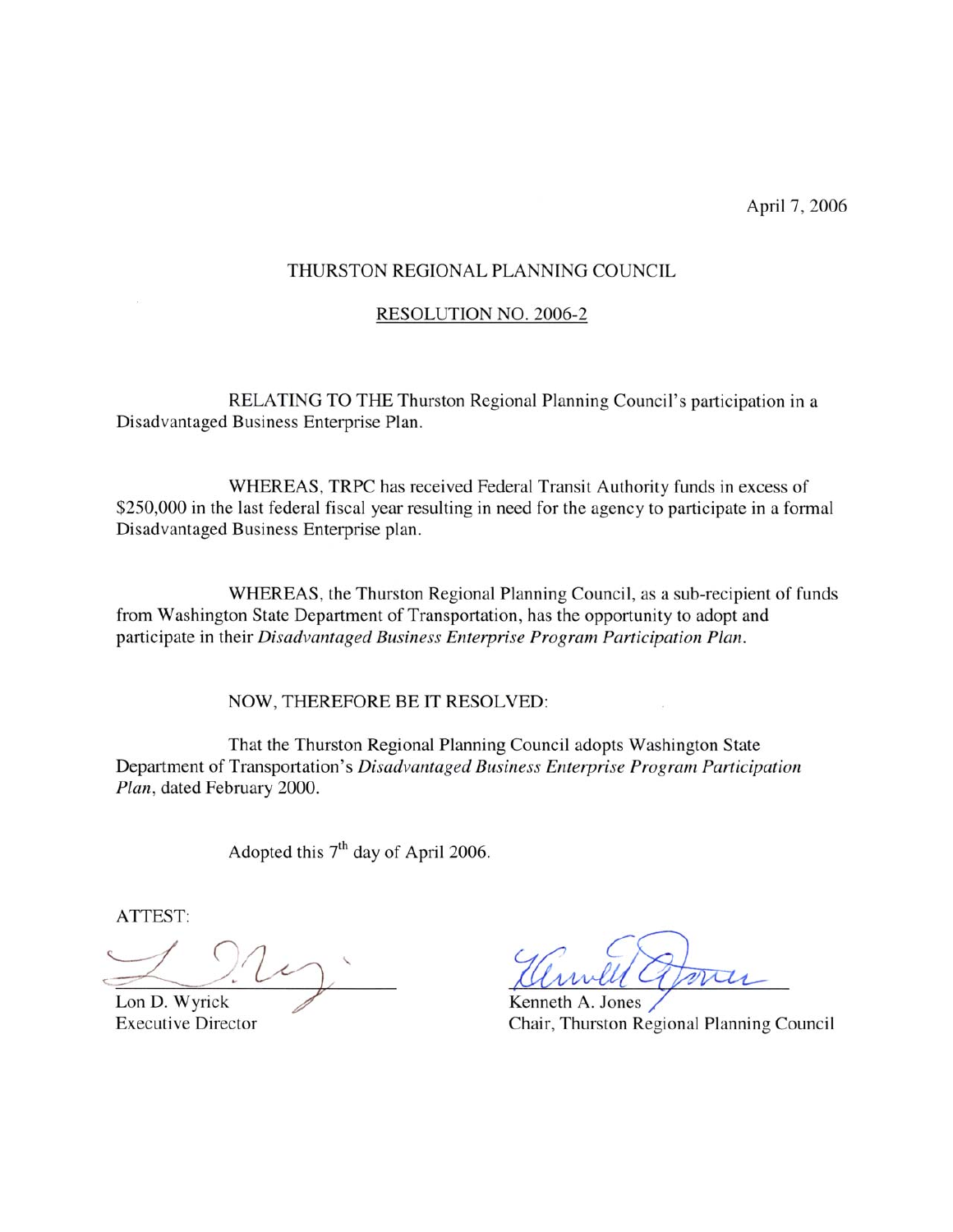April 7, 2006

# THURSTON REGIONAL PLANNING COUNCIL

## RESOLUTION NO. 2006-2

RELATING TO THE Thurston Regional Planning Council's participation in a Disadvantaged Business Enterprise Plan.

WHEREAS, TRPC has received Federal Transit Authority funds in excess of $250,000 in the last federal fiscal year resulting in need for the agency to participate in a formal Disadvantaged Business Enterprise plan.

WHEREAS, the Thurston Regional Planning Council, as a sub-recipient of funds from Washington State Department of Transportation, has the opportunity to adopt and participate in their *Disadvantaged Business Enterprise Program Participation Plan*.

NOW, THEREFORE BE IT RESOLVED:

That the Thurston Regional Planning Council adopts Washington State Department of Transportation's *Disadvantaged Business Enterprise Program Participation Plan*, dated February 2000.

Adopted this 7th day of April 2006.

ATTEST:

Lon D. Wyrick
Executive Director

Kenneth A. Jones
Chair, Thurston Regional Planning Council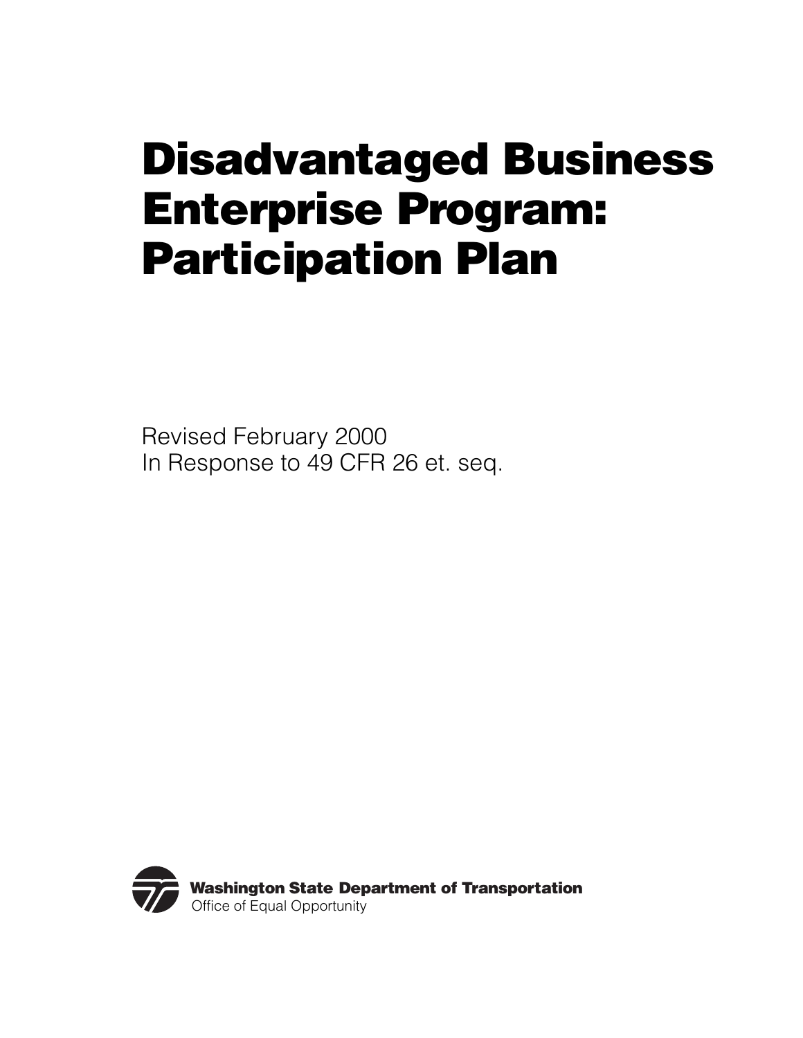# Disadvantaged Business Enterprise Program: Participation Plan

Revised February 2000
In Response to 49 CFR 26 et. seq.

**Washington State Department of Transportation**
Office of Equal Opportunity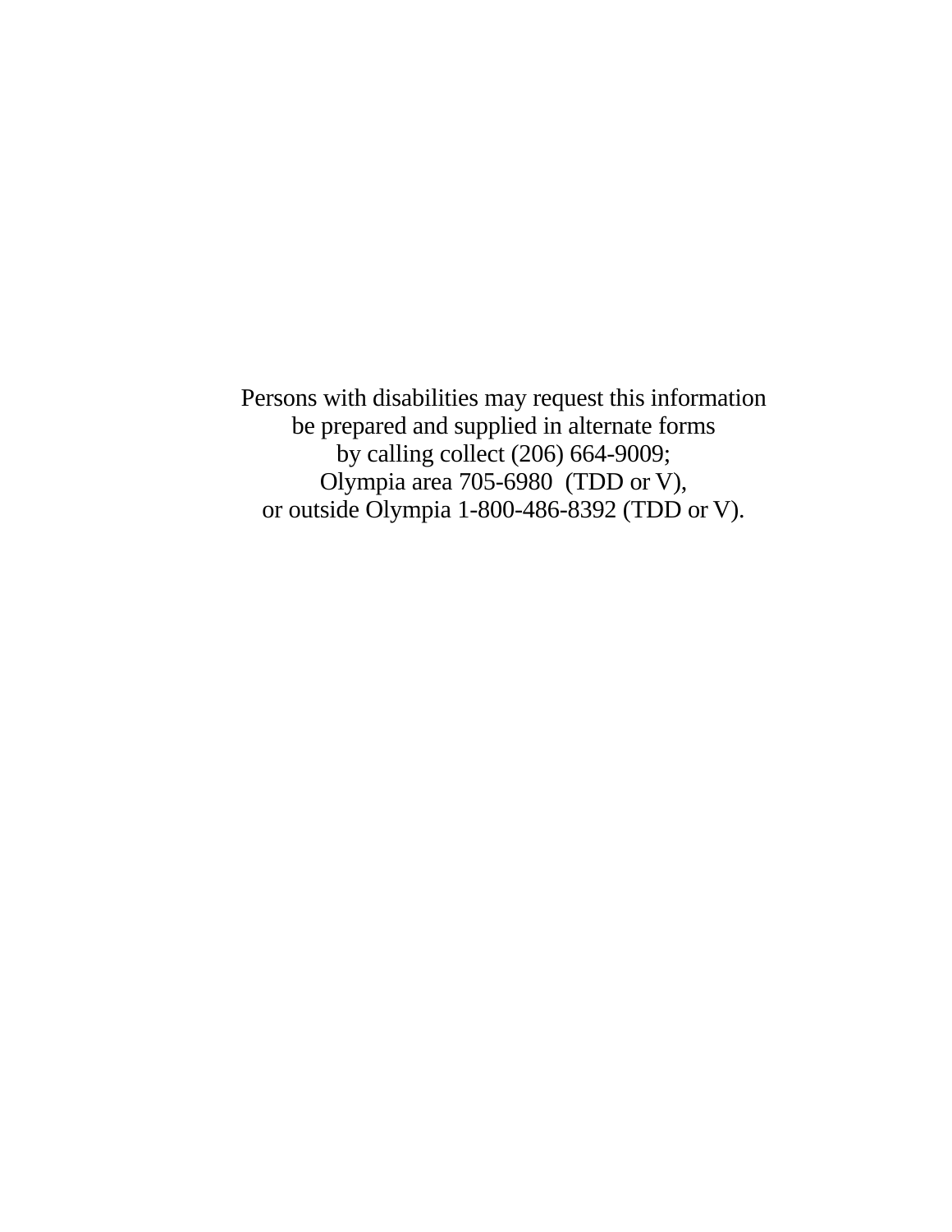Persons with disabilities may request this information
be prepared and supplied in alternate forms
by calling collect (206) 664-9009;
Olympia area 705-6980 (TDD or V),
or outside Olympia 1-800-486-8392 (TDD or V).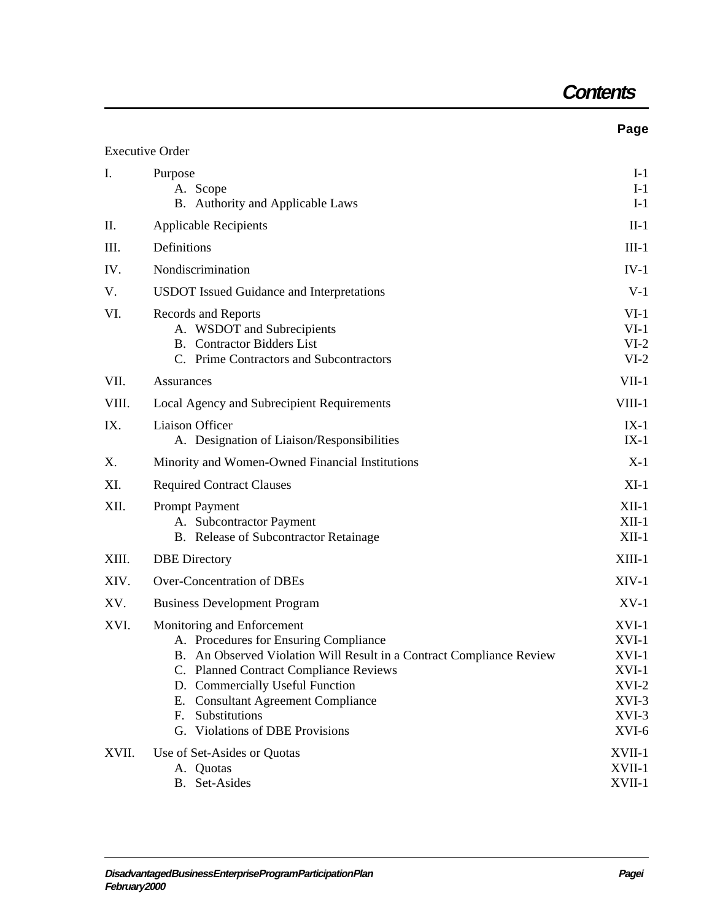# Contents

| | | Page |
|---|---|---|
| Executive Order | | |
| I. | Purpose | I-1 |
| | A. Scope | I-1 |
| | B. Authority and Applicable Laws | I-1 |
| II. | Applicable Recipients | II-1 |
| III. | Definitions | III-1 |
| IV. | Nondiscrimination | IV-1 |
| V. | USDOT Issued Guidance and Interpretations | V-1 |
| VI. | Records and Reports | VI-1 |
| | A. WSDOT and Subrecipients | VI-1 |
| | B. Contractor Bidders List | VI-2 |
| | C. Prime Contractors and Subcontractors | VI-2 |
| VII. | Assurances | VII-1 |
| VIII. | Local Agency and Subrecipient Requirements | VIII-1 |
| IX. | Liaison Officer | IX-1 |
| | A. Designation of Liaison/Responsibilities | IX-1 |
| X. | Minority and Women-Owned Financial Institutions | X-1 |
| XI. | Required Contract Clauses | XI-1 |
| XII. | Prompt Payment | XII-1 |
| | A. Subcontractor Payment | XII-1 |
| | B. Release of Subcontractor Retainage | XII-1 |
| XIII. | DBE Directory | XIII-1 |
| XIV. | Over-Concentration of DBEs | XIV-1 |
| XV. | Business Development Program | XV-1 |
| XVI. | Monitoring and Enforcement | XVI-1 |
| | A. Procedures for Ensuring Compliance | XVI-1 |
| | B. An Observed Violation Will Result in a Contract Compliance Review | XVI-1 |
| | C. Planned Contract Compliance Reviews | XVI-1 |
| | D. Commercially Useful Function | XVI-2 |
| | E. Consultant Agreement Compliance | XVI-3 |
| | F. Substitutions | XVI-3 |
| | G. Violations of DBE Provisions | XVI-6 |
| XVII. | Use of Set-Asides or Quotas | XVII-1 |
| | A. Quotas | XVII-1 |
| | B. Set-Asides | XVII-1 |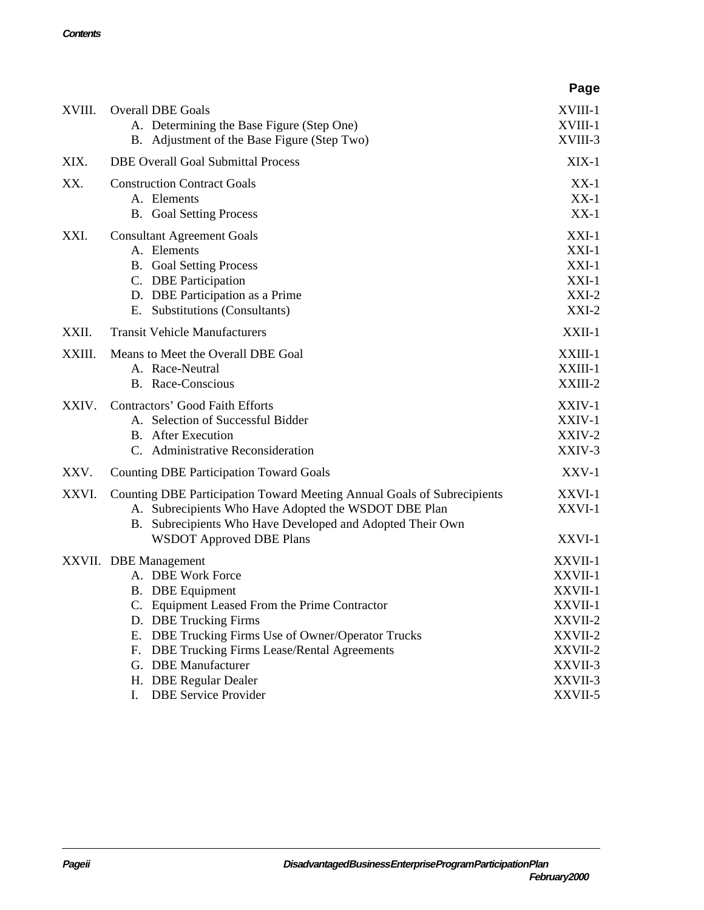| | | Page |
|---|---|---|
| XVIII. | Overall DBE Goals | XVIII-1 |
| | A. Determining the Base Figure (Step One) | XVIII-1 |
| | B. Adjustment of the Base Figure (Step Two) | XVIII-3 |
| XIX. | DBE Overall Goal Submittal Process | XIX-1 |
| XX. | Construction Contract Goals | XX-1 |
| | A. Elements | XX-1 |
| | B. Goal Setting Process | XX-1 |
| XXI. | Consultant Agreement Goals | XXI-1 |
| | A. Elements | XXI-1 |
| | B. Goal Setting Process | XXI-1 |
| | C. DBE Participation | XXI-1 |
| | D. DBE Participation as a Prime | XXI-2 |
| | E. Substitutions (Consultants) | XXI-2 |
| XXII. | Transit Vehicle Manufacturers | XXII-1 |
| XXIII. | Means to Meet the Overall DBE Goal | XXIII-1 |
| | A. Race-Neutral | XXIII-1 |
| | B. Race-Conscious | XXIII-2 |
| XXIV. | Contractors' Good Faith Efforts | XXIV-1 |
| | A. Selection of Successful Bidder | XXIV-1 |
| | B. After Execution | XXIV-2 |
| | C. Administrative Reconsideration | XXIV-3 |
| XXV. | Counting DBE Participation Toward Goals | XXV-1 |
| XXVI. | Counting DBE Participation Toward Meeting Annual Goals of Subrecipients | XXVI-1 |
| | A. Subrecipients Who Have Adopted the WSDOT DBE Plan | XXVI-1 |
| | B. Subrecipients Who Have Developed and Adopted Their Own WSDOT Approved DBE Plans | XXVI-1 |
| XXVII. | DBE Management | XXVII-1 |
| | A. DBE Work Force | XXVII-1 |
| | B. DBE Equipment | XXVII-1 |
| | C. Equipment Leased From the Prime Contractor | XXVII-1 |
| | D. DBE Trucking Firms | XXVII-2 |
| | E. DBE Trucking Firms Use of Owner/Operator Trucks | XXVII-2 |
| | F. DBE Trucking Firms Lease/Rental Agreements | XXVII-2 |
| | G. DBE Manufacturer | XXVII-3 |
| | H. DBE Regular Dealer | XXVII-3 |
| | I. DBE Service Provider | XXVII-5 |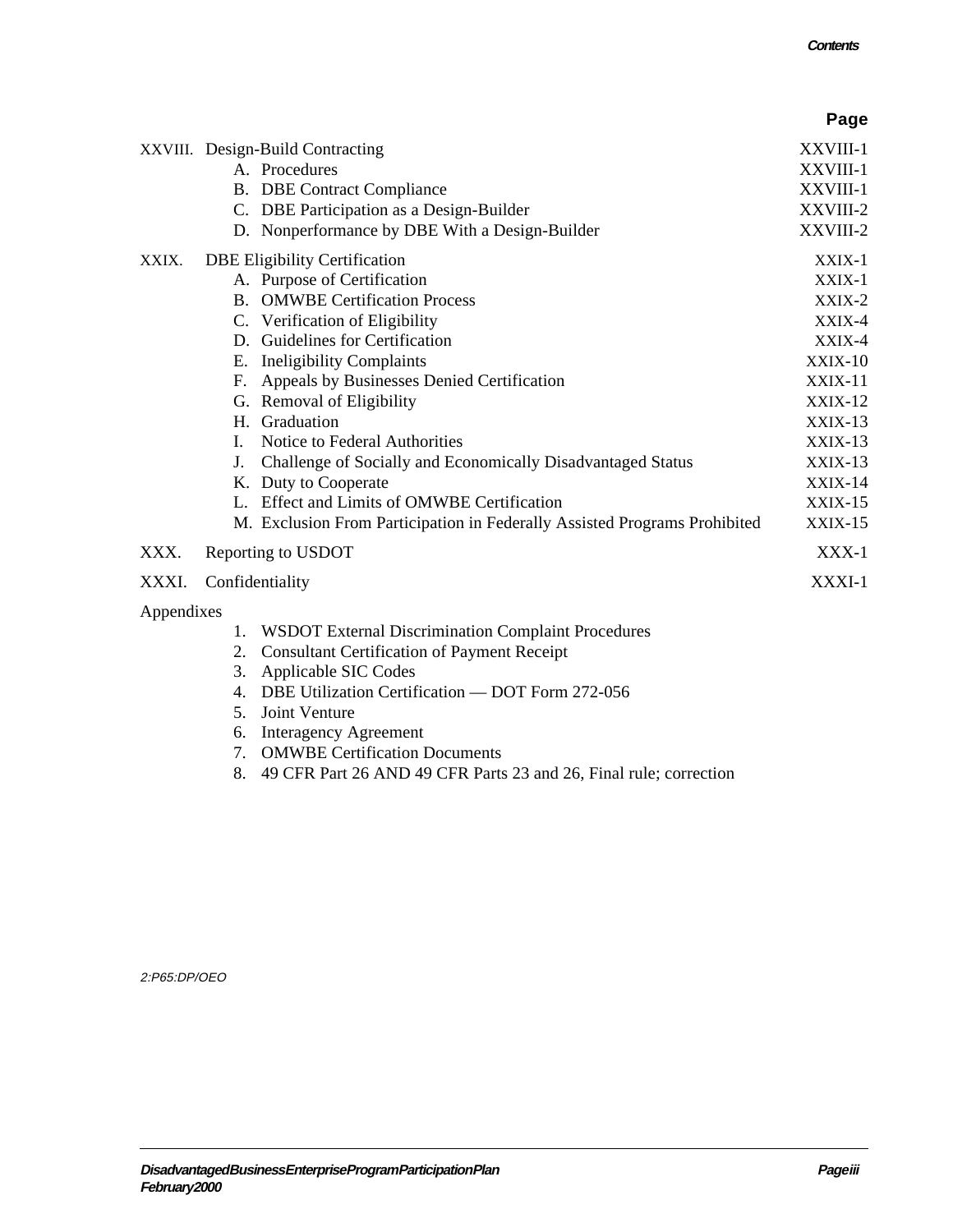| | | Page |
|---|---|---|
| XXVIII. | Design-Build Contracting | XXVIII-1 |
| | A. Procedures | XXVIII-1 |
| | B. DBE Contract Compliance | XXVIII-1 |
| | C. DBE Participation as a Design-Builder | XXVIII-2 |
| | D. Nonperformance by DBE With a Design-Builder | XXVIII-2 |
| XXIX. | DBE Eligibility Certification | XXIX-1 |
| | A. Purpose of Certification | XXIX-1 |
| | B. OMWBE Certification Process | XXIX-2 |
| | C. Verification of Eligibility | XXIX-4 |
| | D. Guidelines for Certification | XXIX-4 |
| | E. Ineligibility Complaints | XXIX-10 |
| | F. Appeals by Businesses Denied Certification | XXIX-11 |
| | G. Removal of Eligibility | XXIX-12 |
| | H. Graduation | XXIX-13 |
| | I. Notice to Federal Authorities | XXIX-13 |
| | J. Challenge of Socially and Economically Disadvantaged Status | XXIX-13 |
| | K. Duty to Cooperate | XXIX-14 |
| | L. Effect and Limits of OMWBE Certification | XXIX-15 |
| | M. Exclusion From Participation in Federally Assisted Programs Prohibited | XXIX-15 |
| XXX. | Reporting to USDOT | XXX-1 |
| XXXI. | Confidentiality | XXXI-1 |

Appendixes

1. WSDOT External Discrimination Complaint Procedures
2. Consultant Certification of Payment Receipt
3. Applicable SIC Codes
4. DBE Utilization Certification — DOT Form 272-056
5. Joint Venture
6. Interagency Agreement
7. OMWBE Certification Documents
8. 49 CFR Part 26 AND 49 CFR Parts 23 and 26, Final rule; correction

2:P65:DP/OEO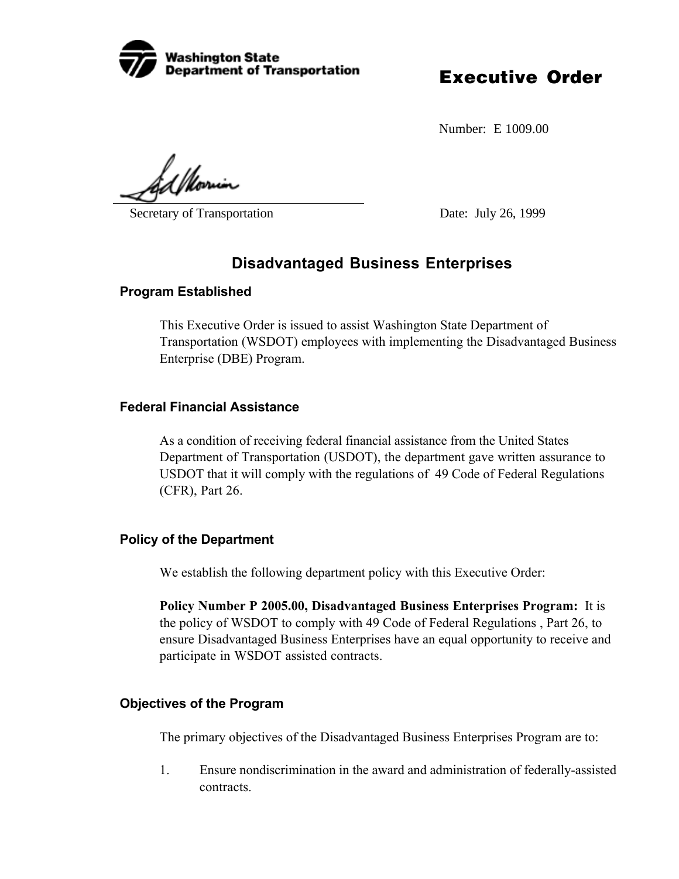Washington State Department of Transportation

# Executive Order

Number: E 1009.00

Secretary of Transportation

Date: July 26, 1999

## Disadvantaged Business Enterprises

### Program Established

This Executive Order is issued to assist Washington State Department of Transportation (WSDOT) employees with implementing the Disadvantaged Business Enterprise (DBE) Program.

### Federal Financial Assistance

As a condition of receiving federal financial assistance from the United States Department of Transportation (USDOT), the department gave written assurance to USDOT that it will comply with the regulations of 49 Code of Federal Regulations (CFR), Part 26.

### Policy of the Department

We establish the following department policy with this Executive Order:

**Policy Number P 2005.00, Disadvantaged Business Enterprises Program:** It is the policy of WSDOT to comply with 49 Code of Federal Regulations , Part 26, to ensure Disadvantaged Business Enterprises have an equal opportunity to receive and participate in WSDOT assisted contracts.

### Objectives of the Program

The primary objectives of the Disadvantaged Business Enterprises Program are to:

1. Ensure nondiscrimination in the award and administration of federally-assisted contracts.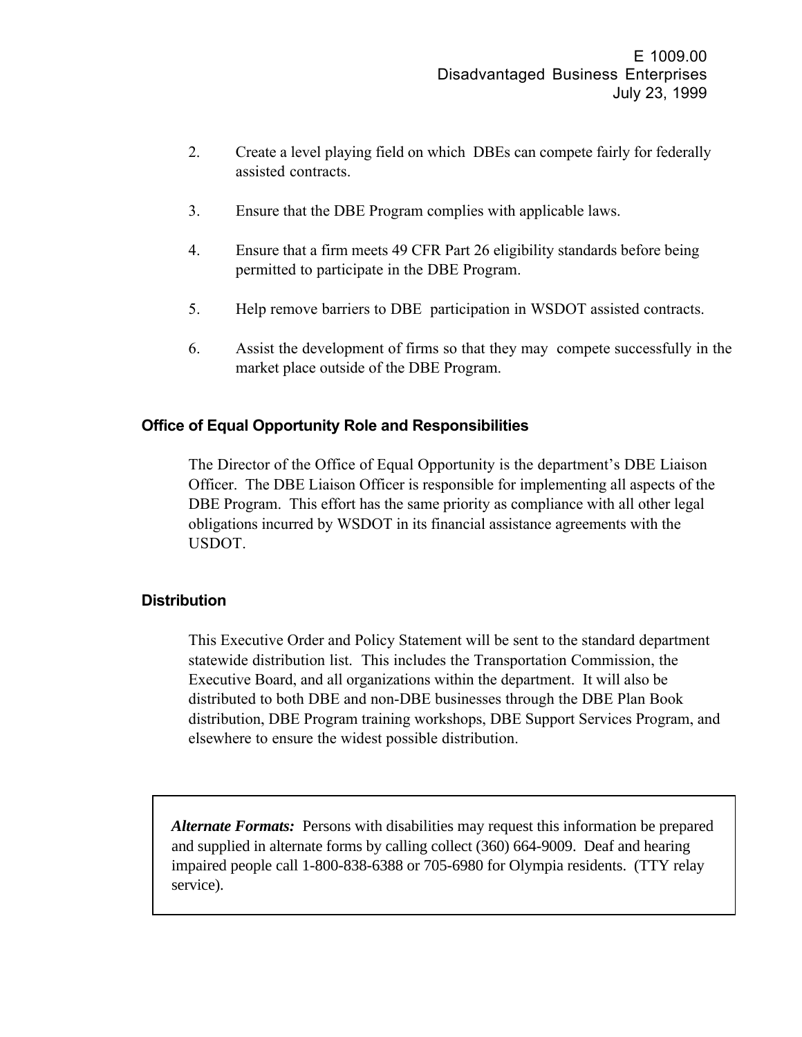2. Create a level playing field on which DBEs can compete fairly for federally assisted contracts.

3. Ensure that the DBE Program complies with applicable laws.

4. Ensure that a firm meets 49 CFR Part 26 eligibility standards before being permitted to participate in the DBE Program.

5. Help remove barriers to DBE participation in WSDOT assisted contracts.

6. Assist the development of firms so that they may compete successfully in the market place outside of the DBE Program.

### Office of Equal Opportunity Role and Responsibilities

The Director of the Office of Equal Opportunity is the department's DBE Liaison Officer. The DBE Liaison Officer is responsible for implementing all aspects of the DBE Program. This effort has the same priority as compliance with all other legal obligations incurred by WSDOT in its financial assistance agreements with the USDOT.

### Distribution

This Executive Order and Policy Statement will be sent to the standard department statewide distribution list. This includes the Transportation Commission, the Executive Board, and all organizations within the department. It will also be distributed to both DBE and non-DBE businesses through the DBE Plan Book distribution, DBE Program training workshops, DBE Support Services Program, and elsewhere to ensure the widest possible distribution.

***Alternate Formats:*** Persons with disabilities may request this information be prepared and supplied in alternate forms by calling collect (360) 664-9009. Deaf and hearing impaired people call 1-800-838-6388 or 705-6980 for Olympia residents. (TTY relay service).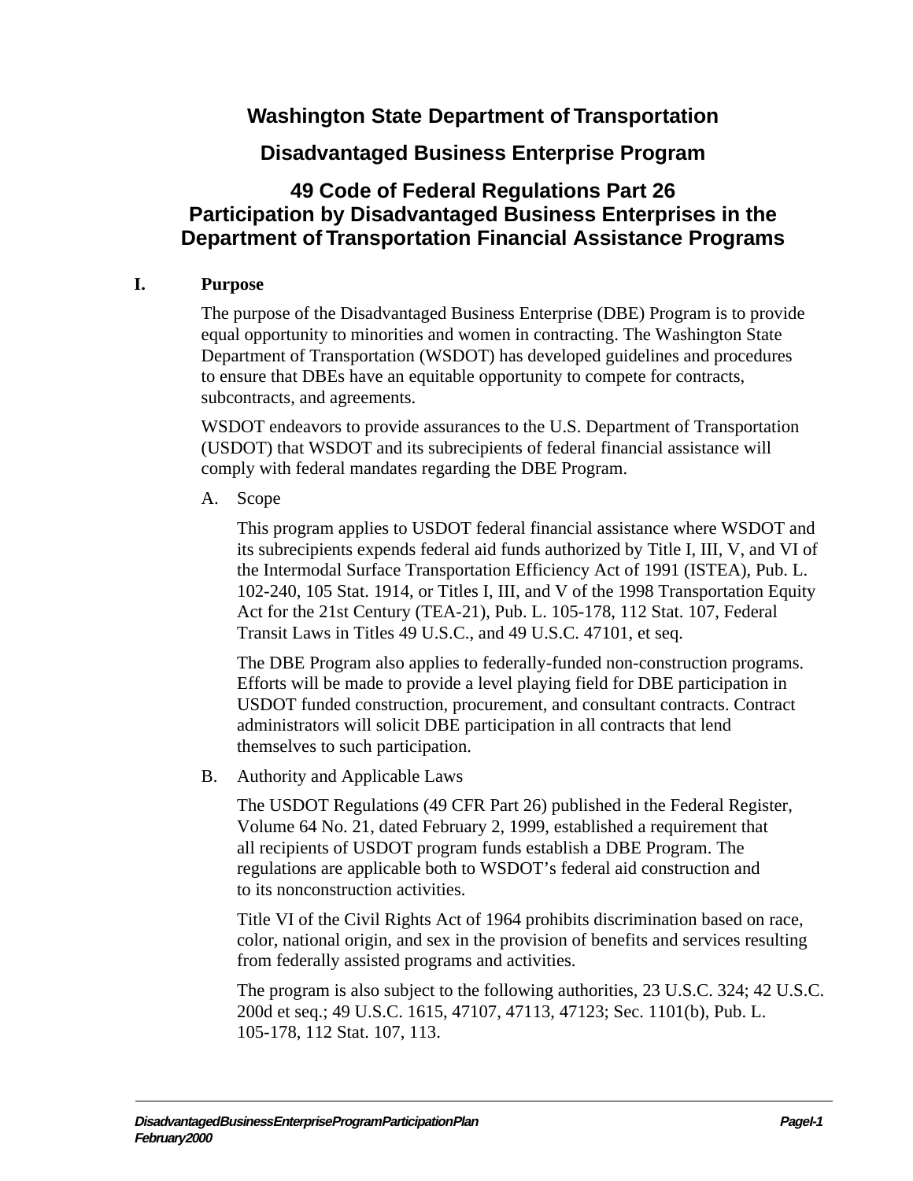# Washington State Department of Transportation

## Disadvantaged Business Enterprise Program

## 49 Code of Federal Regulations Part 26
## Participation by Disadvantaged Business Enterprises in the Department of Transportation Financial Assistance Programs

### I. Purpose

The purpose of the Disadvantaged Business Enterprise (DBE) Program is to provide equal opportunity to minorities and women in contracting. The Washington State Department of Transportation (WSDOT) has developed guidelines and procedures to ensure that DBEs have an equitable opportunity to compete for contracts, subcontracts, and agreements.

WSDOT endeavors to provide assurances to the U.S. Department of Transportation (USDOT) that WSDOT and its subrecipients of federal financial assistance will comply with federal mandates regarding the DBE Program.

A. Scope

This program applies to USDOT federal financial assistance where WSDOT and its subrecipients expends federal aid funds authorized by Title I, III, V, and VI of the Intermodal Surface Transportation Efficiency Act of 1991 (ISTEA), Pub. L. 102-240, 105 Stat. 1914, or Titles I, III, and V of the 1998 Transportation Equity Act for the 21st Century (TEA-21), Pub. L. 105-178, 112 Stat. 107, Federal Transit Laws in Titles 49 U.S.C., and 49 U.S.C. 47101, et seq.

The DBE Program also applies to federally-funded non-construction programs. Efforts will be made to provide a level playing field for DBE participation in USDOT funded construction, procurement, and consultant contracts. Contract administrators will solicit DBE participation in all contracts that lend themselves to such participation.

B. Authority and Applicable Laws

The USDOT Regulations (49 CFR Part 26) published in the Federal Register, Volume 64 No. 21, dated February 2, 1999, established a requirement that all recipients of USDOT program funds establish a DBE Program. The regulations are applicable both to WSDOT's federal aid construction and to its nonconstruction activities.

Title VI of the Civil Rights Act of 1964 prohibits discrimination based on race, color, national origin, and sex in the provision of benefits and services resulting from federally assisted programs and activities.

The program is also subject to the following authorities, 23 U.S.C. 324; 42 U.S.C. 200d et seq.; 49 U.S.C. 1615, 47107, 47113, 47123; Sec. 1101(b), Pub. L. 105-178, 112 Stat. 107, 113.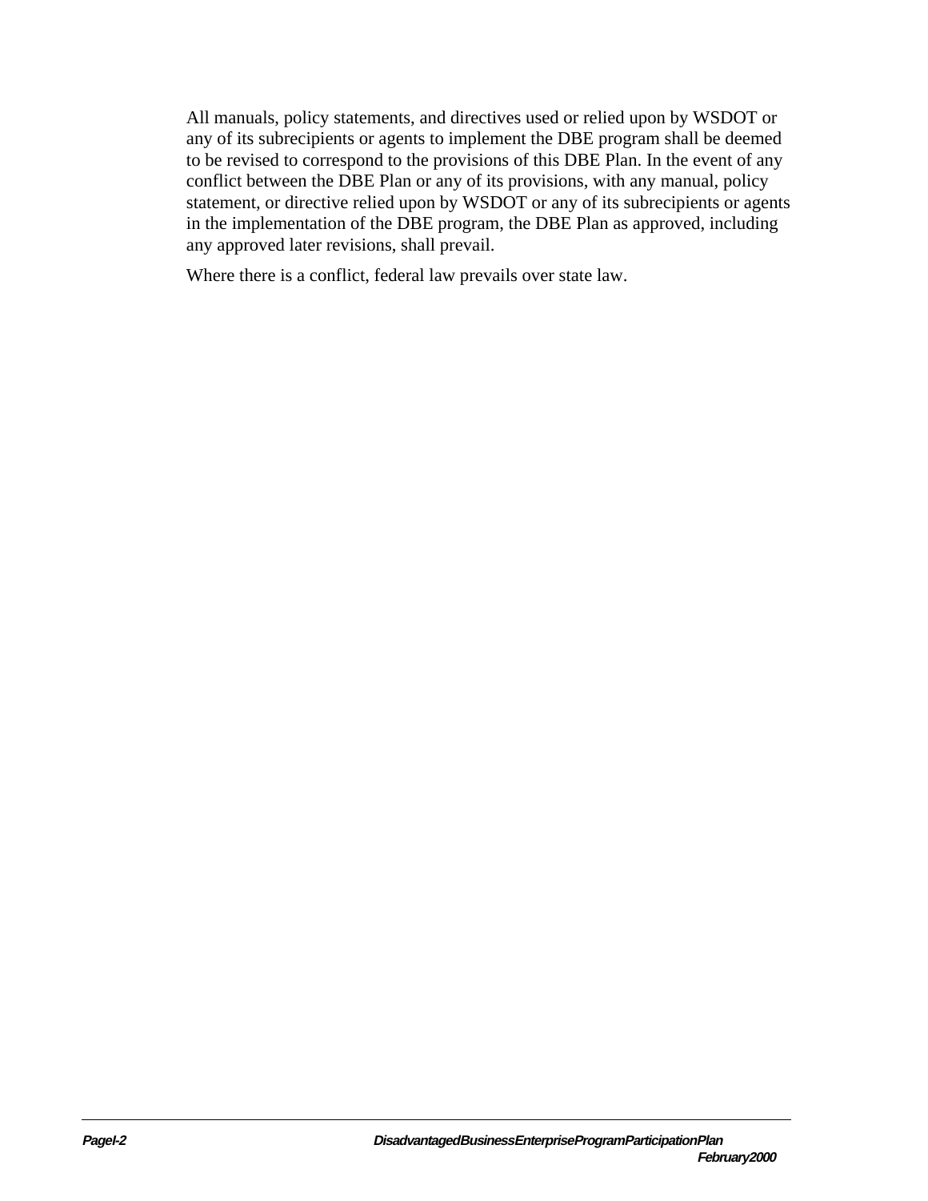All manuals, policy statements, and directives used or relied upon by WSDOT or any of its subrecipients or agents to implement the DBE program shall be deemed to be revised to correspond to the provisions of this DBE Plan. In the event of any conflict between the DBE Plan or any of its provisions, with any manual, policy statement, or directive relied upon by WSDOT or any of its subrecipients or agents in the implementation of the DBE program, the DBE Plan as approved, including any approved later revisions, shall prevail.

Where there is a conflict, federal law prevails over state law.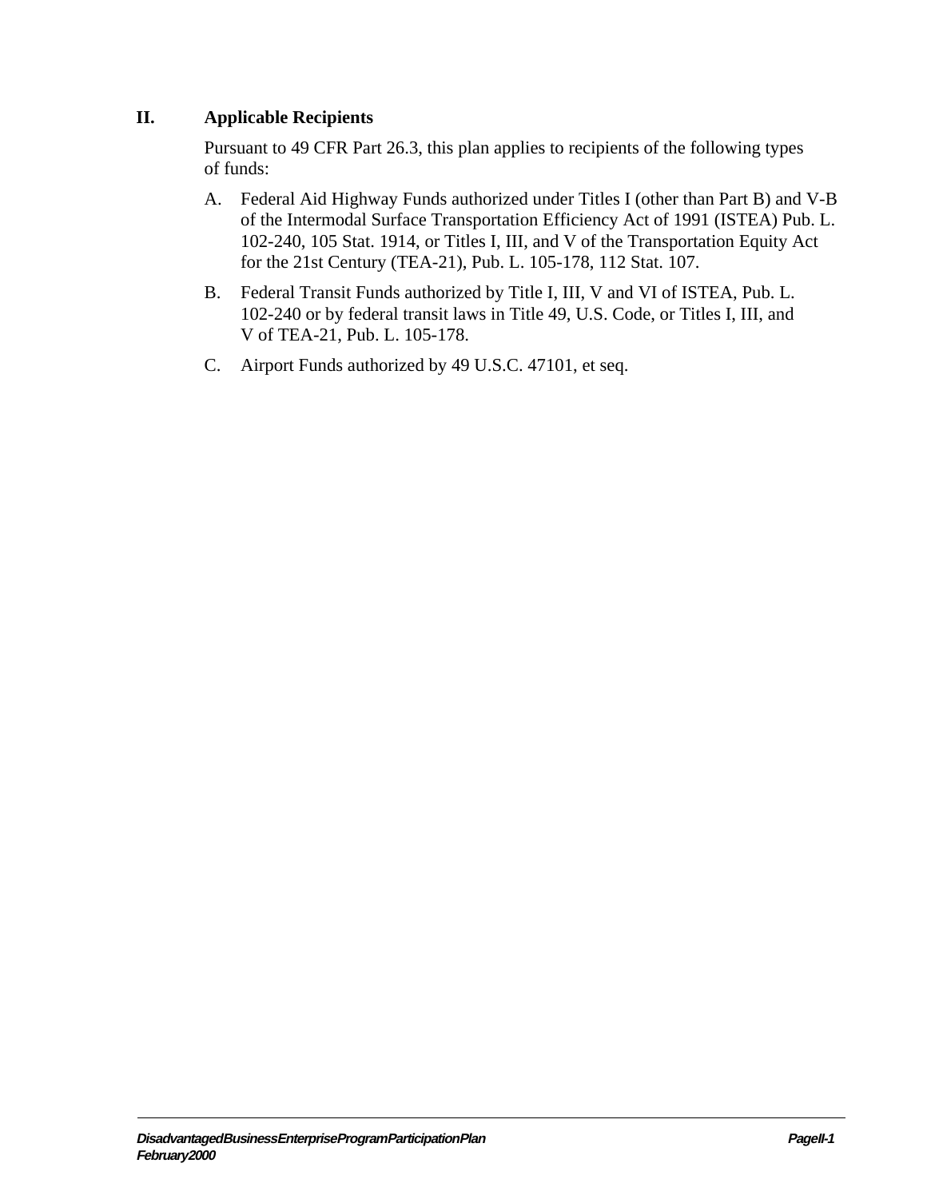## II. Applicable Recipients

Pursuant to 49 CFR Part 26.3, this plan applies to recipients of the following types of funds:

A. Federal Aid Highway Funds authorized under Titles I (other than Part B) and V-B of the Intermodal Surface Transportation Efficiency Act of 1991 (ISTEA) Pub. L. 102-240, 105 Stat. 1914, or Titles I, III, and V of the Transportation Equity Act for the 21st Century (TEA-21), Pub. L. 105-178, 112 Stat. 107.

B. Federal Transit Funds authorized by Title I, III, V and VI of ISTEA, Pub. L. 102-240 or by federal transit laws in Title 49, U.S. Code, or Titles I, III, and V of TEA-21, Pub. L. 105-178.

C. Airport Funds authorized by 49 U.S.C. 47101, et seq.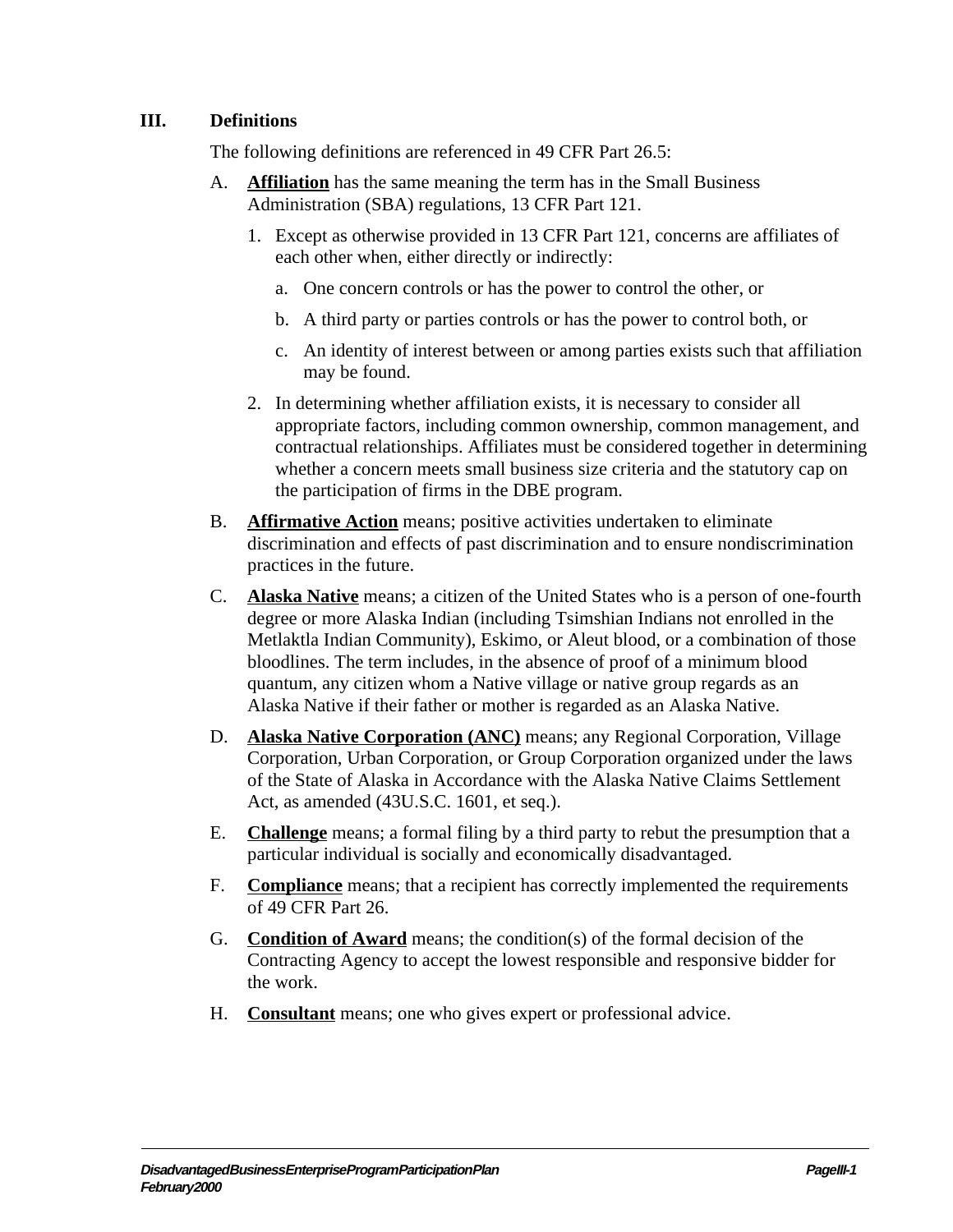## III. Definitions

The following definitions are referenced in 49 CFR Part 26.5:

A. **Affiliation** has the same meaning the term has in the Small Business Administration (SBA) regulations, 13 CFR Part 121.

   1. Except as otherwise provided in 13 CFR Part 121, concerns are affiliates of each other when, either directly or indirectly:

      a. One concern controls or has the power to control the other, or

      b. A third party or parties controls or has the power to control both, or

      c. An identity of interest between or among parties exists such that affiliation may be found.

   2. In determining whether affiliation exists, it is necessary to consider all appropriate factors, including common ownership, common management, and contractual relationships. Affiliates must be considered together in determining whether a concern meets small business size criteria and the statutory cap on the participation of firms in the DBE program.

B. **Affirmative Action** means; positive activities undertaken to eliminate discrimination and effects of past discrimination and to ensure nondiscrimination practices in the future.

C. **Alaska Native** means; a citizen of the United States who is a person of one-fourth degree or more Alaska Indian (including Tsimshian Indians not enrolled in the Metlaktla Indian Community), Eskimo, or Aleut blood, or a combination of those bloodlines. The term includes, in the absence of proof of a minimum blood quantum, any citizen whom a Native village or native group regards as an Alaska Native if their father or mother is regarded as an Alaska Native.

D. **Alaska Native Corporation (ANC)** means; any Regional Corporation, Village Corporation, Urban Corporation, or Group Corporation organized under the laws of the State of Alaska in Accordance with the Alaska Native Claims Settlement Act, as amended (43U.S.C. 1601, et seq.).

E. **Challenge** means; a formal filing by a third party to rebut the presumption that a particular individual is socially and economically disadvantaged.

F. **Compliance** means; that a recipient has correctly implemented the requirements of 49 CFR Part 26.

G. **Condition of Award** means; the condition(s) of the formal decision of the Contracting Agency to accept the lowest responsible and responsive bidder for the work.

H. **Consultant** means; one who gives expert or professional advice.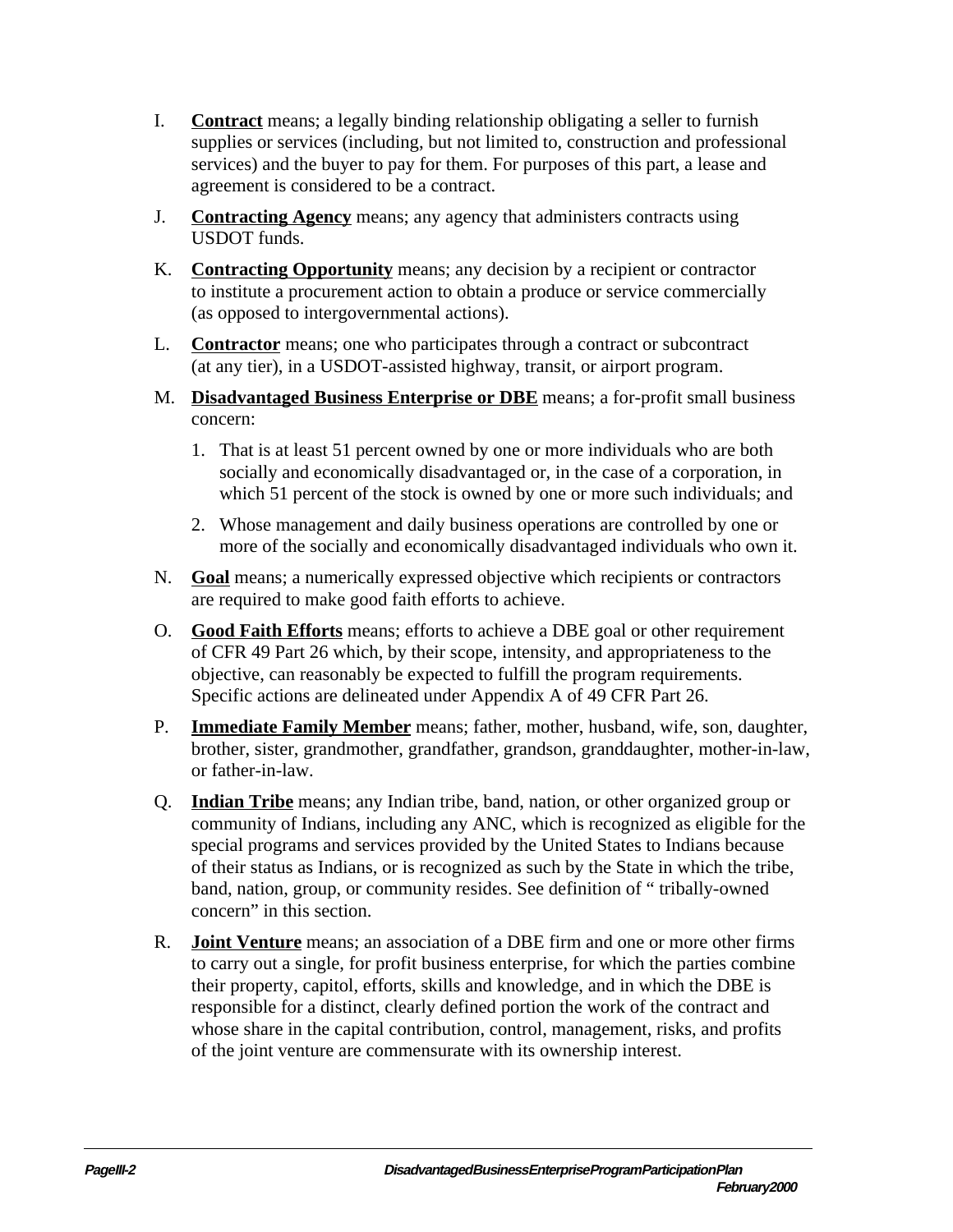I. **Contract** means; a legally binding relationship obligating a seller to furnish supplies or services (including, but not limited to, construction and professional services) and the buyer to pay for them. For purposes of this part, a lease and agreement is considered to be a contract.

J. **Contracting Agency** means; any agency that administers contracts using USDOT funds.

K. **Contracting Opportunity** means; any decision by a recipient or contractor to institute a procurement action to obtain a produce or service commercially (as opposed to intergovernmental actions).

L. **Contractor** means; one who participates through a contract or subcontract (at any tier), in a USDOT-assisted highway, transit, or airport program.

M. **Disadvantaged Business Enterprise or DBE** means; a for-profit small business concern:

   1. That is at least 51 percent owned by one or more individuals who are both socially and economically disadvantaged or, in the case of a corporation, in which 51 percent of the stock is owned by one or more such individuals; and

   2. Whose management and daily business operations are controlled by one or more of the socially and economically disadvantaged individuals who own it.

N. **Goal** means; a numerically expressed objective which recipients or contractors are required to make good faith efforts to achieve.

O. **Good Faith Efforts** means; efforts to achieve a DBE goal or other requirement of CFR 49 Part 26 which, by their scope, intensity, and appropriateness to the objective, can reasonably be expected to fulfill the program requirements. Specific actions are delineated under Appendix A of 49 CFR Part 26.

P. **Immediate Family Member** means; father, mother, husband, wife, son, daughter, brother, sister, grandmother, grandfather, grandson, granddaughter, mother-in-law, or father-in-law.

Q. **Indian Tribe** means; any Indian tribe, band, nation, or other organized group or community of Indians, including any ANC, which is recognized as eligible for the special programs and services provided by the United States to Indians because of their status as Indians, or is recognized as such by the State in which the tribe, band, nation, group, or community resides. See definition of " tribally-owned concern" in this section.

R. **Joint Venture** means; an association of a DBE firm and one or more other firms to carry out a single, for profit business enterprise, for which the parties combine their property, capitol, efforts, skills and knowledge, and in which the DBE is responsible for a distinct, clearly defined portion the work of the contract and whose share in the capital contribution, control, management, risks, and profits of the joint venture are commensurate with its ownership interest.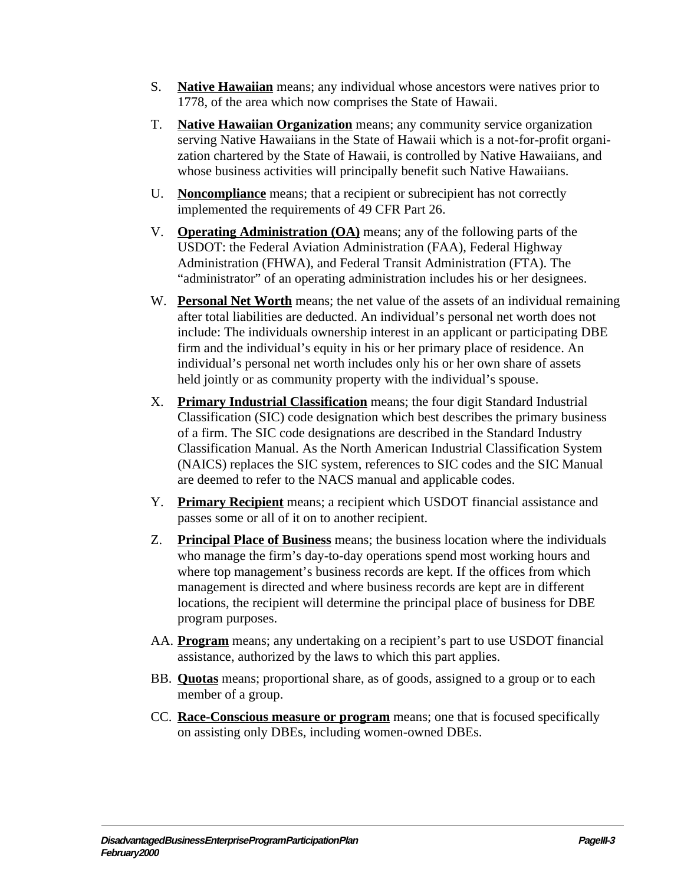S. **Native Hawaiian** means; any individual whose ancestors were natives prior to 1778, of the area which now comprises the State of Hawaii.

T. **Native Hawaiian Organization** means; any community service organization serving Native Hawaiians in the State of Hawaii which is a not-for-profit organization chartered by the State of Hawaii, is controlled by Native Hawaiians, and whose business activities will principally benefit such Native Hawaiians.

U. **Noncompliance** means; that a recipient or subrecipient has not correctly implemented the requirements of 49 CFR Part 26.

V. **Operating Administration (OA)** means; any of the following parts of the USDOT: the Federal Aviation Administration (FAA), Federal Highway Administration (FHWA), and Federal Transit Administration (FTA). The "administrator" of an operating administration includes his or her designees.

W. **Personal Net Worth** means; the net value of the assets of an individual remaining after total liabilities are deducted. An individual's personal net worth does not include: The individuals ownership interest in an applicant or participating DBE firm and the individual's equity in his or her primary place of residence. An individual's personal net worth includes only his or her own share of assets held jointly or as community property with the individual's spouse.

X. **Primary Industrial Classification** means; the four digit Standard Industrial Classification (SIC) code designation which best describes the primary business of a firm. The SIC code designations are described in the Standard Industry Classification Manual. As the North American Industrial Classification System (NAICS) replaces the SIC system, references to SIC codes and the SIC Manual are deemed to refer to the NACS manual and applicable codes.

Y. **Primary Recipient** means; a recipient which USDOT financial assistance and passes some or all of it on to another recipient.

Z. **Principal Place of Business** means; the business location where the individuals who manage the firm's day-to-day operations spend most working hours and where top management's business records are kept. If the offices from which management is directed and where business records are kept are in different locations, the recipient will determine the principal place of business for DBE program purposes.

AA. **Program** means; any undertaking on a recipient's part to use USDOT financial assistance, authorized by the laws to which this part applies.

BB. **Quotas** means; proportional share, as of goods, assigned to a group or to each member of a group.

CC. **Race-Conscious measure or program** means; one that is focused specifically on assisting only DBEs, including women-owned DBEs.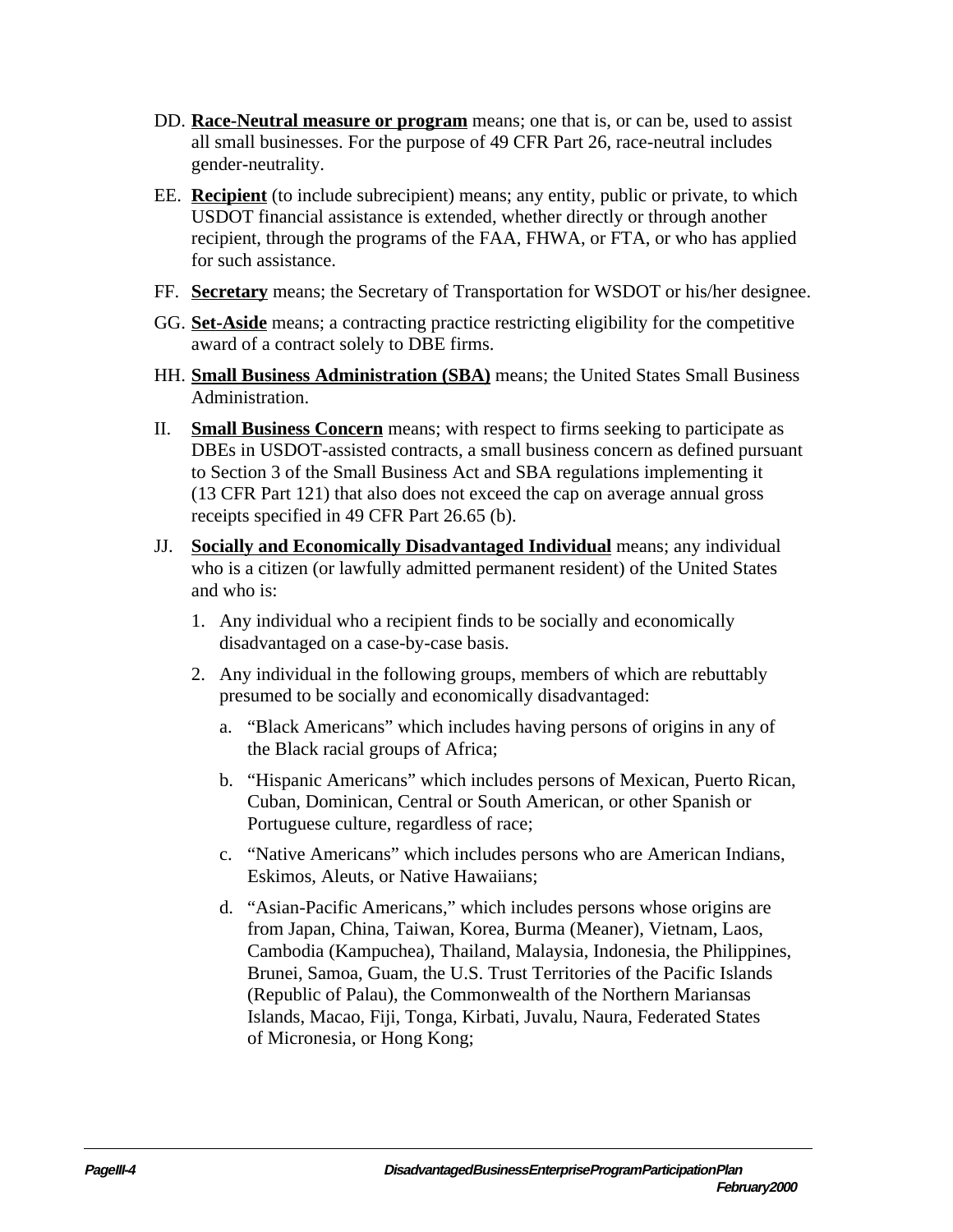DD. **Race-Neutral measure or program** means; one that is, or can be, used to assist all small businesses. For the purpose of 49 CFR Part 26, race-neutral includes gender-neutrality.

EE. **Recipient** (to include subrecipient) means; any entity, public or private, to which USDOT financial assistance is extended, whether directly or through another recipient, through the programs of the FAA, FHWA, or FTA, or who has applied for such assistance.

FF. **Secretary** means; the Secretary of Transportation for WSDOT or his/her designee.

GG. **Set-Aside** means; a contracting practice restricting eligibility for the competitive award of a contract solely to DBE firms.

HH. **Small Business Administration (SBA)** means; the United States Small Business Administration.

II. **Small Business Concern** means; with respect to firms seeking to participate as DBEs in USDOT-assisted contracts, a small business concern as defined pursuant to Section 3 of the Small Business Act and SBA regulations implementing it (13 CFR Part 121) that also does not exceed the cap on average annual gross receipts specified in 49 CFR Part 26.65 (b).

JJ. **Socially and Economically Disadvantaged Individual** means; any individual who is a citizen (or lawfully admitted permanent resident) of the United States and who is:

1. Any individual who a recipient finds to be socially and economically disadvantaged on a case-by-case basis.
2. Any individual in the following groups, members of which are rebuttably presumed to be socially and economically disadvantaged:
   a. "Black Americans" which includes having persons of origins in any of the Black racial groups of Africa;
   b. "Hispanic Americans" which includes persons of Mexican, Puerto Rican, Cuban, Dominican, Central or South American, or other Spanish or Portuguese culture, regardless of race;
   c. "Native Americans" which includes persons who are American Indians, Eskimos, Aleuts, or Native Hawaiians;
   d. "Asian-Pacific Americans," which includes persons whose origins are from Japan, China, Taiwan, Korea, Burma (Meaner), Vietnam, Laos, Cambodia (Kampuchea), Thailand, Malaysia, Indonesia, the Philippines, Brunei, Samoa, Guam, the U.S. Trust Territories of the Pacific Islands (Republic of Palau), the Commonwealth of the Northern Mariansas Islands, Macao, Fiji, Tonga, Kirbati, Juvalu, Naura, Federated States of Micronesia, or Hong Kong;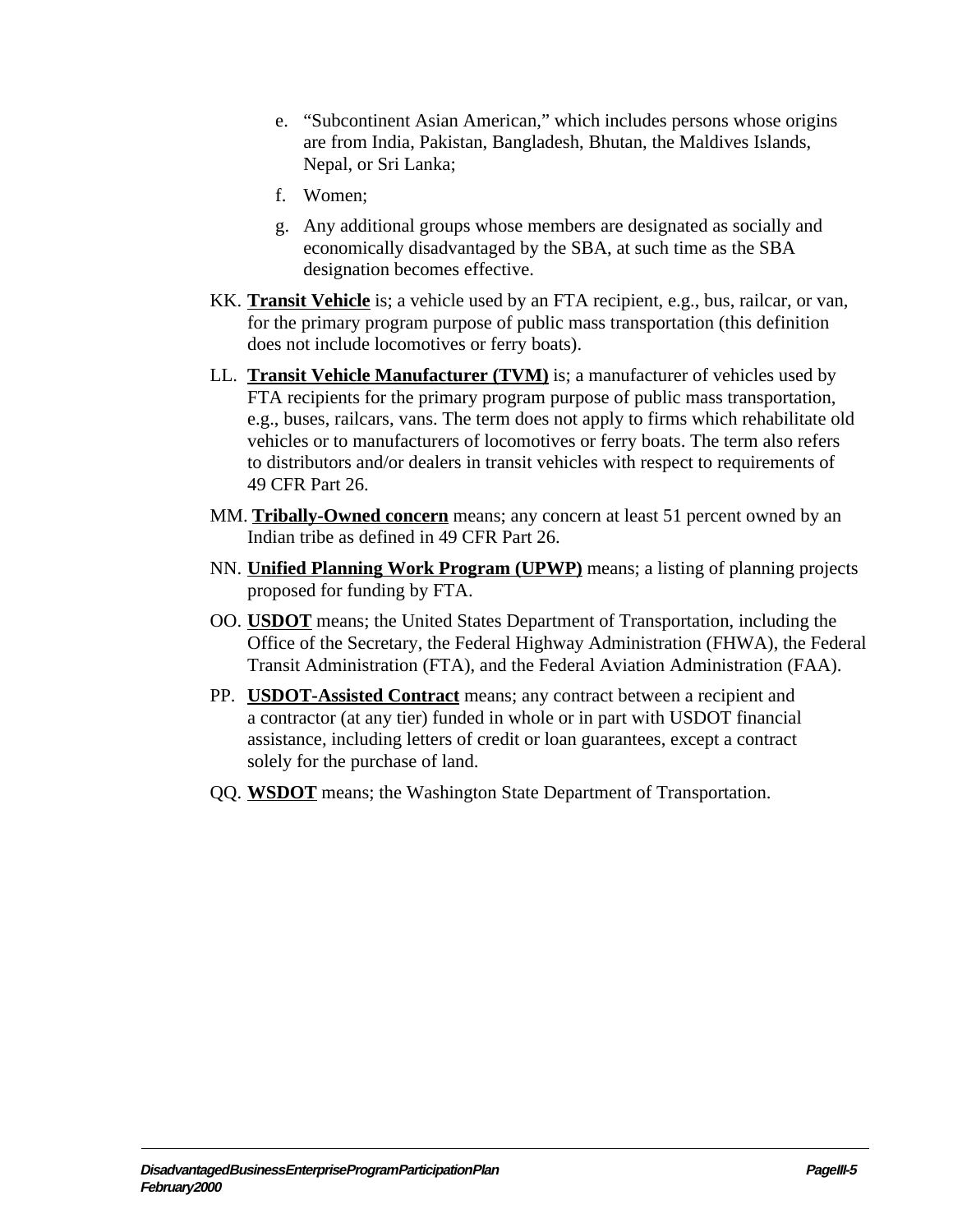e. "Subcontinent Asian American," which includes persons whose origins are from India, Pakistan, Bangladesh, Bhutan, the Maldives Islands, Nepal, or Sri Lanka;

   f. Women;

   g. Any additional groups whose members are designated as socially and economically disadvantaged by the SBA, at such time as the SBA designation becomes effective.

KK. **Transit Vehicle** is; a vehicle used by an FTA recipient, e.g., bus, railcar, or van, for the primary program purpose of public mass transportation (this definition does not include locomotives or ferry boats).

LL. **Transit Vehicle Manufacturer (TVM)** is; a manufacturer of vehicles used by FTA recipients for the primary program purpose of public mass transportation, e.g., buses, railcars, vans. The term does not apply to firms which rehabilitate old vehicles or to manufacturers of locomotives or ferry boats. The term also refers to distributors and/or dealers in transit vehicles with respect to requirements of 49 CFR Part 26.

MM. **Tribally-Owned concern** means; any concern at least 51 percent owned by an Indian tribe as defined in 49 CFR Part 26.

NN. **Unified Planning Work Program (UPWP)** means; a listing of planning projects proposed for funding by FTA.

OO. **USDOT** means; the United States Department of Transportation, including the Office of the Secretary, the Federal Highway Administration (FHWA), the Federal Transit Administration (FTA), and the Federal Aviation Administration (FAA).

PP. **USDOT-Assisted Contract** means; any contract between a recipient and a contractor (at any tier) funded in whole or in part with USDOT financial assistance, including letters of credit or loan guarantees, except a contract solely for the purchase of land.

QQ. **WSDOT** means; the Washington State Department of Transportation.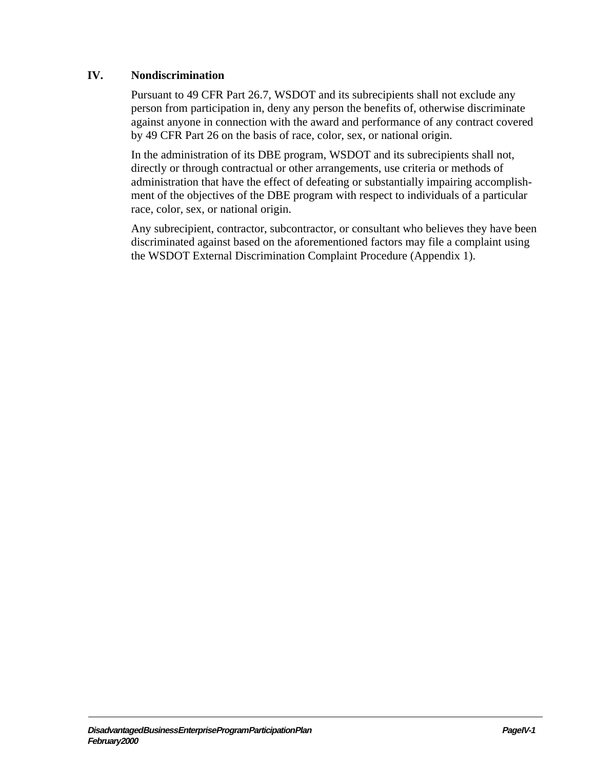## IV. Nondiscrimination

Pursuant to 49 CFR Part 26.7, WSDOT and its subrecipients shall not exclude any person from participation in, deny any person the benefits of, otherwise discriminate against anyone in connection with the award and performance of any contract covered by 49 CFR Part 26 on the basis of race, color, sex, or national origin.

In the administration of its DBE program, WSDOT and its subrecipients shall not, directly or through contractual or other arrangements, use criteria or methods of administration that have the effect of defeating or substantially impairing accomplishment of the objectives of the DBE program with respect to individuals of a particular race, color, sex, or national origin.

Any subrecipient, contractor, subcontractor, or consultant who believes they have been discriminated against based on the aforementioned factors may file a complaint using the WSDOT External Discrimination Complaint Procedure (Appendix 1).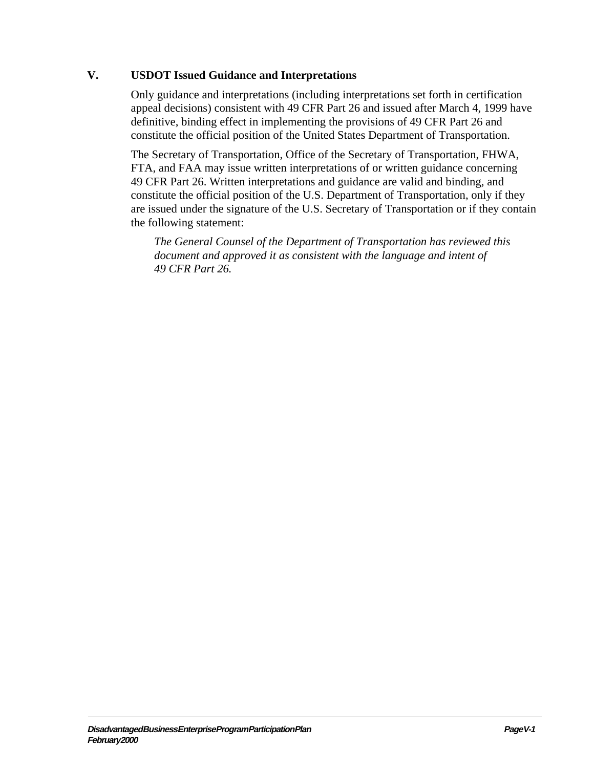## V. USDOT Issued Guidance and Interpretations

Only guidance and interpretations (including interpretations set forth in certification appeal decisions) consistent with 49 CFR Part 26 and issued after March 4, 1999 have definitive, binding effect in implementing the provisions of 49 CFR Part 26 and constitute the official position of the United States Department of Transportation.

The Secretary of Transportation, Office of the Secretary of Transportation, FHWA, FTA, and FAA may issue written interpretations of or written guidance concerning 49 CFR Part 26. Written interpretations and guidance are valid and binding, and constitute the official position of the U.S. Department of Transportation, only if they are issued under the signature of the U.S. Secretary of Transportation or if they contain the following statement:

> *The General Counsel of the Department of Transportation has reviewed this document and approved it as consistent with the language and intent of 49 CFR Part 26.*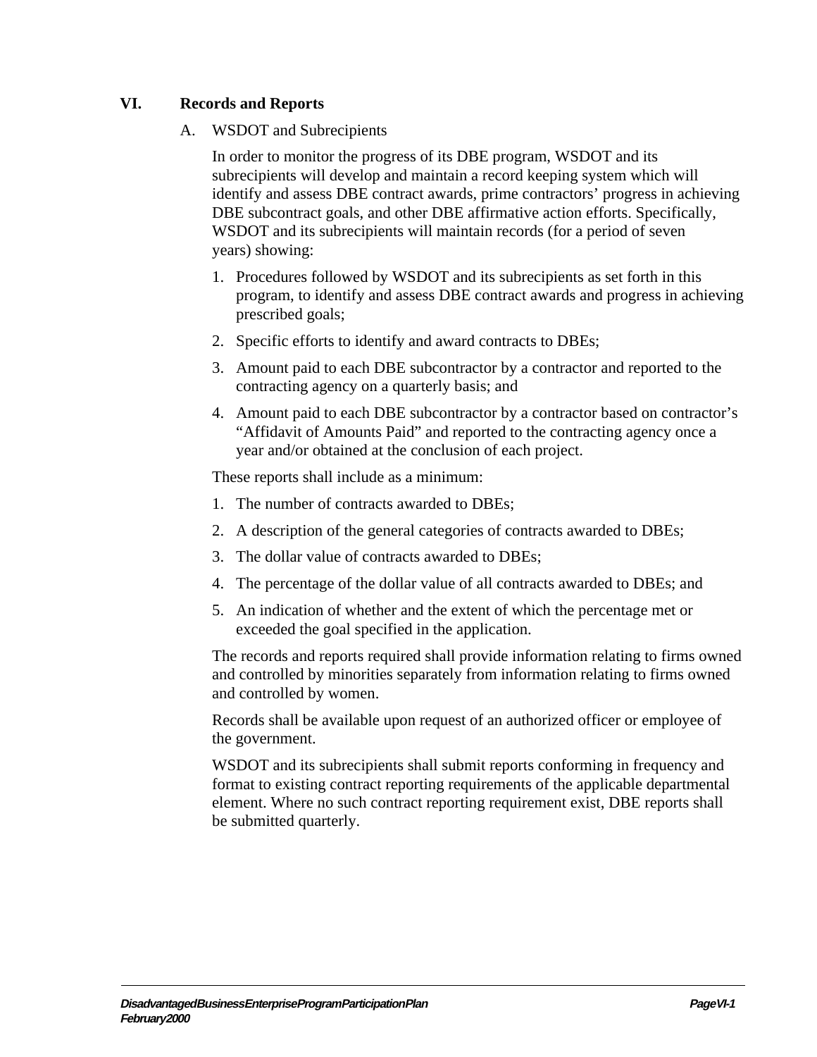## VI. Records and Reports

### A. WSDOT and Subrecipients

In order to monitor the progress of its DBE program, WSDOT and its subrecipients will develop and maintain a record keeping system which will identify and assess DBE contract awards, prime contractors' progress in achieving DBE subcontract goals, and other DBE affirmative action efforts. Specifically, WSDOT and its subrecipients will maintain records (for a period of seven years) showing:

1. Procedures followed by WSDOT and its subrecipients as set forth in this program, to identify and assess DBE contract awards and progress in achieving prescribed goals;
2. Specific efforts to identify and award contracts to DBEs;
3. Amount paid to each DBE subcontractor by a contractor and reported to the contracting agency on a quarterly basis; and
4. Amount paid to each DBE subcontractor by a contractor based on contractor's "Affidavit of Amounts Paid" and reported to the contracting agency once a year and/or obtained at the conclusion of each project.

These reports shall include as a minimum:

1. The number of contracts awarded to DBEs;
2. A description of the general categories of contracts awarded to DBEs;
3. The dollar value of contracts awarded to DBEs;
4. The percentage of the dollar value of all contracts awarded to DBEs; and
5. An indication of whether and the extent of which the percentage met or exceeded the goal specified in the application.

The records and reports required shall provide information relating to firms owned and controlled by minorities separately from information relating to firms owned and controlled by women.

Records shall be available upon request of an authorized officer or employee of the government.

WSDOT and its subrecipients shall submit reports conforming in frequency and format to existing contract reporting requirements of the applicable departmental element. Where no such contract reporting requirement exist, DBE reports shall be submitted quarterly.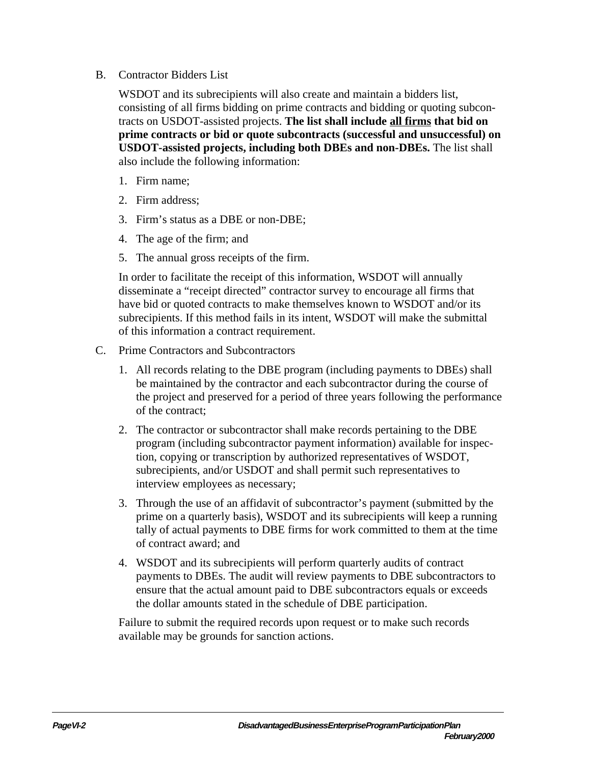B. Contractor Bidders List

WSDOT and its subrecipients will also create and maintain a bidders list, consisting of all firms bidding on prime contracts and bidding or quoting subcontracts on USDOT-assisted projects. **The list shall include <u>all firms</u> that bid on prime contracts or bid or quote subcontracts (successful and unsuccessful) on USDOT-assisted projects, including both DBEs and non-DBEs.** The list shall also include the following information:

1. Firm name;
2. Firm address;
3. Firm's status as a DBE or non-DBE;
4. The age of the firm; and
5. The annual gross receipts of the firm.

In order to facilitate the receipt of this information, WSDOT will annually disseminate a "receipt directed" contractor survey to encourage all firms that have bid or quoted contracts to make themselves known to WSDOT and/or its subrecipients. If this method fails in its intent, WSDOT will make the submittal of this information a contract requirement.

C. Prime Contractors and Subcontractors

1. All records relating to the DBE program (including payments to DBEs) shall be maintained by the contractor and each subcontractor during the course of the project and preserved for a period of three years following the performance of the contract;
2. The contractor or subcontractor shall make records pertaining to the DBE program (including subcontractor payment information) available for inspection, copying or transcription by authorized representatives of WSDOT, subrecipients, and/or USDOT and shall permit such representatives to interview employees as necessary;
3. Through the use of an affidavit of subcontractor's payment (submitted by the prime on a quarterly basis), WSDOT and its subrecipients will keep a running tally of actual payments to DBE firms for work committed to them at the time of contract award; and
4. WSDOT and its subrecipients will perform quarterly audits of contract payments to DBEs. The audit will review payments to DBE subcontractors to ensure that the actual amount paid to DBE subcontractors equals or exceeds the dollar amounts stated in the schedule of DBE participation.

Failure to submit the required records upon request or to make such records available may be grounds for sanction actions.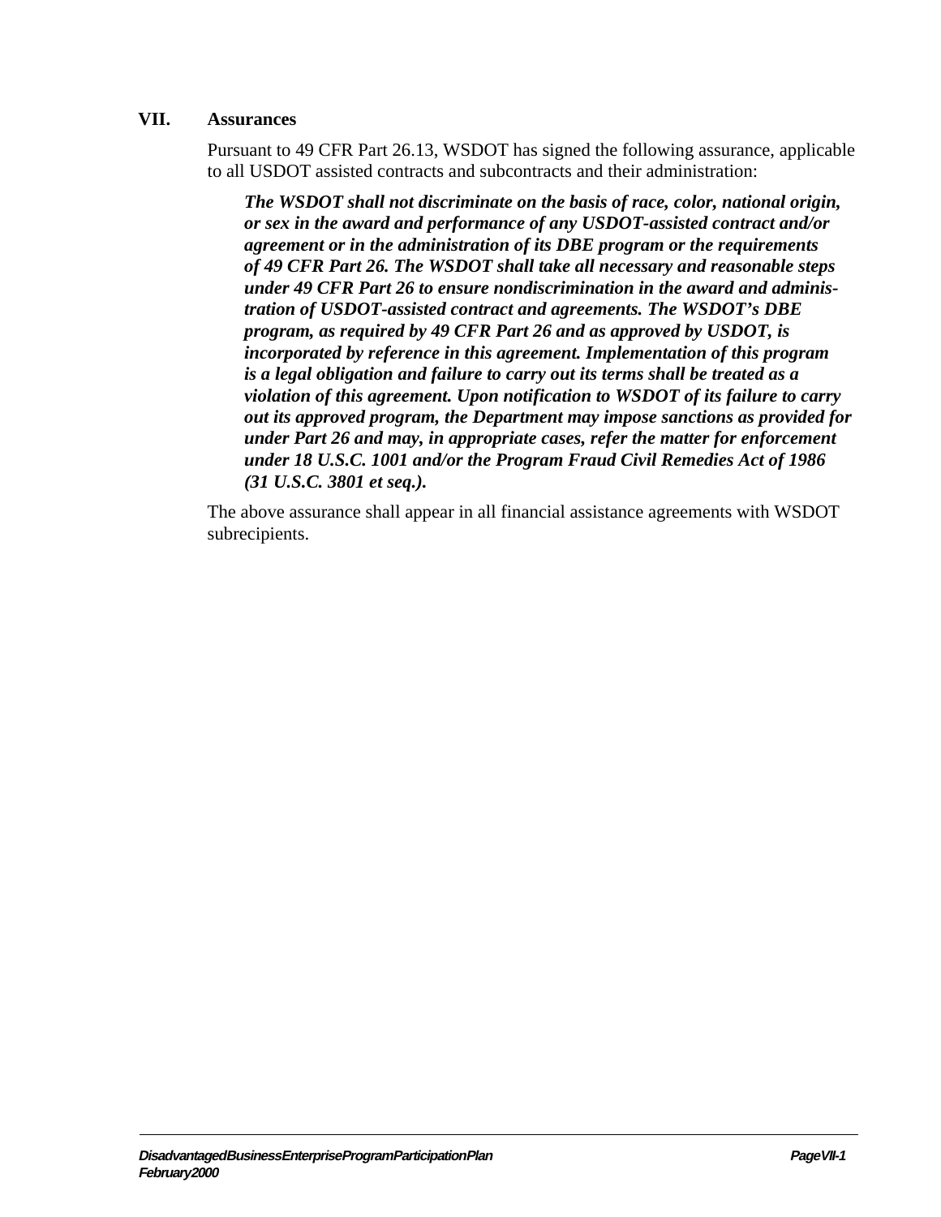## VII. Assurances

Pursuant to 49 CFR Part 26.13, WSDOT has signed the following assurance, applicable to all USDOT assisted contracts and subcontracts and their administration:

> ***The WSDOT shall not discriminate on the basis of race, color, national origin, or sex in the award and performance of any USDOT-assisted contract and/or agreement or in the administration of its DBE program or the requirements of 49 CFR Part 26. The WSDOT shall take all necessary and reasonable steps under 49 CFR Part 26 to ensure nondiscrimination in the award and administration of USDOT-assisted contract and agreements. The WSDOT's DBE program, as required by 49 CFR Part 26 and as approved by USDOT, is incorporated by reference in this agreement. Implementation of this program is a legal obligation and failure to carry out its terms shall be treated as a violation of this agreement. Upon notification to WSDOT of its failure to carry out its approved program, the Department may impose sanctions as provided for under Part 26 and may, in appropriate cases, refer the matter for enforcement under 18 U.S.C. 1001 and/or the Program Fraud Civil Remedies Act of 1986 (31 U.S.C. 3801 et seq.).***

The above assurance shall appear in all financial assistance agreements with WSDOT subrecipients.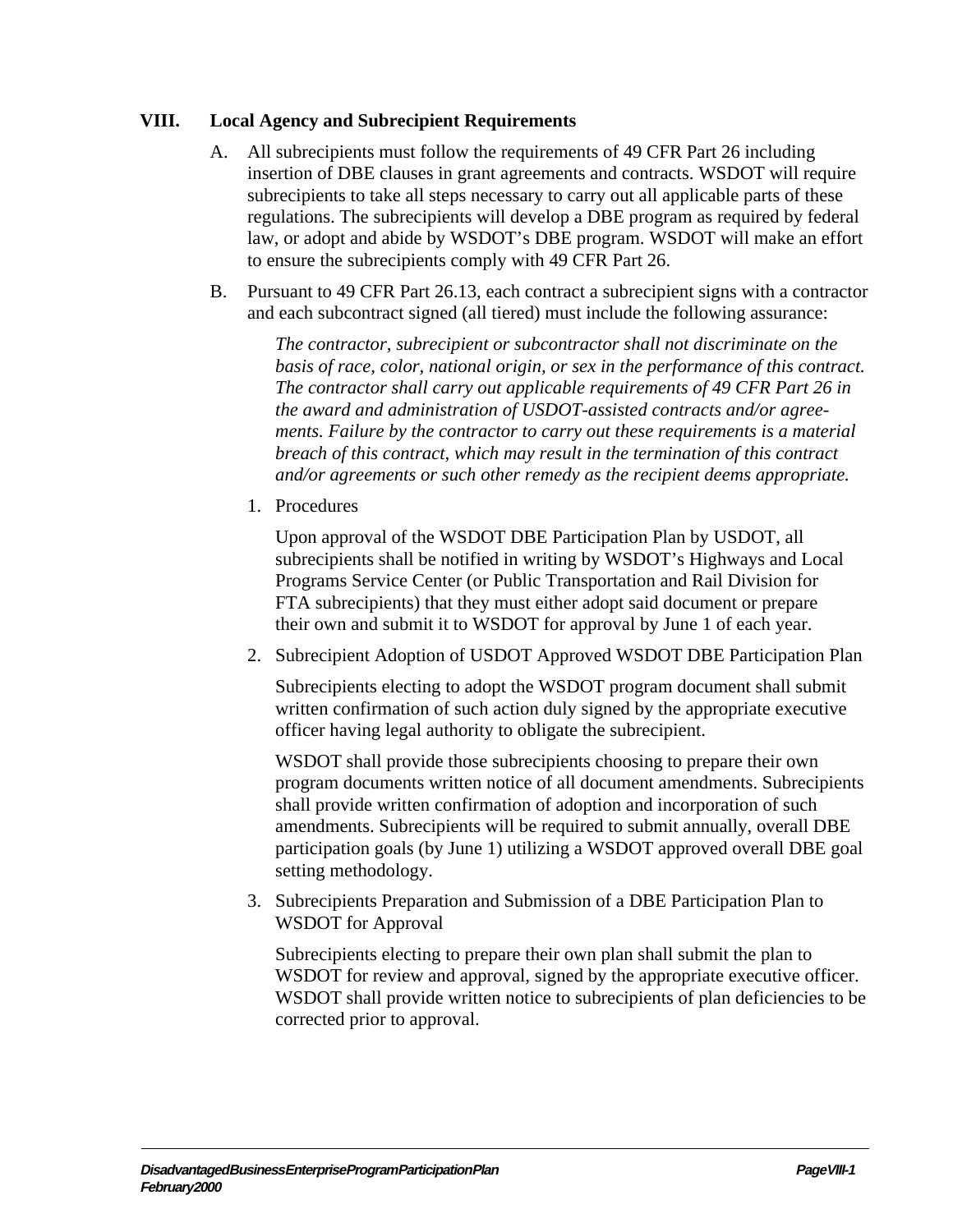## VIII. Local Agency and Subrecipient Requirements

A. All subrecipients must follow the requirements of 49 CFR Part 26 including insertion of DBE clauses in grant agreements and contracts. WSDOT will require subrecipients to take all steps necessary to carry out all applicable parts of these regulations. The subrecipients will develop a DBE program as required by federal law, or adopt and abide by WSDOT's DBE program. WSDOT will make an effort to ensure the subrecipients comply with 49 CFR Part 26.

B. Pursuant to 49 CFR Part 26.13, each contract a subrecipient signs with a contractor and each subcontract signed (all tiered) must include the following assurance:

   *The contractor, subrecipient or subcontractor shall not discriminate on the basis of race, color, national origin, or sex in the performance of this contract. The contractor shall carry out applicable requirements of 49 CFR Part 26 in the award and administration of USDOT-assisted contracts and/or agreements. Failure by the contractor to carry out these requirements is a material breach of this contract, which may result in the termination of this contract and/or agreements or such other remedy as the recipient deems appropriate.*

   1. Procedures

      Upon approval of the WSDOT DBE Participation Plan by USDOT, all subrecipients shall be notified in writing by WSDOT's Highways and Local Programs Service Center (or Public Transportation and Rail Division for FTA subrecipients) that they must either adopt said document or prepare their own and submit it to WSDOT for approval by June 1 of each year.

   2. Subrecipient Adoption of USDOT Approved WSDOT DBE Participation Plan

      Subrecipients electing to adopt the WSDOT program document shall submit written confirmation of such action duly signed by the appropriate executive officer having legal authority to obligate the subrecipient.

      WSDOT shall provide those subrecipients choosing to prepare their own program documents written notice of all document amendments. Subrecipients shall provide written confirmation of adoption and incorporation of such amendments. Subrecipients will be required to submit annually, overall DBE participation goals (by June 1) utilizing a WSDOT approved overall DBE goal setting methodology.

   3. Subrecipients Preparation and Submission of a DBE Participation Plan to WSDOT for Approval

      Subrecipients electing to prepare their own plan shall submit the plan to WSDOT for review and approval, signed by the appropriate executive officer. WSDOT shall provide written notice to subrecipients of plan deficiencies to be corrected prior to approval.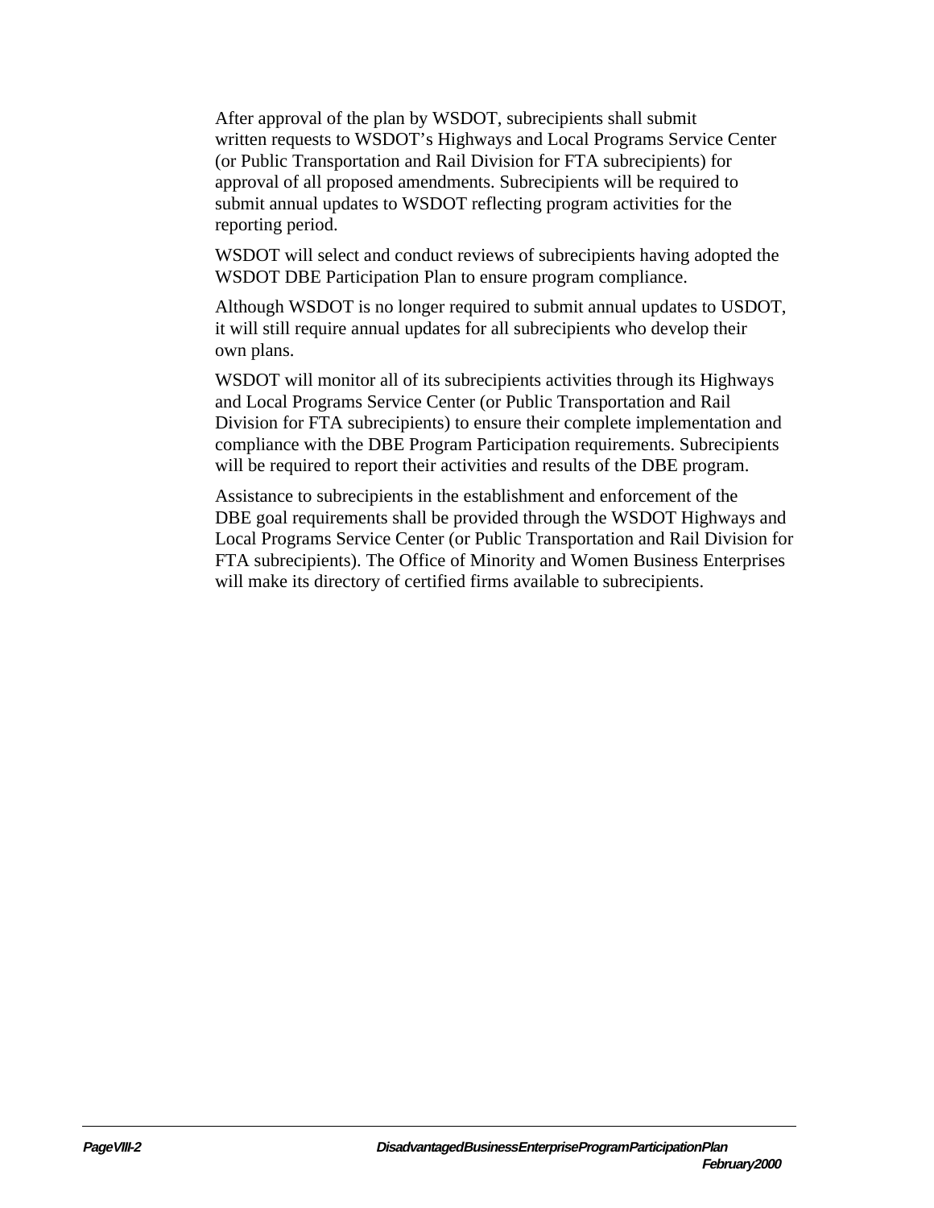After approval of the plan by WSDOT, subrecipients shall submit written requests to WSDOT's Highways and Local Programs Service Center (or Public Transportation and Rail Division for FTA subrecipients) for approval of all proposed amendments. Subrecipients will be required to submit annual updates to WSDOT reflecting program activities for the reporting period.

WSDOT will select and conduct reviews of subrecipients having adopted the WSDOT DBE Participation Plan to ensure program compliance.

Although WSDOT is no longer required to submit annual updates to USDOT, it will still require annual updates for all subrecipients who develop their own plans.

WSDOT will monitor all of its subrecipients activities through its Highways and Local Programs Service Center (or Public Transportation and Rail Division for FTA subrecipients) to ensure their complete implementation and compliance with the DBE Program Participation requirements. Subrecipients will be required to report their activities and results of the DBE program.

Assistance to subrecipients in the establishment and enforcement of the DBE goal requirements shall be provided through the WSDOT Highways and Local Programs Service Center (or Public Transportation and Rail Division for FTA subrecipients). The Office of Minority and Women Business Enterprises will make its directory of certified firms available to subrecipients.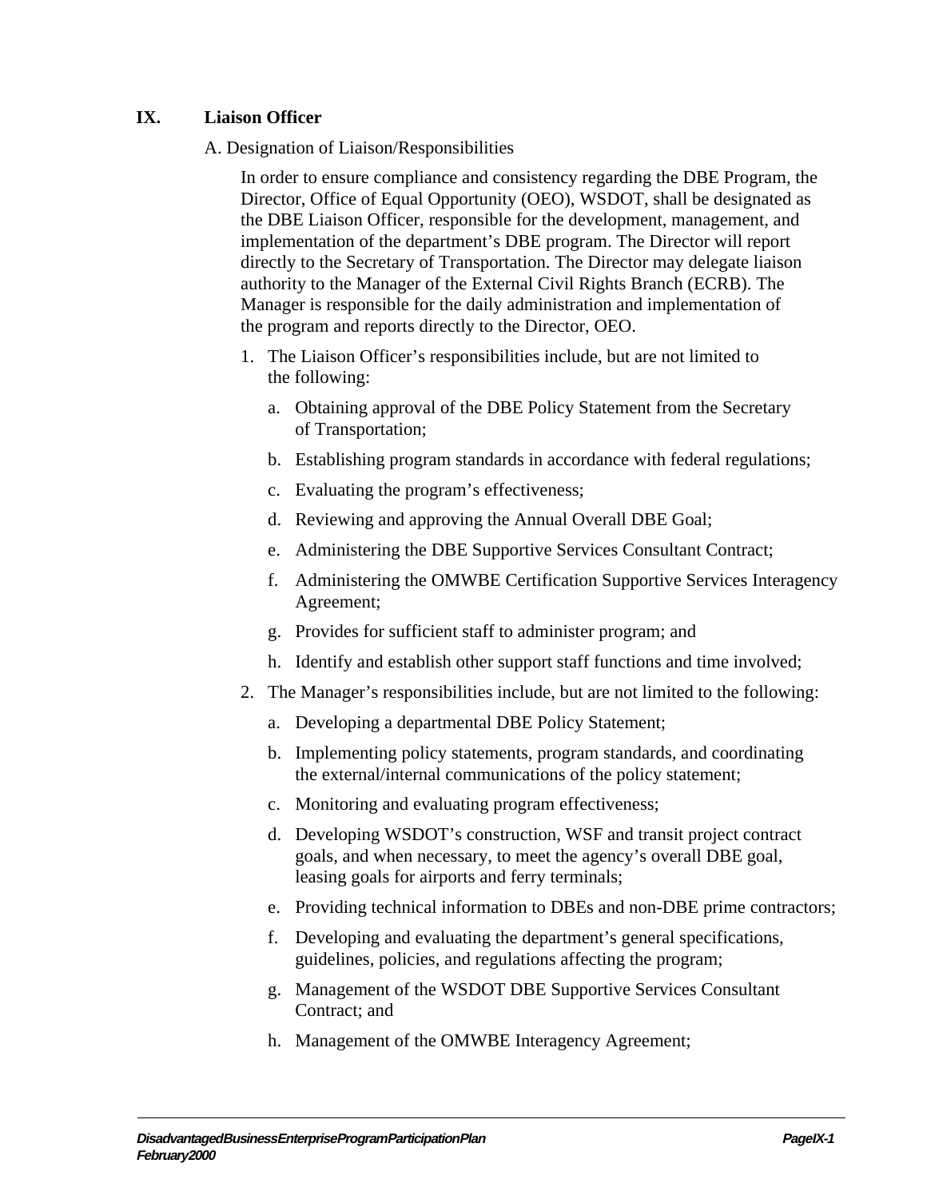## IX. Liaison Officer

A. Designation of Liaison/Responsibilities

In order to ensure compliance and consistency regarding the DBE Program, the Director, Office of Equal Opportunity (OEO), WSDOT, shall be designated as the DBE Liaison Officer, responsible for the development, management, and implementation of the department's DBE program. The Director will report directly to the Secretary of Transportation. The Director may delegate liaison authority to the Manager of the External Civil Rights Branch (ECRB). The Manager is responsible for the daily administration and implementation of the program and reports directly to the Director, OEO.

1. The Liaison Officer's responsibilities include, but are not limited to the following:
   a. Obtaining approval of the DBE Policy Statement from the Secretary of Transportation;
   b. Establishing program standards in accordance with federal regulations;
   c. Evaluating the program's effectiveness;
   d. Reviewing and approving the Annual Overall DBE Goal;
   e. Administering the DBE Supportive Services Consultant Contract;
   f. Administering the OMWBE Certification Supportive Services Interagency Agreement;
   g. Provides for sufficient staff to administer program; and
   h. Identify and establish other support staff functions and time involved;
2. The Manager's responsibilities include, but are not limited to the following:
   a. Developing a departmental DBE Policy Statement;
   b. Implementing policy statements, program standards, and coordinating the external/internal communications of the policy statement;
   c. Monitoring and evaluating program effectiveness;
   d. Developing WSDOT's construction, WSF and transit project contract goals, and when necessary, to meet the agency's overall DBE goal, leasing goals for airports and ferry terminals;
   e. Providing technical information to DBEs and non-DBE prime contractors;
   f. Developing and evaluating the department's general specifications, guidelines, policies, and regulations affecting the program;
   g. Management of the WSDOT DBE Supportive Services Consultant Contract; and
   h. Management of the OMWBE Interagency Agreement;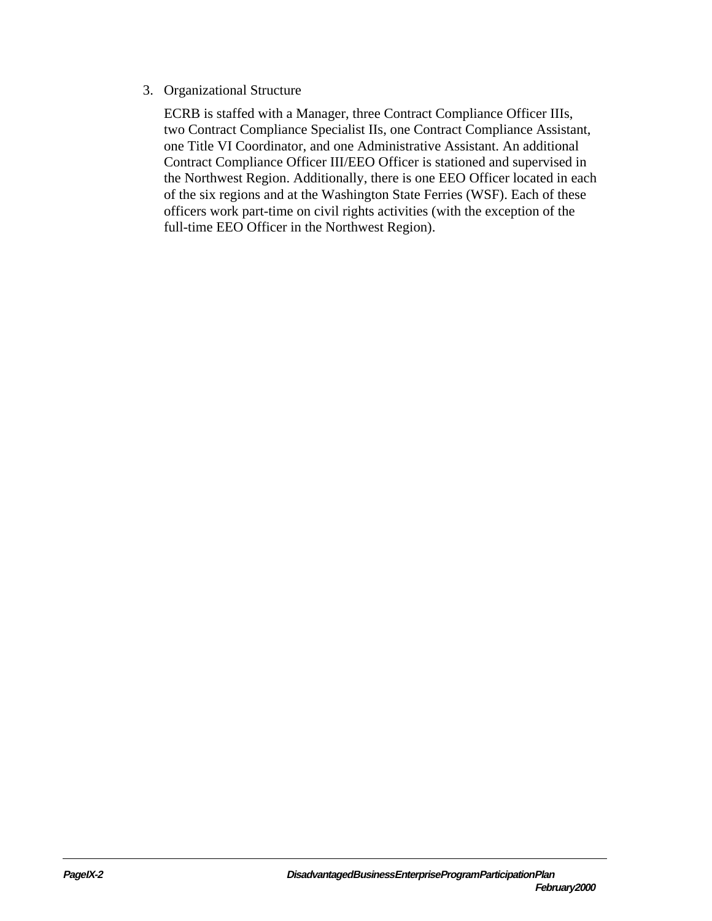3. Organizational Structure

   ECRB is staffed with a Manager, three Contract Compliance Officer IIIs, two Contract Compliance Specialist IIs, one Contract Compliance Assistant, one Title VI Coordinator, and one Administrative Assistant. An additional Contract Compliance Officer III/EEO Officer is stationed and supervised in the Northwest Region. Additionally, there is one EEO Officer located in each of the six regions and at the Washington State Ferries (WSF). Each of these officers work part-time on civil rights activities (with the exception of the full-time EEO Officer in the Northwest Region).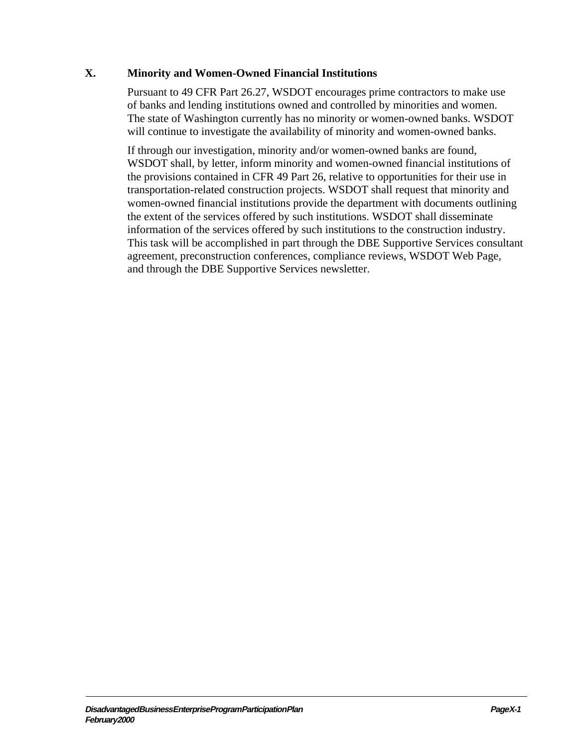## X. Minority and Women-Owned Financial Institutions

Pursuant to 49 CFR Part 26.27, WSDOT encourages prime contractors to make use of banks and lending institutions owned and controlled by minorities and women. The state of Washington currently has no minority or women-owned banks. WSDOT will continue to investigate the availability of minority and women-owned banks.

If through our investigation, minority and/or women-owned banks are found, WSDOT shall, by letter, inform minority and women-owned financial institutions of the provisions contained in CFR 49 Part 26, relative to opportunities for their use in transportation-related construction projects. WSDOT shall request that minority and women-owned financial institutions provide the department with documents outlining the extent of the services offered by such institutions. WSDOT shall disseminate information of the services offered by such institutions to the construction industry. This task will be accomplished in part through the DBE Supportive Services consultant agreement, preconstruction conferences, compliance reviews, WSDOT Web Page, and through the DBE Supportive Services newsletter.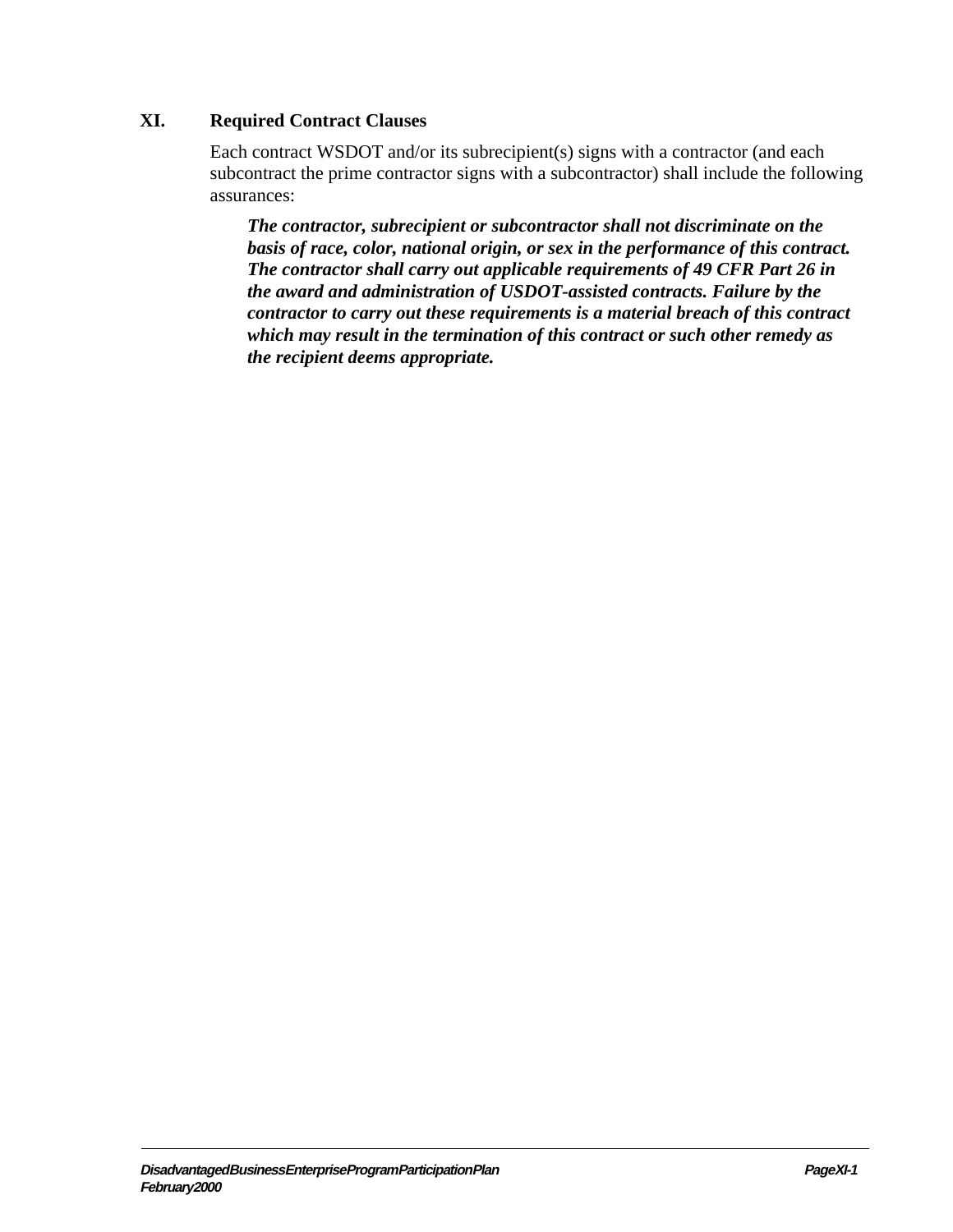## XI. Required Contract Clauses

Each contract WSDOT and/or its subrecipient(s) signs with a contractor (and each subcontract the prime contractor signs with a subcontractor) shall include the following assurances:

> ***The contractor, subrecipient or subcontractor shall not discriminate on the basis of race, color, national origin, or sex in the performance of this contract. The contractor shall carry out applicable requirements of 49 CFR Part 26 in the award and administration of USDOT-assisted contracts. Failure by the contractor to carry out these requirements is a material breach of this contract which may result in the termination of this contract or such other remedy as the recipient deems appropriate.***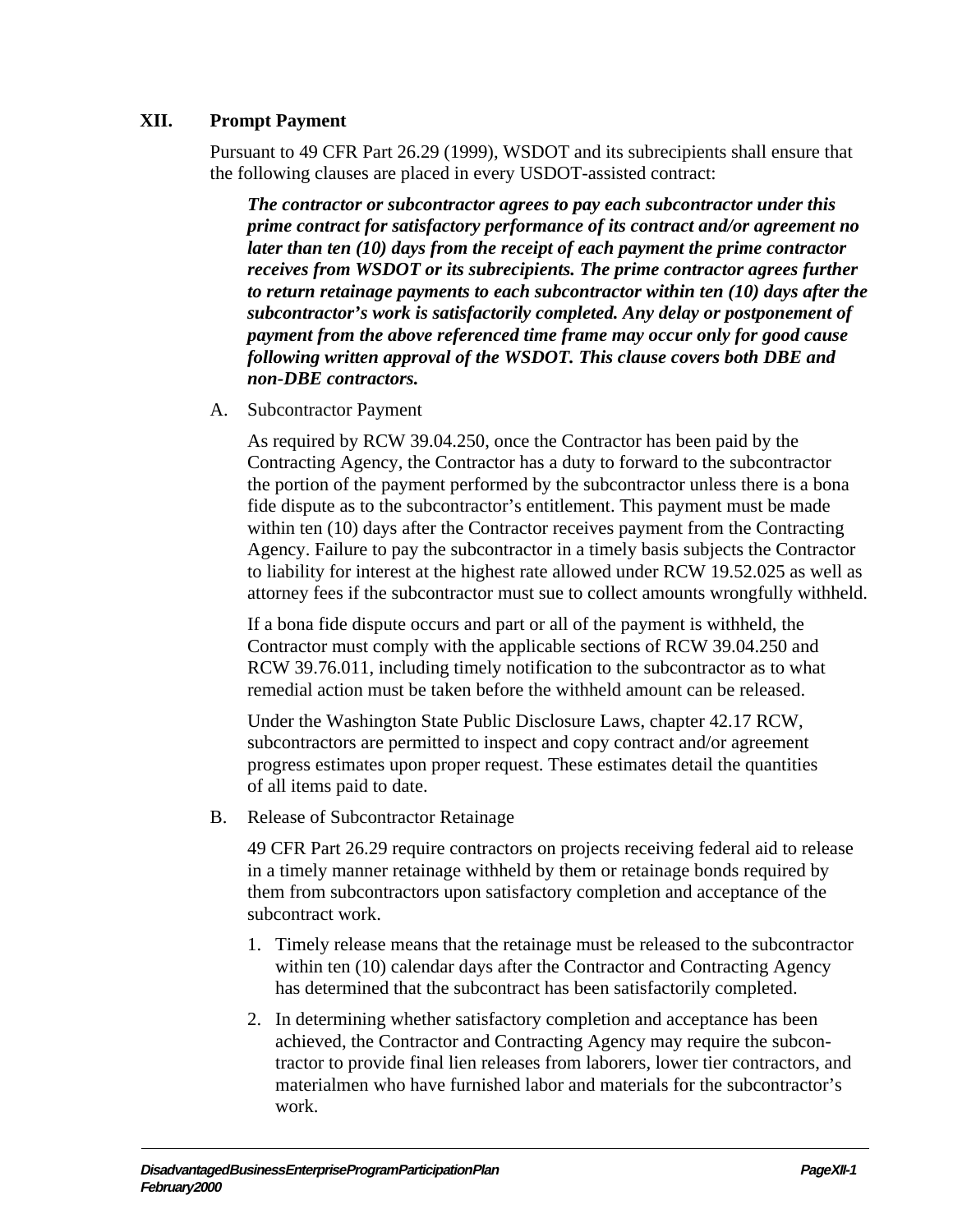## XII. Prompt Payment

Pursuant to 49 CFR Part 26.29 (1999), WSDOT and its subrecipients shall ensure that the following clauses are placed in every USDOT-assisted contract:

> ***The contractor or subcontractor agrees to pay each subcontractor under this prime contract for satisfactory performance of its contract and/or agreement no later than ten (10) days from the receipt of each payment the prime contractor receives from WSDOT or its subrecipients. The prime contractor agrees further to return retainage payments to each subcontractor within ten (10) days after the subcontractor's work is satisfactorily completed. Any delay or postponement of payment from the above referenced time frame may occur only for good cause following written approval of the WSDOT. This clause covers both DBE and non-DBE contractors.***

### A. Subcontractor Payment

As required by RCW 39.04.250, once the Contractor has been paid by the Contracting Agency, the Contractor has a duty to forward to the subcontractor the portion of the payment performed by the subcontractor unless there is a bona fide dispute as to the subcontractor's entitlement. This payment must be made within ten (10) days after the Contractor receives payment from the Contracting Agency. Failure to pay the subcontractor in a timely basis subjects the Contractor to liability for interest at the highest rate allowed under RCW 19.52.025 as well as attorney fees if the subcontractor must sue to collect amounts wrongfully withheld.

If a bona fide dispute occurs and part or all of the payment is withheld, the Contractor must comply with the applicable sections of RCW 39.04.250 and RCW 39.76.011, including timely notification to the subcontractor as to what remedial action must be taken before the withheld amount can be released.

Under the Washington State Public Disclosure Laws, chapter 42.17 RCW, subcontractors are permitted to inspect and copy contract and/or agreement progress estimates upon proper request. These estimates detail the quantities of all items paid to date.

### B. Release of Subcontractor Retainage

49 CFR Part 26.29 require contractors on projects receiving federal aid to release in a timely manner retainage withheld by them or retainage bonds required by them from subcontractors upon satisfactory completion and acceptance of the subcontract work.

1. Timely release means that the retainage must be released to the subcontractor within ten (10) calendar days after the Contractor and Contracting Agency has determined that the subcontract has been satisfactorily completed.
2. In determining whether satisfactory completion and acceptance has been achieved, the Contractor and Contracting Agency may require the subcontractor to provide final lien releases from laborers, lower tier contractors, and materialmen who have furnished labor and materials for the subcontractor's work.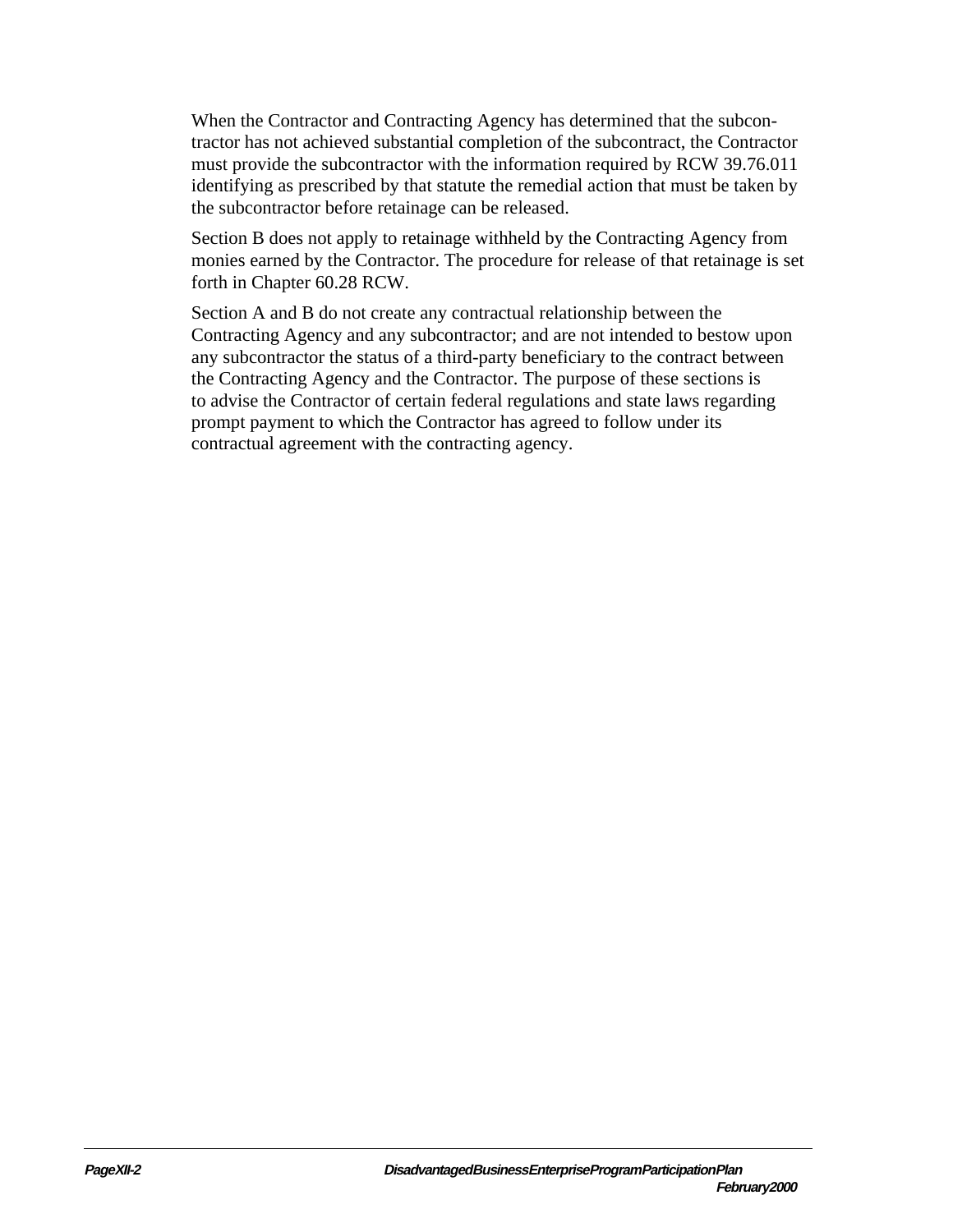When the Contractor and Contracting Agency has determined that the subcontractor has not achieved substantial completion of the subcontract, the Contractor must provide the subcontractor with the information required by RCW 39.76.011 identifying as prescribed by that statute the remedial action that must be taken by the subcontractor before retainage can be released.

Section B does not apply to retainage withheld by the Contracting Agency from monies earned by the Contractor. The procedure for release of that retainage is set forth in Chapter 60.28 RCW.

Section A and B do not create any contractual relationship between the Contracting Agency and any subcontractor; and are not intended to bestow upon any subcontractor the status of a third-party beneficiary to the contract between the Contracting Agency and the Contractor. The purpose of these sections is to advise the Contractor of certain federal regulations and state laws regarding prompt payment to which the Contractor has agreed to follow under its contractual agreement with the contracting agency.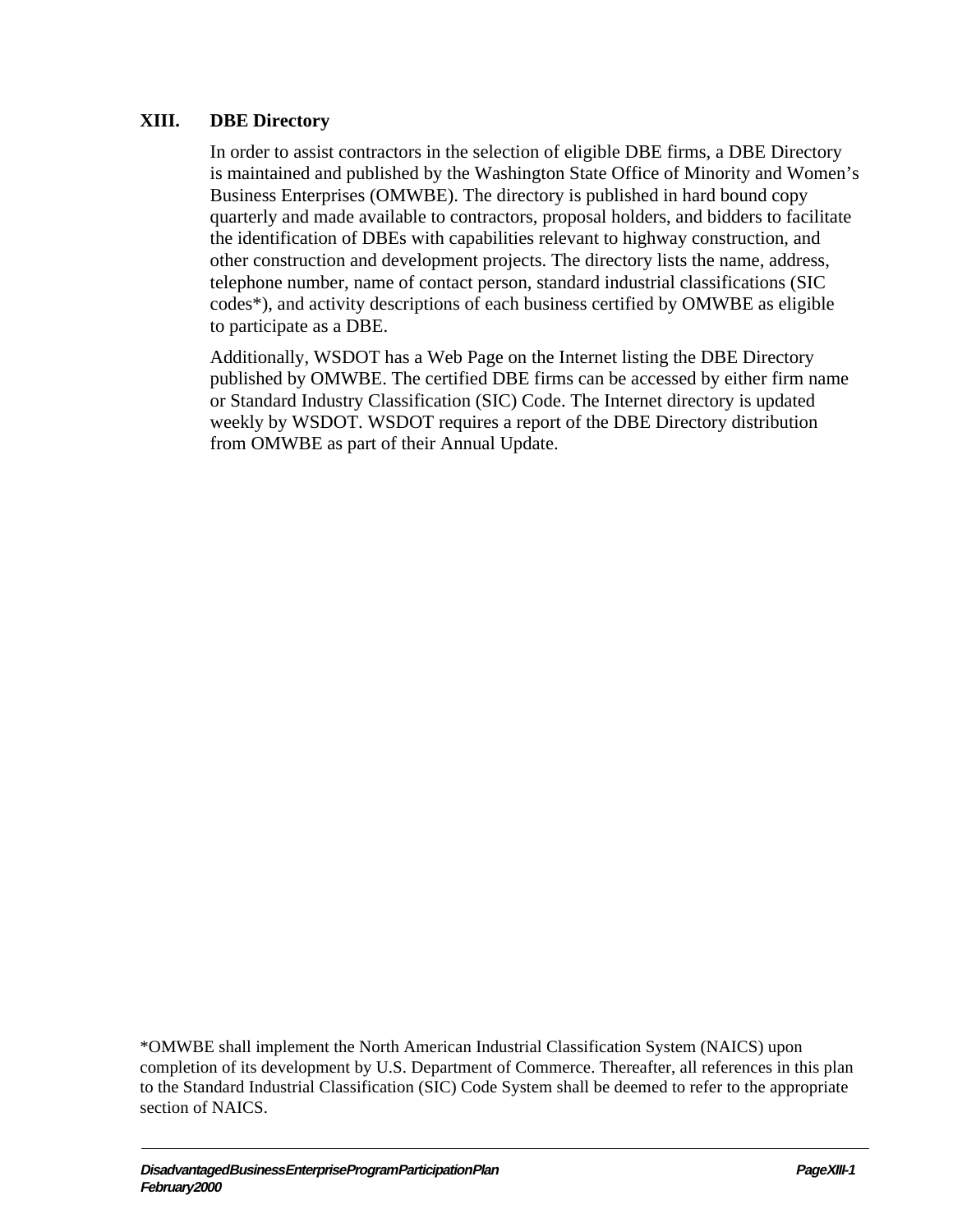## XIII. DBE Directory

In order to assist contractors in the selection of eligible DBE firms, a DBE Directory is maintained and published by the Washington State Office of Minority and Women's Business Enterprises (OMWBE). The directory is published in hard bound copy quarterly and made available to contractors, proposal holders, and bidders to facilitate the identification of DBEs with capabilities relevant to highway construction, and other construction and development projects. The directory lists the name, address, telephone number, name of contact person, standard industrial classifications (SIC codes*), and activity descriptions of each business certified by OMWBE as eligible to participate as a DBE.

Additionally, WSDOT has a Web Page on the Internet listing the DBE Directory published by OMWBE. The certified DBE firms can be accessed by either firm name or Standard Industry Classification (SIC) Code. The Internet directory is updated weekly by WSDOT. WSDOT requires a report of the DBE Directory distribution from OMWBE as part of their Annual Update.

*OMWBE shall implement the North American Industrial Classification System (NAICS) upon completion of its development by U.S. Department of Commerce. Thereafter, all references in this plan to the Standard Industrial Classification (SIC) Code System shall be deemed to refer to the appropriate section of NAICS.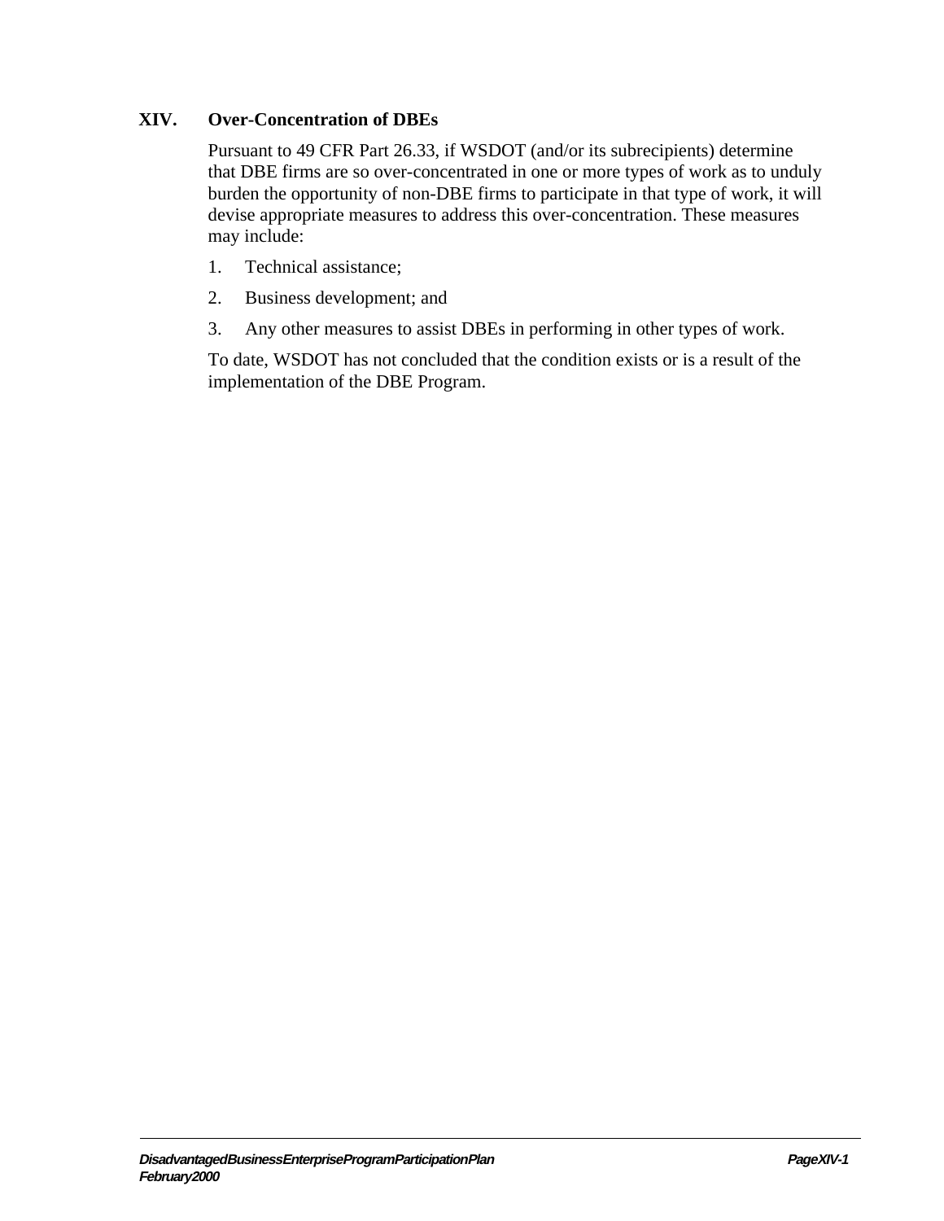## XIV. Over-Concentration of DBEs

Pursuant to 49 CFR Part 26.33, if WSDOT (and/or its subrecipients) determine that DBE firms are so over-concentrated in one or more types of work as to unduly burden the opportunity of non-DBE firms to participate in that type of work, it will devise appropriate measures to address this over-concentration. These measures may include:

1. Technical assistance;
2. Business development; and
3. Any other measures to assist DBEs in performing in other types of work.

To date, WSDOT has not concluded that the condition exists or is a result of the implementation of the DBE Program.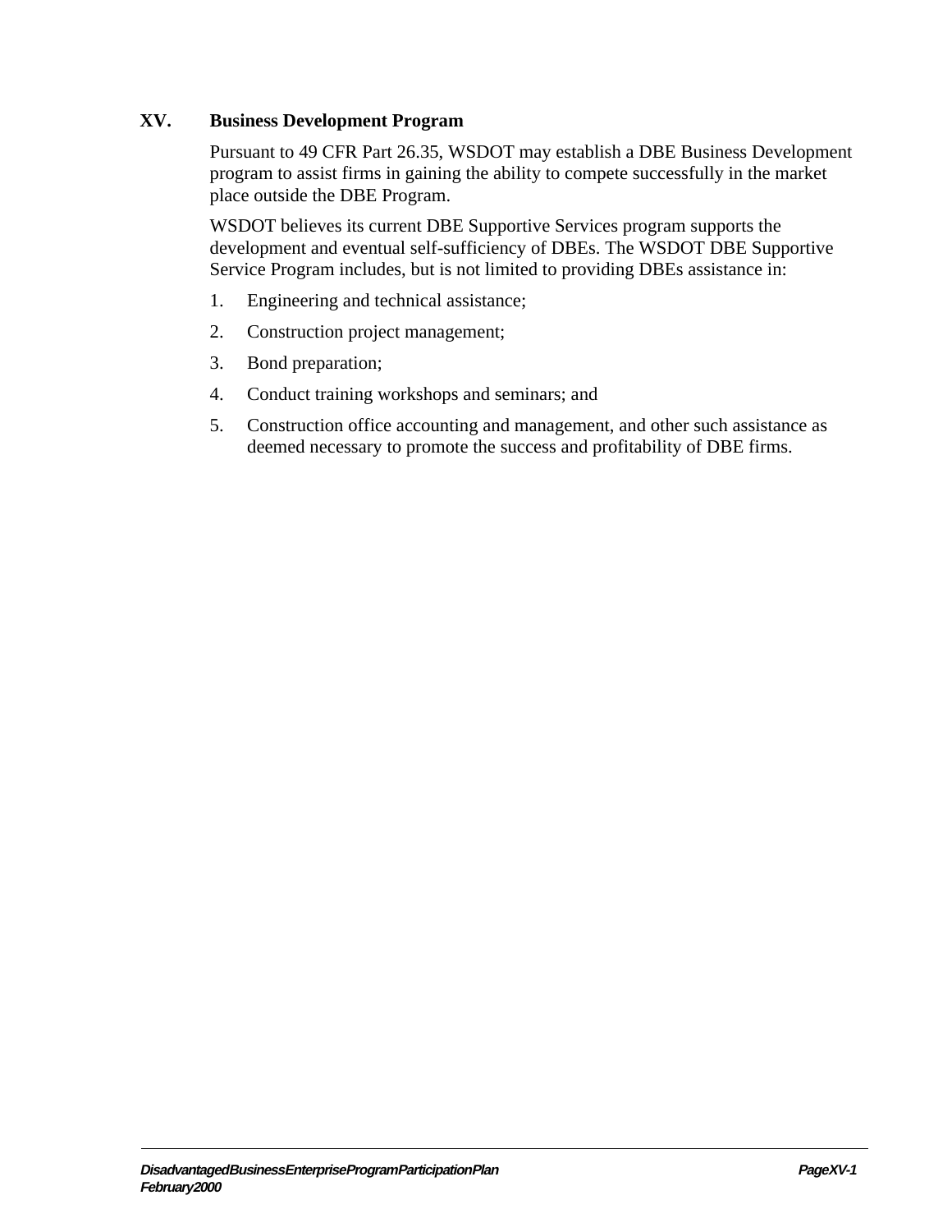## XV. Business Development Program

Pursuant to 49 CFR Part 26.35, WSDOT may establish a DBE Business Development program to assist firms in gaining the ability to compete successfully in the market place outside the DBE Program.

WSDOT believes its current DBE Supportive Services program supports the development and eventual self-sufficiency of DBEs. The WSDOT DBE Supportive Service Program includes, but is not limited to providing DBEs assistance in:

1. Engineering and technical assistance;
2. Construction project management;
3. Bond preparation;
4. Conduct training workshops and seminars; and
5. Construction office accounting and management, and other such assistance as deemed necessary to promote the success and profitability of DBE firms.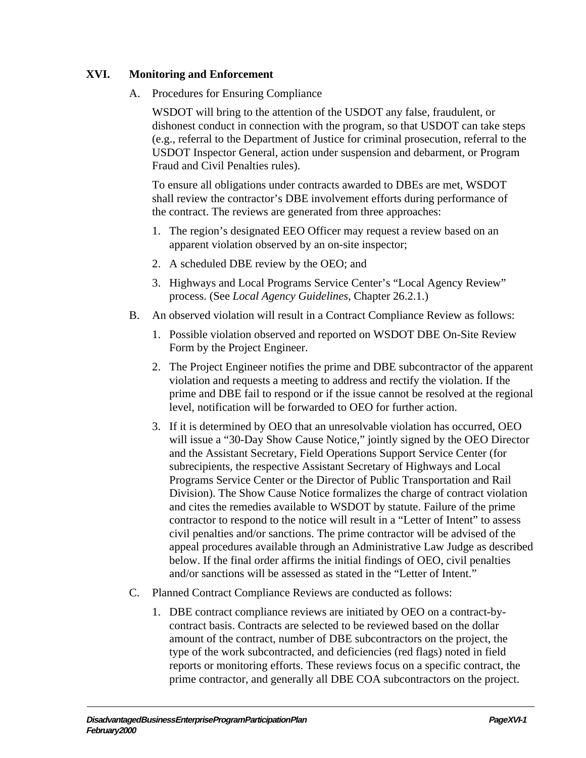## XVI. Monitoring and Enforcement

A. Procedures for Ensuring Compliance

WSDOT will bring to the attention of the USDOT any false, fraudulent, or dishonest conduct in connection with the program, so that USDOT can take steps (e.g., referral to the Department of Justice for criminal prosecution, referral to the USDOT Inspector General, action under suspension and debarment, or Program Fraud and Civil Penalties rules).

To ensure all obligations under contracts awarded to DBEs are met, WSDOT shall review the contractor's DBE involvement efforts during performance of the contract. The reviews are generated from three approaches:

1. The region's designated EEO Officer may request a review based on an apparent violation observed by an on-site inspector;
2. A scheduled DBE review by the OEO; and
3. Highways and Local Programs Service Center's "Local Agency Review" process. (See *Local Agency Guidelines*, Chapter 26.2.1.)

B. An observed violation will result in a Contract Compliance Review as follows:

1. Possible violation observed and reported on WSDOT DBE On-Site Review Form by the Project Engineer.
2. The Project Engineer notifies the prime and DBE subcontractor of the apparent violation and requests a meeting to address and rectify the violation. If the prime and DBE fail to respond or if the issue cannot be resolved at the regional level, notification will be forwarded to OEO for further action.
3. If it is determined by OEO that an unresolvable violation has occurred, OEO will issue a "30-Day Show Cause Notice," jointly signed by the OEO Director and the Assistant Secretary, Field Operations Support Service Center (for subrecipients, the respective Assistant Secretary of Highways and Local Programs Service Center or the Director of Public Transportation and Rail Division). The Show Cause Notice formalizes the charge of contract violation and cites the remedies available to WSDOT by statute. Failure of the prime contractor to respond to the notice will result in a "Letter of Intent" to assess civil penalties and/or sanctions. The prime contractor will be advised of the appeal procedures available through an Administrative Law Judge as described below. If the final order affirms the initial findings of OEO, civil penalties and/or sanctions will be assessed as stated in the "Letter of Intent."

C. Planned Contract Compliance Reviews are conducted as follows:

1. DBE contract compliance reviews are initiated by OEO on a contract-by-contract basis. Contracts are selected to be reviewed based on the dollar amount of the contract, number of DBE subcontractors on the project, the type of the work subcontracted, and deficiencies (red flags) noted in field reports or monitoring efforts. These reviews focus on a specific contract, the prime contractor, and generally all DBE COA subcontractors on the project.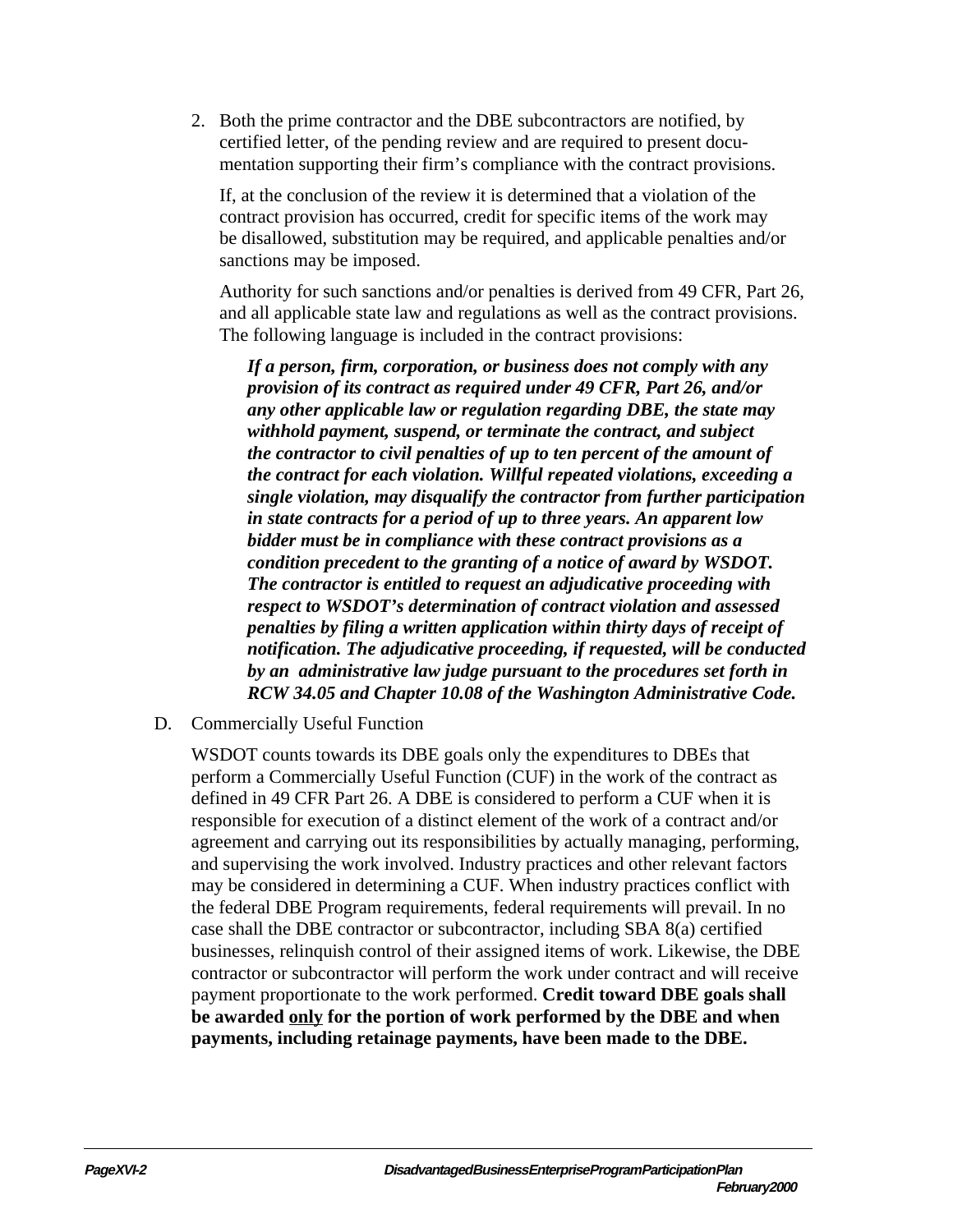2. Both the prime contractor and the DBE subcontractors are notified, by certified letter, of the pending review and are required to present documentation supporting their firm's compliance with the contract provisions.

   If, at the conclusion of the review it is determined that a violation of the contract provision has occurred, credit for specific items of the work may be disallowed, substitution may be required, and applicable penalties and/or sanctions may be imposed.

   Authority for such sanctions and/or penalties is derived from 49 CFR, Part 26, and all applicable state law and regulations as well as the contract provisions. The following language is included in the contract provisions:

   > ***If a person, firm, corporation, or business does not comply with any provision of its contract as required under 49 CFR, Part 26, and/or any other applicable law or regulation regarding DBE, the state may withhold payment, suspend, or terminate the contract, and subject the contractor to civil penalties of up to ten percent of the amount of the contract for each violation. Willful repeated violations, exceeding a single violation, may disqualify the contractor from further participation in state contracts for a period of up to three years. An apparent low bidder must be in compliance with these contract provisions as a condition precedent to the granting of a notice of award by WSDOT. The contractor is entitled to request an adjudicative proceeding with respect to WSDOT's determination of contract violation and assessed penalties by filing a written application within thirty days of receipt of notification. The adjudicative proceeding, if requested, will be conducted by an administrative law judge pursuant to the procedures set forth in RCW 34.05 and Chapter 10.08 of the Washington Administrative Code.***

D. Commercially Useful Function

WSDOT counts towards its DBE goals only the expenditures to DBEs that perform a Commercially Useful Function (CUF) in the work of the contract as defined in 49 CFR Part 26. A DBE is considered to perform a CUF when it is responsible for execution of a distinct element of the work of a contract and/or agreement and carrying out its responsibilities by actually managing, performing, and supervising the work involved. Industry practices and other relevant factors may be considered in determining a CUF. When industry practices conflict with the federal DBE Program requirements, federal requirements will prevail. In no case shall the DBE contractor or subcontractor, including SBA 8(a) certified businesses, relinquish control of their assigned items of work. Likewise, the DBE contractor or subcontractor will perform the work under contract and will receive payment proportionate to the work performed. **Credit toward DBE goals shall be awarded <u>only</u> for the portion of work performed by the DBE and when payments, including retainage payments, have been made to the DBE.**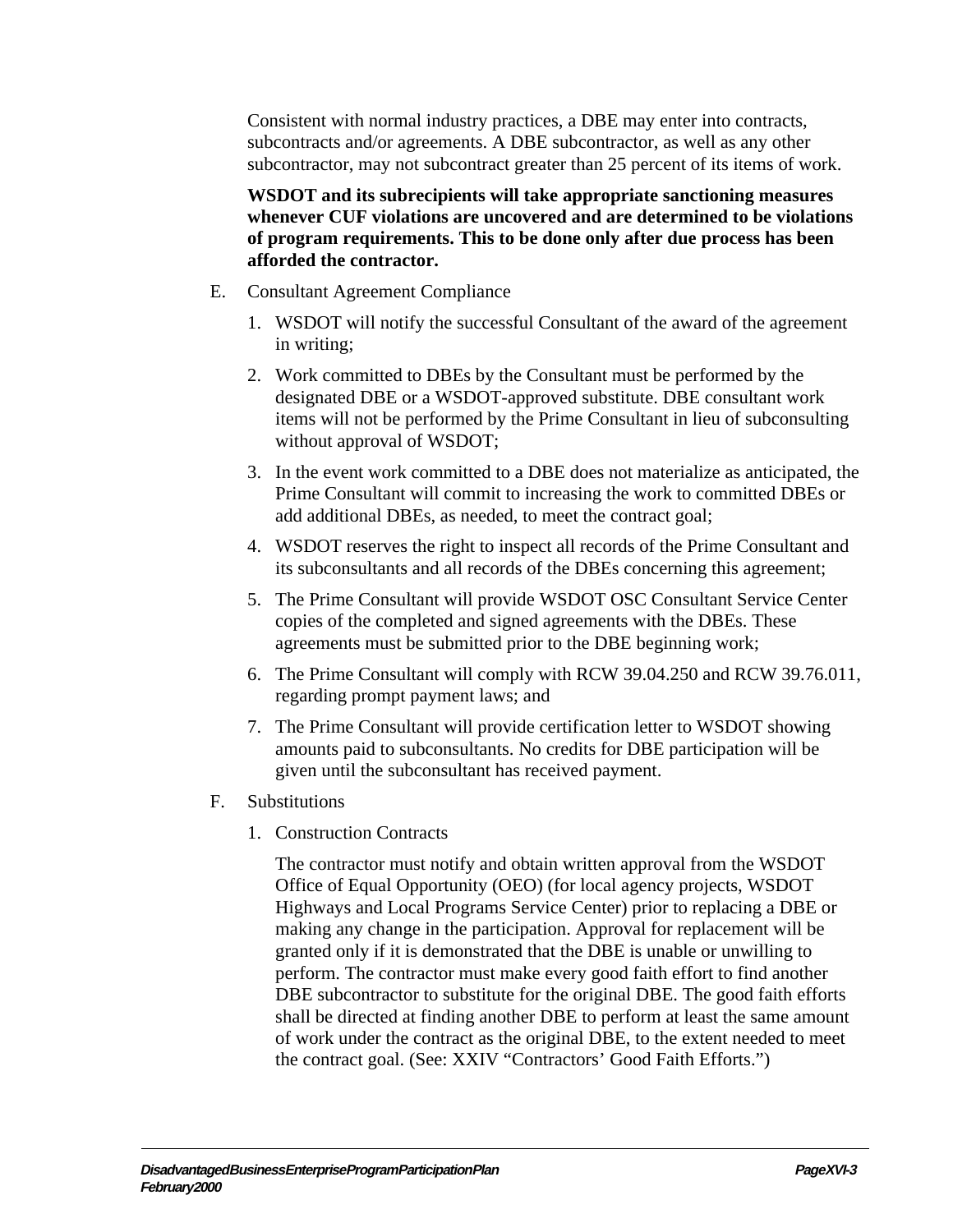Consistent with normal industry practices, a DBE may enter into contracts, subcontracts and/or agreements. A DBE subcontractor, as well as any other subcontractor, may not subcontract greater than 25 percent of its items of work.

**WSDOT and its subrecipients will take appropriate sanctioning measures whenever CUF violations are uncovered and are determined to be violations of program requirements. This to be done only after due process has been afforded the contractor.**

E. Consultant Agreement Compliance

1. WSDOT will notify the successful Consultant of the award of the agreement in writing;
2. Work committed to DBEs by the Consultant must be performed by the designated DBE or a WSDOT-approved substitute. DBE consultant work items will not be performed by the Prime Consultant in lieu of subconsulting without approval of WSDOT;
3. In the event work committed to a DBE does not materialize as anticipated, the Prime Consultant will commit to increasing the work to committed DBEs or add additional DBEs, as needed, to meet the contract goal;
4. WSDOT reserves the right to inspect all records of the Prime Consultant and its subconsultants and all records of the DBEs concerning this agreement;
5. The Prime Consultant will provide WSDOT OSC Consultant Service Center copies of the completed and signed agreements with the DBEs. These agreements must be submitted prior to the DBE beginning work;
6. The Prime Consultant will comply with RCW 39.04.250 and RCW 39.76.011, regarding prompt payment laws; and
7. The Prime Consultant will provide certification letter to WSDOT showing amounts paid to subconsultants. No credits for DBE participation will be given until the subconsultant has received payment.

F. Substitutions

1. Construction Contracts

   The contractor must notify and obtain written approval from the WSDOT Office of Equal Opportunity (OEO) (for local agency projects, WSDOT Highways and Local Programs Service Center) prior to replacing a DBE or making any change in the participation. Approval for replacement will be granted only if it is demonstrated that the DBE is unable or unwilling to perform. The contractor must make every good faith effort to find another DBE subcontractor to substitute for the original DBE. The good faith efforts shall be directed at finding another DBE to perform at least the same amount of work under the contract as the original DBE, to the extent needed to meet the contract goal. (See: XXIV "Contractors' Good Faith Efforts.")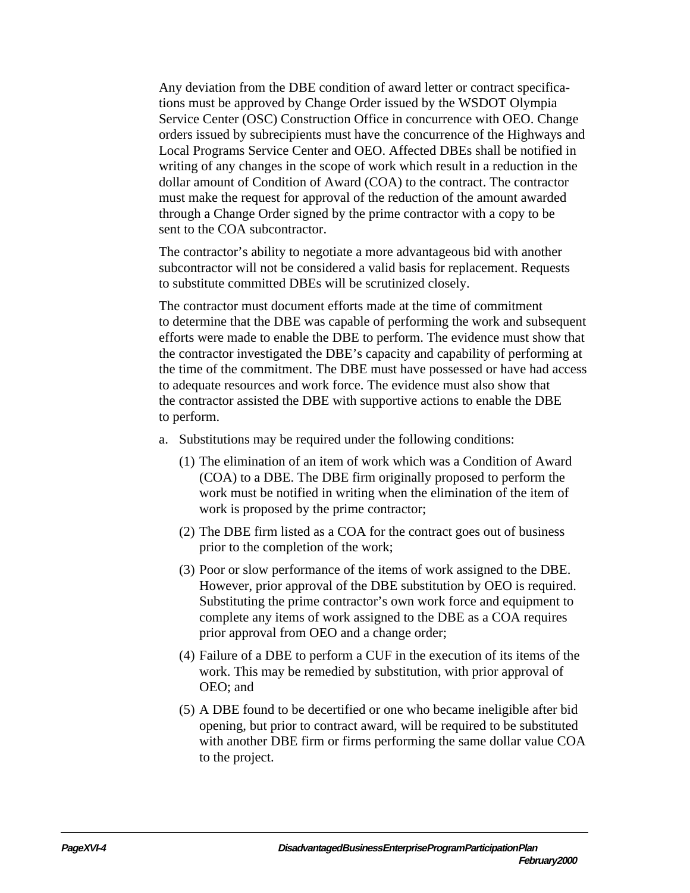Any deviation from the DBE condition of award letter or contract specifications must be approved by Change Order issued by the WSDOT Olympia Service Center (OSC) Construction Office in concurrence with OEO. Change orders issued by subrecipients must have the concurrence of the Highways and Local Programs Service Center and OEO. Affected DBEs shall be notified in writing of any changes in the scope of work which result in a reduction in the dollar amount of Condition of Award (COA) to the contract. The contractor must make the request for approval of the reduction of the amount awarded through a Change Order signed by the prime contractor with a copy to be sent to the COA subcontractor.

The contractor's ability to negotiate a more advantageous bid with another subcontractor will not be considered a valid basis for replacement. Requests to substitute committed DBEs will be scrutinized closely.

The contractor must document efforts made at the time of commitment to determine that the DBE was capable of performing the work and subsequent efforts were made to enable the DBE to perform. The evidence must show that the contractor investigated the DBE's capacity and capability of performing at the time of the commitment. The DBE must have possessed or have had access to adequate resources and work force. The evidence must also show that the contractor assisted the DBE with supportive actions to enable the DBE to perform.

a. Substitutions may be required under the following conditions:

   (1) The elimination of an item of work which was a Condition of Award (COA) to a DBE. The DBE firm originally proposed to perform the work must be notified in writing when the elimination of the item of work is proposed by the prime contractor;

   (2) The DBE firm listed as a COA for the contract goes out of business prior to the completion of the work;

   (3) Poor or slow performance of the items of work assigned to the DBE. However, prior approval of the DBE substitution by OEO is required. Substituting the prime contractor's own work force and equipment to complete any items of work assigned to the DBE as a COA requires prior approval from OEO and a change order;

   (4) Failure of a DBE to perform a CUF in the execution of its items of the work. This may be remedied by substitution, with prior approval of OEO; and

   (5) A DBE found to be decertified or one who became ineligible after bid opening, but prior to contract award, will be required to be substituted with another DBE firm or firms performing the same dollar value COA to the project.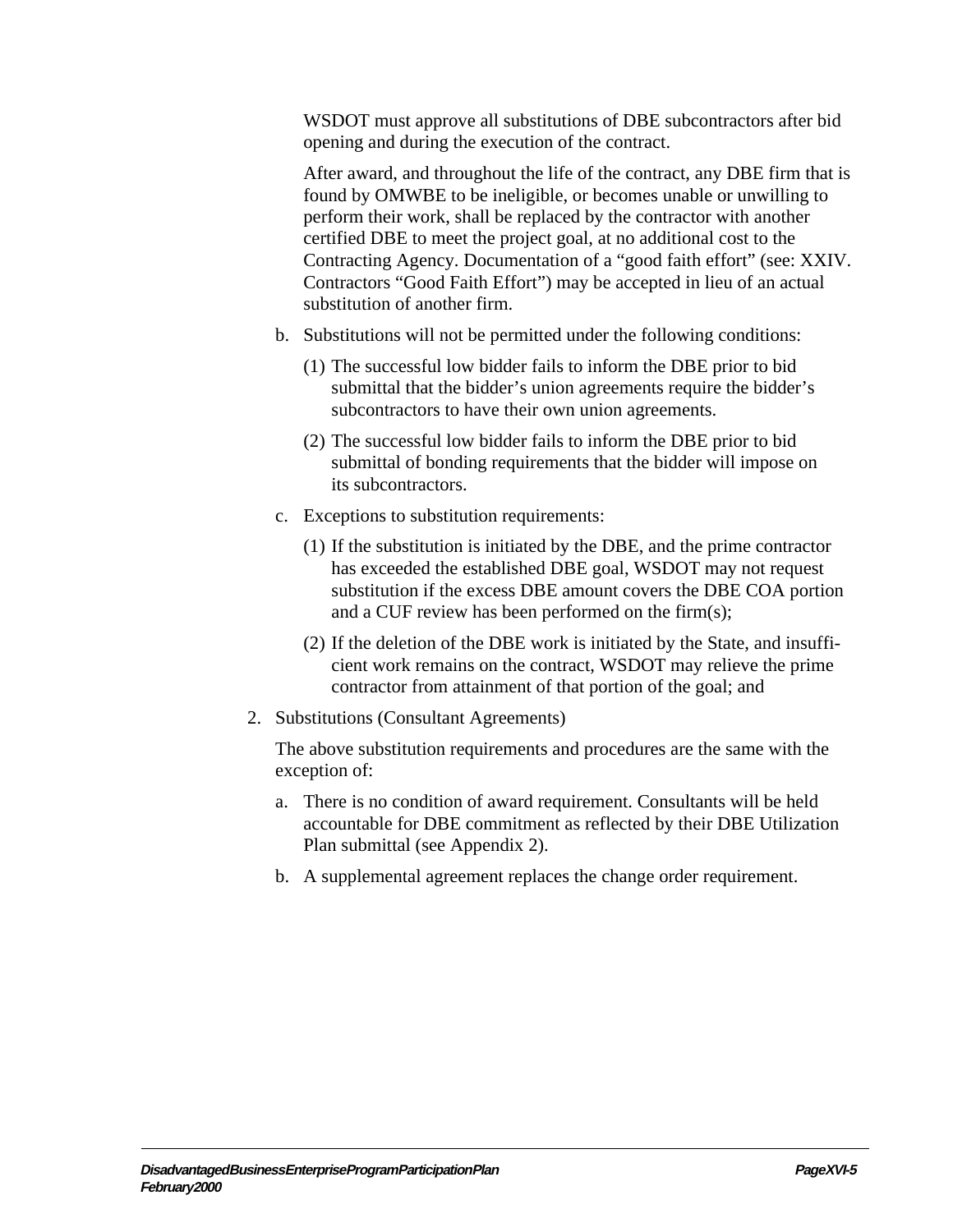WSDOT must approve all substitutions of DBE subcontractors after bid opening and during the execution of the contract.

After award, and throughout the life of the contract, any DBE firm that is found by OMWBE to be ineligible, or becomes unable or unwilling to perform their work, shall be replaced by the contractor with another certified DBE to meet the project goal, at no additional cost to the Contracting Agency. Documentation of a "good faith effort" (see: XXIV. Contractors "Good Faith Effort") may be accepted in lieu of an actual substitution of another firm.

b. Substitutions will not be permitted under the following conditions:

   (1) The successful low bidder fails to inform the DBE prior to bid submittal that the bidder's union agreements require the bidder's subcontractors to have their own union agreements.

   (2) The successful low bidder fails to inform the DBE prior to bid submittal of bonding requirements that the bidder will impose on its subcontractors.

c. Exceptions to substitution requirements:

   (1) If the substitution is initiated by the DBE, and the prime contractor has exceeded the established DBE goal, WSDOT may not request substitution if the excess DBE amount covers the DBE COA portion and a CUF review has been performed on the firm(s);

   (2) If the deletion of the DBE work is initiated by the State, and insufficient work remains on the contract, WSDOT may relieve the prime contractor from attainment of that portion of the goal; and

2. Substitutions (Consultant Agreements)

   The above substitution requirements and procedures are the same with the exception of:

   a. There is no condition of award requirement. Consultants will be held accountable for DBE commitment as reflected by their DBE Utilization Plan submittal (see Appendix 2).

   b. A supplemental agreement replaces the change order requirement.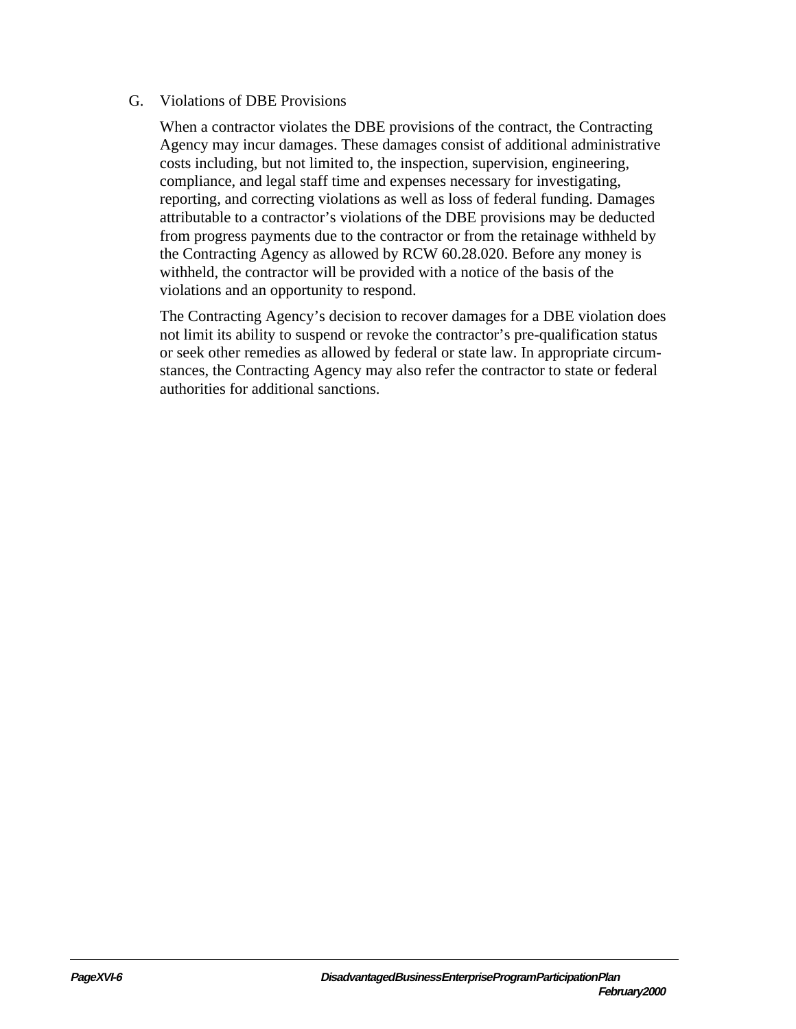G. Violations of DBE Provisions

When a contractor violates the DBE provisions of the contract, the Contracting Agency may incur damages. These damages consist of additional administrative costs including, but not limited to, the inspection, supervision, engineering, compliance, and legal staff time and expenses necessary for investigating, reporting, and correcting violations as well as loss of federal funding. Damages attributable to a contractor's violations of the DBE provisions may be deducted from progress payments due to the contractor or from the retainage withheld by the Contracting Agency as allowed by RCW 60.28.020. Before any money is withheld, the contractor will be provided with a notice of the basis of the violations and an opportunity to respond.

The Contracting Agency's decision to recover damages for a DBE violation does not limit its ability to suspend or revoke the contractor's pre-qualification status or seek other remedies as allowed by federal or state law. In appropriate circumstances, the Contracting Agency may also refer the contractor to state or federal authorities for additional sanctions.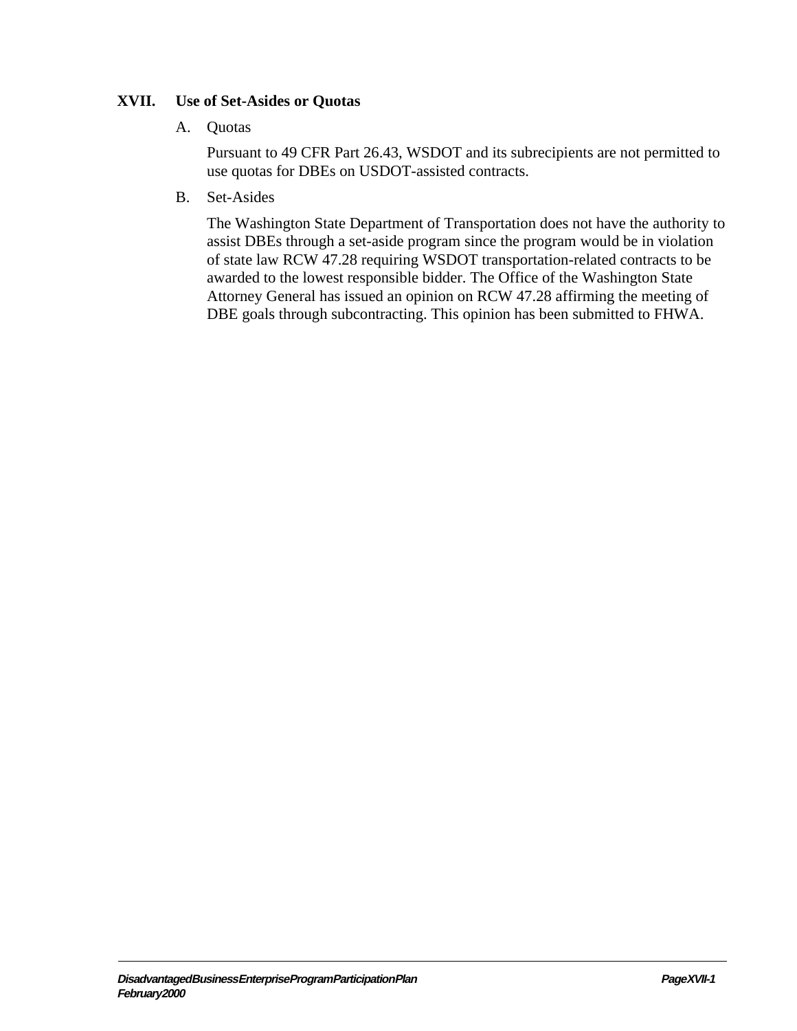## XVII. Use of Set-Asides or Quotas

A. Quotas

Pursuant to 49 CFR Part 26.43, WSDOT and its subrecipients are not permitted to use quotas for DBEs on USDOT-assisted contracts.

B. Set-Asides

The Washington State Department of Transportation does not have the authority to assist DBEs through a set-aside program since the program would be in violation of state law RCW 47.28 requiring WSDOT transportation-related contracts to be awarded to the lowest responsible bidder. The Office of the Washington State Attorney General has issued an opinion on RCW 47.28 affirming the meeting of DBE goals through subcontracting. This opinion has been submitted to FHWA.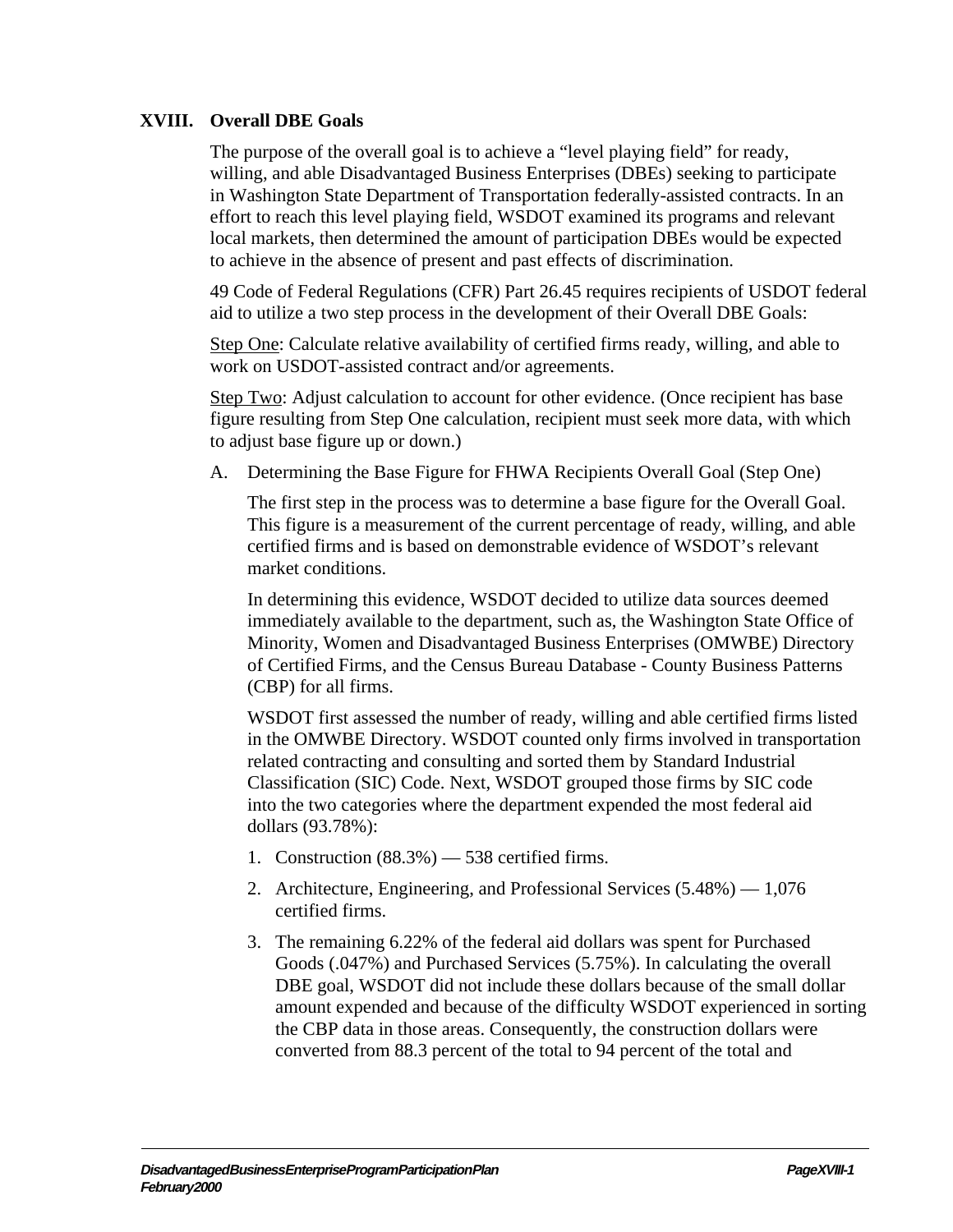## XVIII. Overall DBE Goals

The purpose of the overall goal is to achieve a "level playing field" for ready, willing, and able Disadvantaged Business Enterprises (DBEs) seeking to participate in Washington State Department of Transportation federally-assisted contracts. In an effort to reach this level playing field, WSDOT examined its programs and relevant local markets, then determined the amount of participation DBEs would be expected to achieve in the absence of present and past effects of discrimination.

49 Code of Federal Regulations (CFR) Part 26.45 requires recipients of USDOT federal aid to utilize a two step process in the development of their Overall DBE Goals:

<u>Step One</u>: Calculate relative availability of certified firms ready, willing, and able to work on USDOT-assisted contract and/or agreements.

<u>Step Two</u>: Adjust calculation to account for other evidence. (Once recipient has base figure resulting from Step One calculation, recipient must seek more data, with which to adjust base figure up or down.)

A. Determining the Base Figure for FHWA Recipients Overall Goal (Step One)

The first step in the process was to determine a base figure for the Overall Goal. This figure is a measurement of the current percentage of ready, willing, and able certified firms and is based on demonstrable evidence of WSDOT's relevant market conditions.

In determining this evidence, WSDOT decided to utilize data sources deemed immediately available to the department, such as, the Washington State Office of Minority, Women and Disadvantaged Business Enterprises (OMWBE) Directory of Certified Firms, and the Census Bureau Database - County Business Patterns (CBP) for all firms.

WSDOT first assessed the number of ready, willing and able certified firms listed in the OMWBE Directory. WSDOT counted only firms involved in transportation related contracting and consulting and sorted them by Standard Industrial Classification (SIC) Code. Next, WSDOT grouped those firms by SIC code into the two categories where the department expended the most federal aid dollars (93.78%):

1. Construction (88.3%) — 538 certified firms.
2. Architecture, Engineering, and Professional Services (5.48%) — 1,076 certified firms.
3. The remaining 6.22% of the federal aid dollars was spent for Purchased Goods (.047%) and Purchased Services (5.75%). In calculating the overall DBE goal, WSDOT did not include these dollars because of the small dollar amount expended and because of the difficulty WSDOT experienced in sorting the CBP data in those areas. Consequently, the construction dollars were converted from 88.3 percent of the total to 94 percent of the total and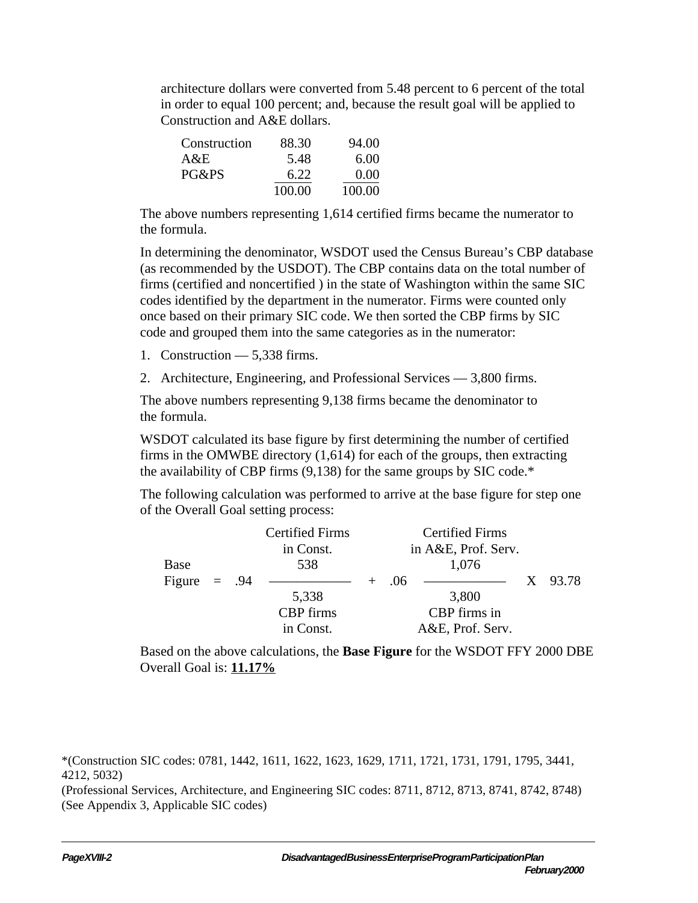architecture dollars were converted from 5.48 percent to 6 percent of the total in order to equal 100 percent; and, because the result goal will be applied to Construction and A&E dollars.

| | | |
|---|---|---|
| Construction | 88.30 | 94.00 |
| A&E | 5.48 | 6.00 |
| PG&PS | 6.22 | 0.00 |
| | 100.00 | 100.00 |

The above numbers representing 1,614 certified firms became the numerator to the formula.

In determining the denominator, WSDOT used the Census Bureau's CBP database (as recommended by the USDOT). The CBP contains data on the total number of firms (certified and noncertified ) in the state of Washington within the same SIC codes identified by the department in the numerator. Firms were counted only once based on their primary SIC code. We then sorted the CBP firms by SIC code and grouped them into the same categories as in the numerator:

1. Construction — 5,338 firms.
2. Architecture, Engineering, and Professional Services — 3,800 firms.

The above numbers representing 9,138 firms became the denominator to the formula.

WSDOT calculated its base figure by first determining the number of certified firms in the OMWBE directory (1,614) for each of the groups, then extracting the availability of CBP firms (9,138) for the same groups by SIC code.*

The following calculation was performed to arrive at the base figure for step one of the Overall Goal setting process:

$$\text{Base Figure} = .94 \; \frac{\overset{\text{Certified Firms in Const.}}{538}}{\underset{\text{CBP firms in Const.}}{5{,}338}} + .06 \; \frac{\overset{\text{Certified Firms in A\&E, Prof. Serv.}}{1{,}076}}{\underset{\text{CBP firms in A\&E, Prof. Serv.}}{3{,}800}} \times 93.78$$

Based on the above calculations, the **Base Figure** for the WSDOT FFY 2000 DBE Overall Goal is: **11.17%**

*(Construction SIC codes: 0781, 1442, 1611, 1622, 1623, 1629, 1711, 1721, 1731, 1791, 1795, 3441, 4212, 5032)

(Professional Services, Architecture, and Engineering SIC codes: 8711, 8712, 8713, 8741, 8742, 8748)

(See Appendix 3, Applicable SIC codes)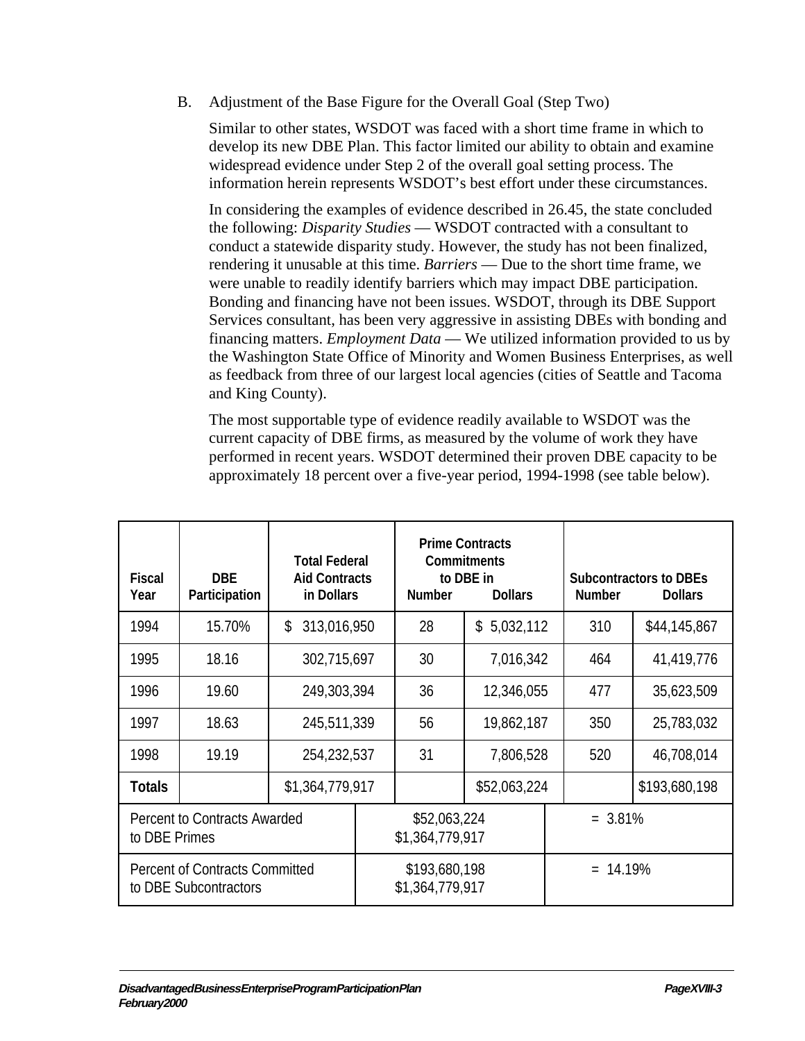B. Adjustment of the Base Figure for the Overall Goal (Step Two)

Similar to other states, WSDOT was faced with a short time frame in which to develop its new DBE Plan. This factor limited our ability to obtain and examine widespread evidence under Step 2 of the overall goal setting process. The information herein represents WSDOT's best effort under these circumstances.

In considering the examples of evidence described in 26.45, the state concluded the following: *Disparity Studies* — WSDOT contracted with a consultant to conduct a statewide disparity study. However, the study has not been finalized, rendering it unusable at this time. *Barriers* — Due to the short time frame, we were unable to readily identify barriers which may impact DBE participation. Bonding and financing have not been issues. WSDOT, through its DBE Support Services consultant, has been very aggressive in assisting DBEs with bonding and financing matters. *Employment Data* — We utilized information provided to us by the Washington State Office of Minority and Women Business Enterprises, as well as feedback from three of our largest local agencies (cities of Seattle and Tacoma and King County).

The most supportable type of evidence readily available to WSDOT was the current capacity of DBE firms, as measured by the volume of work they have performed in recent years. WSDOT determined their proven DBE capacity to be approximately 18 percent over a five-year period, 1994-1998 (see table below).

| Fiscal Year | DBE Participation | Total Federal Aid Contracts in Dollars | Prime Contracts Commitments to DBE in Number | Dollars | Subcontractors to DBEs Number | Dollars |
|---|---|---|---|---|---|---|
| 1994 | 15.70% | $ 313,016,950 | 28 | $ 5,032,112 | 310 | $44,145,867 |
| 1995 | 18.16 | 302,715,697 | 30 | 7,016,342 | 464 | 41,419,776 |
| 1996 | 19.60 | 249,303,394 | 36 | 12,346,055 | 477 | 35,623,509 |
| 1997 | 18.63 | 245,511,339 | 56 | 19,862,187 | 350 | 25,783,032 |
| 1998 | 19.19 | 254,232,537 | 31 | 7,806,528 | 520 | 46,708,014 |
| **Totals** | | $1,364,779,917 | | $52,063,224 | | $193,680,198 |
| Percent to Contracts Awarded to DBE Primes | | | $52,063,224 / $1,364,779,917 | | = 3.81% | |
| Percent of Contracts Committed to DBE Subcontractors | | | $193,680,198 / $1,364,779,917 | | = 14.19% | |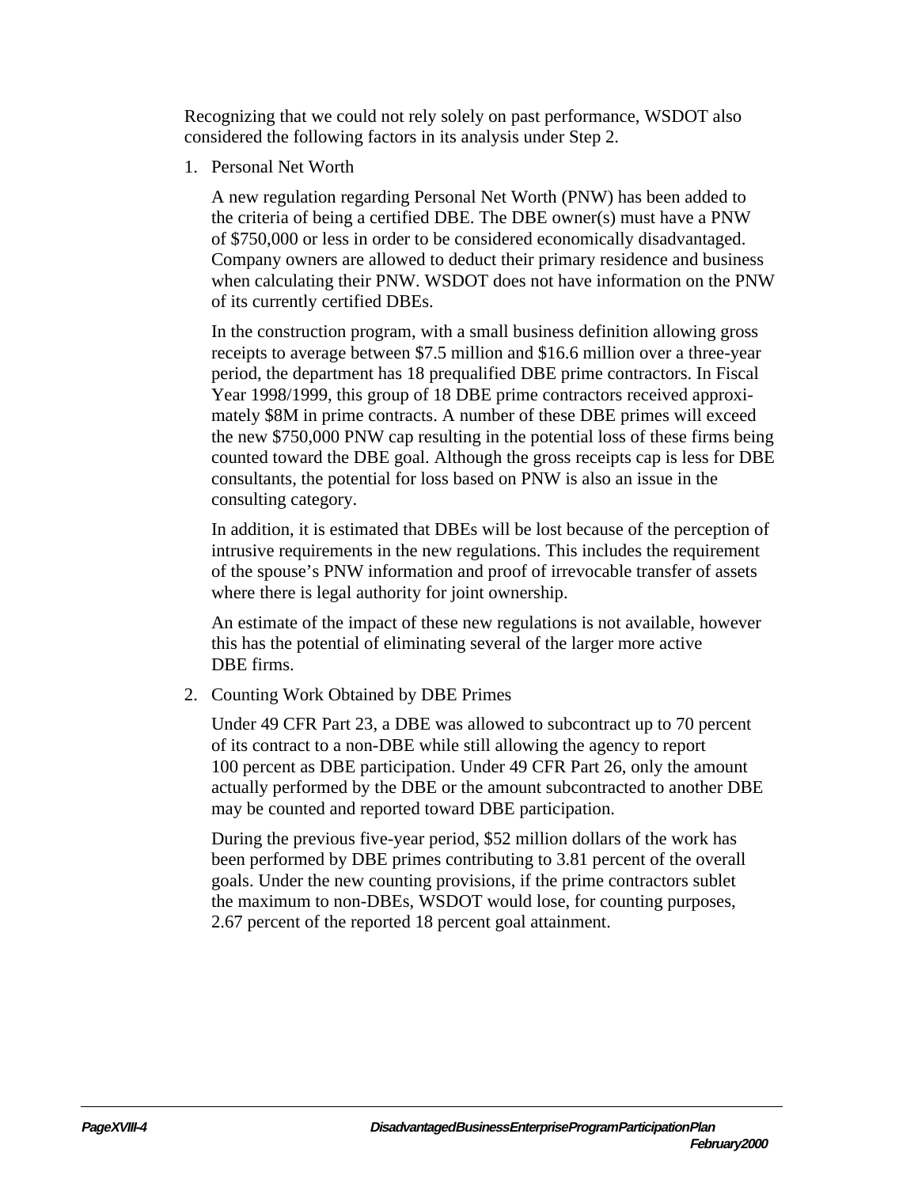Recognizing that we could not rely solely on past performance, WSDOT also considered the following factors in its analysis under Step 2.

1. Personal Net Worth

   A new regulation regarding Personal Net Worth (PNW) has been added to the criteria of being a certified DBE. The DBE owner(s) must have a PNW of $750,000 or less in order to be considered economically disadvantaged. Company owners are allowed to deduct their primary residence and business when calculating their PNW. WSDOT does not have information on the PNW of its currently certified DBEs.

   In the construction program, with a small business definition allowing gross receipts to average between $7.5 million and $16.6 million over a three-year period, the department has 18 prequalified DBE prime contractors. In Fiscal Year 1998/1999, this group of 18 DBE prime contractors received approximately $8M in prime contracts. A number of these DBE primes will exceed the new $750,000 PNW cap resulting in the potential loss of these firms being counted toward the DBE goal. Although the gross receipts cap is less for DBE consultants, the potential for loss based on PNW is also an issue in the consulting category.

   In addition, it is estimated that DBEs will be lost because of the perception of intrusive requirements in the new regulations. This includes the requirement of the spouse's PNW information and proof of irrevocable transfer of assets where there is legal authority for joint ownership.

   An estimate of the impact of these new regulations is not available, however this has the potential of eliminating several of the larger more active DBE firms.

2. Counting Work Obtained by DBE Primes

   Under 49 CFR Part 23, a DBE was allowed to subcontract up to 70 percent of its contract to a non-DBE while still allowing the agency to report 100 percent as DBE participation. Under 49 CFR Part 26, only the amount actually performed by the DBE or the amount subcontracted to another DBE may be counted and reported toward DBE participation.

   During the previous five-year period, $52 million dollars of the work has been performed by DBE primes contributing to 3.81 percent of the overall goals. Under the new counting provisions, if the prime contractors sublet the maximum to non-DBEs, WSDOT would lose, for counting purposes, 2.67 percent of the reported 18 percent goal attainment.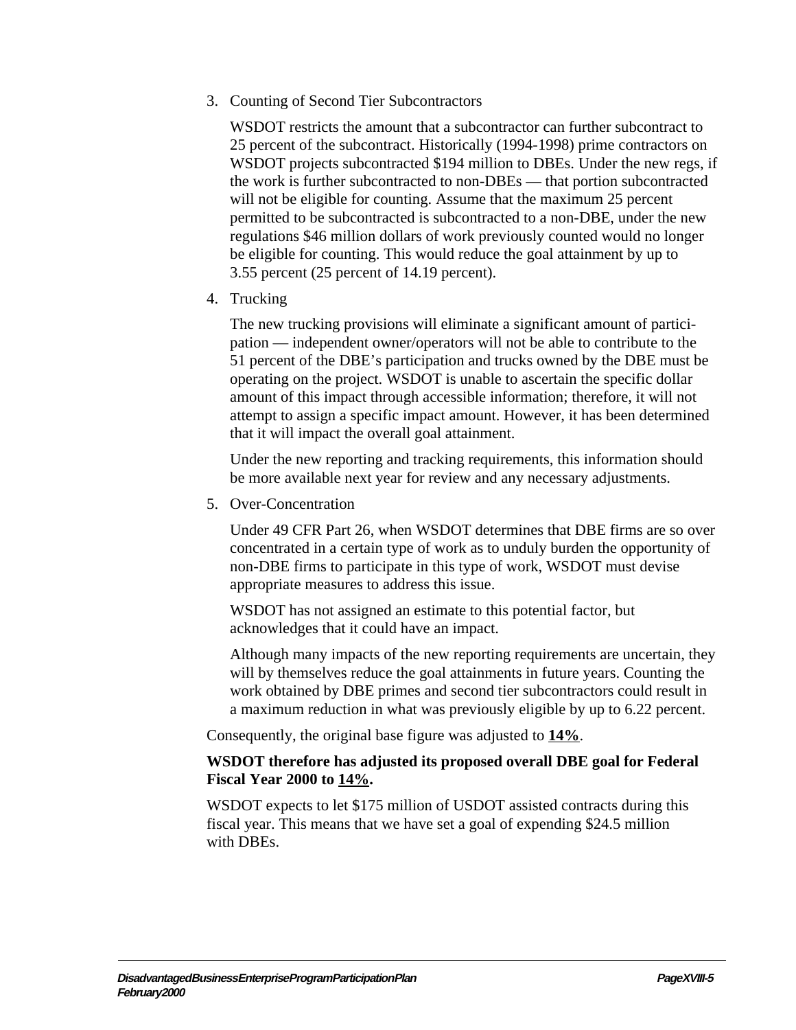3. Counting of Second Tier Subcontractors

   WSDOT restricts the amount that a subcontractor can further subcontract to 25 percent of the subcontract. Historically (1994-1998) prime contractors on WSDOT projects subcontracted $194 million to DBEs. Under the new regs, if the work is further subcontracted to non-DBEs — that portion subcontracted will not be eligible for counting. Assume that the maximum 25 percent permitted to be subcontracted is subcontracted to a non-DBE, under the new regulations $46 million dollars of work previously counted would no longer be eligible for counting. This would reduce the goal attainment by up to 3.55 percent (25 percent of 14.19 percent).

4. Trucking

   The new trucking provisions will eliminate a significant amount of participation — independent owner/operators will not be able to contribute to the 51 percent of the DBE's participation and trucks owned by the DBE must be operating on the project. WSDOT is unable to ascertain the specific dollar amount of this impact through accessible information; therefore, it will not attempt to assign a specific impact amount. However, it has been determined that it will impact the overall goal attainment.

   Under the new reporting and tracking requirements, this information should be more available next year for review and any necessary adjustments.

5. Over-Concentration

   Under 49 CFR Part 26, when WSDOT determines that DBE firms are so over concentrated in a certain type of work as to unduly burden the opportunity of non-DBE firms to participate in this type of work, WSDOT must devise appropriate measures to address this issue.

   WSDOT has not assigned an estimate to this potential factor, but acknowledges that it could have an impact.

   Although many impacts of the new reporting requirements are uncertain, they will by themselves reduce the goal attainments in future years. Counting the work obtained by DBE primes and second tier subcontractors could result in a maximum reduction in what was previously eligible by up to 6.22 percent.

Consequently, the original base figure was adjusted to **<u>14%</u>**.

**WSDOT therefore has adjusted its proposed overall DBE goal for Federal Fiscal Year 2000 to <u>14%</u>.**

WSDOT expects to let $175 million of USDOT assisted contracts during this fiscal year. This means that we have set a goal of expending $24.5 million with DBEs.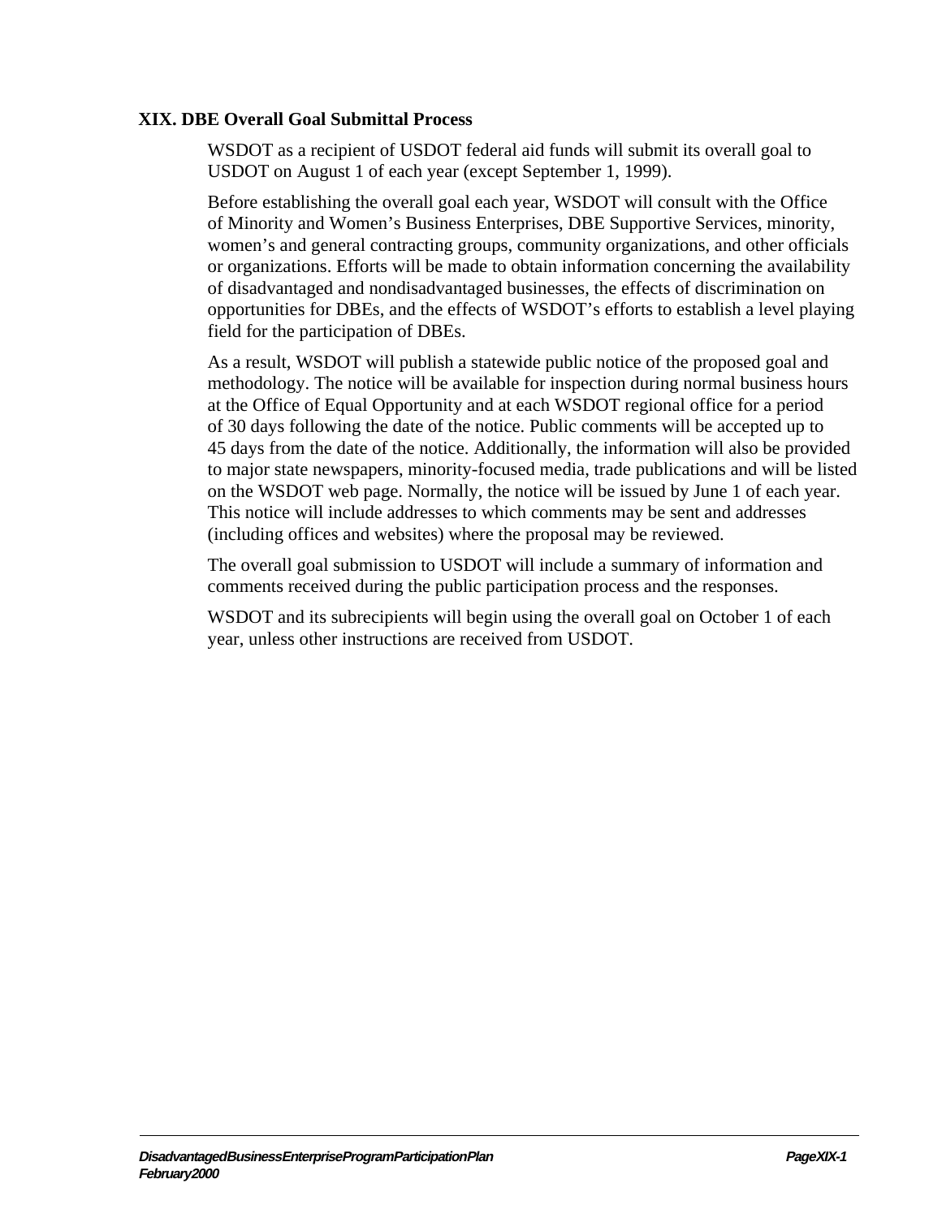## XIX. DBE Overall Goal Submittal Process

WSDOT as a recipient of USDOT federal aid funds will submit its overall goal to USDOT on August 1 of each year (except September 1, 1999).

Before establishing the overall goal each year, WSDOT will consult with the Office of Minority and Women's Business Enterprises, DBE Supportive Services, minority, women's and general contracting groups, community organizations, and other officials or organizations. Efforts will be made to obtain information concerning the availability of disadvantaged and nondisadvantaged businesses, the effects of discrimination on opportunities for DBEs, and the effects of WSDOT's efforts to establish a level playing field for the participation of DBEs.

As a result, WSDOT will publish a statewide public notice of the proposed goal and methodology. The notice will be available for inspection during normal business hours at the Office of Equal Opportunity and at each WSDOT regional office for a period of 30 days following the date of the notice. Public comments will be accepted up to 45 days from the date of the notice. Additionally, the information will also be provided to major state newspapers, minority-focused media, trade publications and will be listed on the WSDOT web page. Normally, the notice will be issued by June 1 of each year. This notice will include addresses to which comments may be sent and addresses (including offices and websites) where the proposal may be reviewed.

The overall goal submission to USDOT will include a summary of information and comments received during the public participation process and the responses.

WSDOT and its subrecipients will begin using the overall goal on October 1 of each year, unless other instructions are received from USDOT.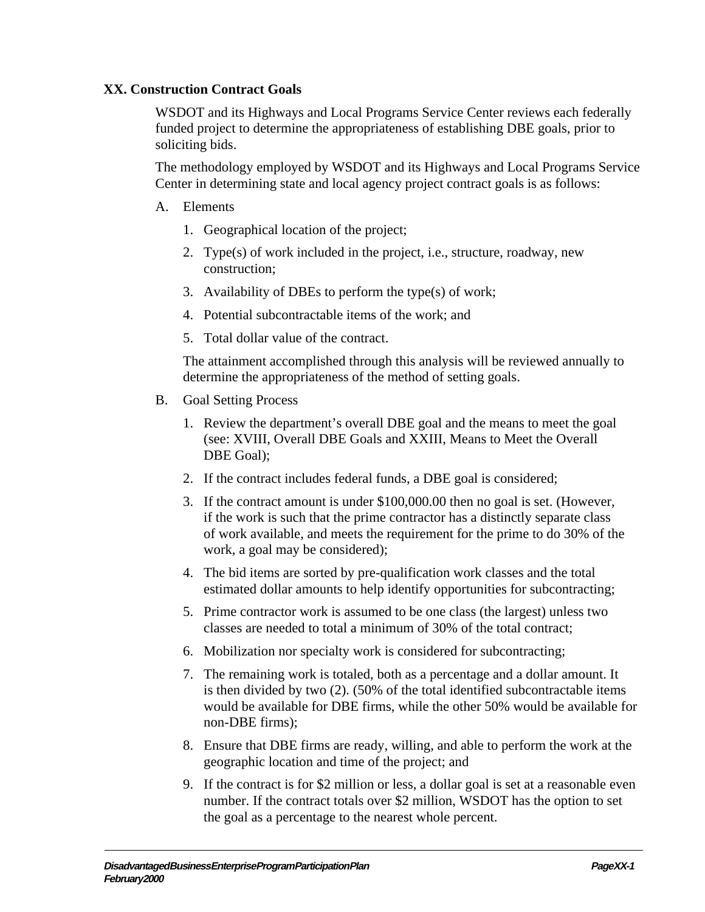## XX. Construction Contract Goals

WSDOT and its Highways and Local Programs Service Center reviews each federally funded project to determine the appropriateness of establishing DBE goals, prior to soliciting bids.

The methodology employed by WSDOT and its Highways and Local Programs Service Center in determining state and local agency project contract goals is as follows:

A. Elements

1. Geographical location of the project;
2. Type(s) of work included in the project, i.e., structure, roadway, new construction;
3. Availability of DBEs to perform the type(s) of work;
4. Potential subcontractable items of the work; and
5. Total dollar value of the contract.

The attainment accomplished through this analysis will be reviewed annually to determine the appropriateness of the method of setting goals.

B. Goal Setting Process

1. Review the department's overall DBE goal and the means to meet the goal (see: XVIII, Overall DBE Goals and XXIII, Means to Meet the Overall DBE Goal);
2. If the contract includes federal funds, a DBE goal is considered;
3. If the contract amount is under $100,000.00 then no goal is set. (However, if the work is such that the prime contractor has a distinctly separate class of work available, and meets the requirement for the prime to do 30% of the work, a goal may be considered);
4. The bid items are sorted by pre-qualification work classes and the total estimated dollar amounts to help identify opportunities for subcontracting;
5. Prime contractor work is assumed to be one class (the largest) unless two classes are needed to total a minimum of 30% of the total contract;
6. Mobilization nor specialty work is considered for subcontracting;
7. The remaining work is totaled, both as a percentage and a dollar amount. It is then divided by two (2). (50% of the total identified subcontractable items would be available for DBE firms, while the other 50% would be available for non-DBE firms);
8. Ensure that DBE firms are ready, willing, and able to perform the work at the geographic location and time of the project; and
9. If the contract is for $2 million or less, a dollar goal is set at a reasonable even number. If the contract totals over $2 million, WSDOT has the option to set the goal as a percentage to the nearest whole percent.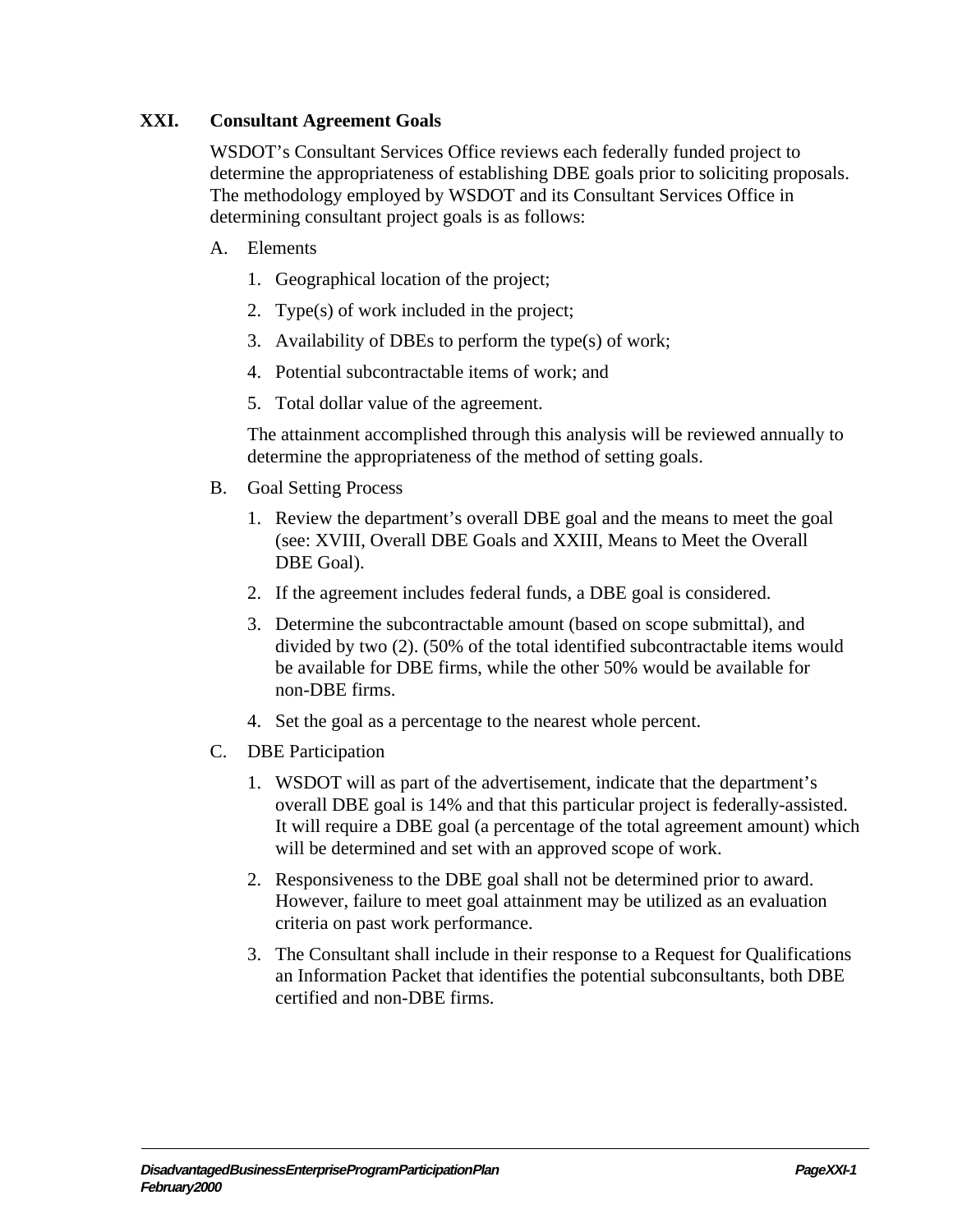## XXI. Consultant Agreement Goals

WSDOT's Consultant Services Office reviews each federally funded project to determine the appropriateness of establishing DBE goals prior to soliciting proposals. The methodology employed by WSDOT and its Consultant Services Office in determining consultant project goals is as follows:

A. Elements

1. Geographical location of the project;
2. Type(s) of work included in the project;
3. Availability of DBEs to perform the type(s) of work;
4. Potential subcontractable items of work; and
5. Total dollar value of the agreement.

The attainment accomplished through this analysis will be reviewed annually to determine the appropriateness of the method of setting goals.

B. Goal Setting Process

1. Review the department's overall DBE goal and the means to meet the goal (see: XVIII, Overall DBE Goals and XXIII, Means to Meet the Overall DBE Goal).
2. If the agreement includes federal funds, a DBE goal is considered.
3. Determine the subcontractable amount (based on scope submittal), and divided by two (2). (50% of the total identified subcontractable items would be available for DBE firms, while the other 50% would be available for non-DBE firms.
4. Set the goal as a percentage to the nearest whole percent.

C. DBE Participation

1. WSDOT will as part of the advertisement, indicate that the department's overall DBE goal is 14% and that this particular project is federally-assisted. It will require a DBE goal (a percentage of the total agreement amount) which will be determined and set with an approved scope of work.
2. Responsiveness to the DBE goal shall not be determined prior to award. However, failure to meet goal attainment may be utilized as an evaluation criteria on past work performance.
3. The Consultant shall include in their response to a Request for Qualifications an Information Packet that identifies the potential subconsultants, both DBE certified and non-DBE firms.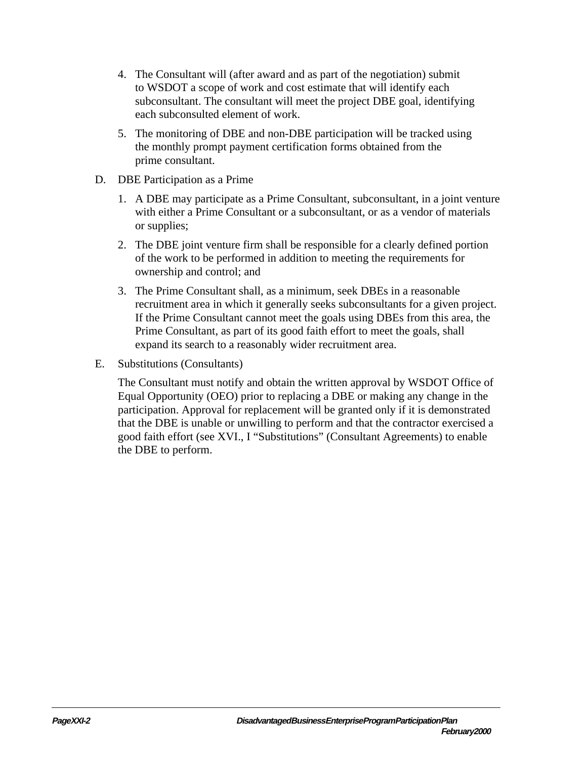4. The Consultant will (after award and as part of the negotiation) submit to WSDOT a scope of work and cost estimate that will identify each subconsultant. The consultant will meet the project DBE goal, identifying each subconsulted element of work.

5. The monitoring of DBE and non-DBE participation will be tracked using the monthly prompt payment certification forms obtained from the prime consultant.

D. DBE Participation as a Prime

1. A DBE may participate as a Prime Consultant, subconsultant, in a joint venture with either a Prime Consultant or a subconsultant, or as a vendor of materials or supplies;

2. The DBE joint venture firm shall be responsible for a clearly defined portion of the work to be performed in addition to meeting the requirements for ownership and control; and

3. The Prime Consultant shall, as a minimum, seek DBEs in a reasonable recruitment area in which it generally seeks subconsultants for a given project. If the Prime Consultant cannot meet the goals using DBEs from this area, the Prime Consultant, as part of its good faith effort to meet the goals, shall expand its search to a reasonably wider recruitment area.

E. Substitutions (Consultants)

The Consultant must notify and obtain the written approval by WSDOT Office of Equal Opportunity (OEO) prior to replacing a DBE or making any change in the participation. Approval for replacement will be granted only if it is demonstrated that the DBE is unable or unwilling to perform and that the contractor exercised a good faith effort (see XVI., I "Substitutions" (Consultant Agreements) to enable the DBE to perform.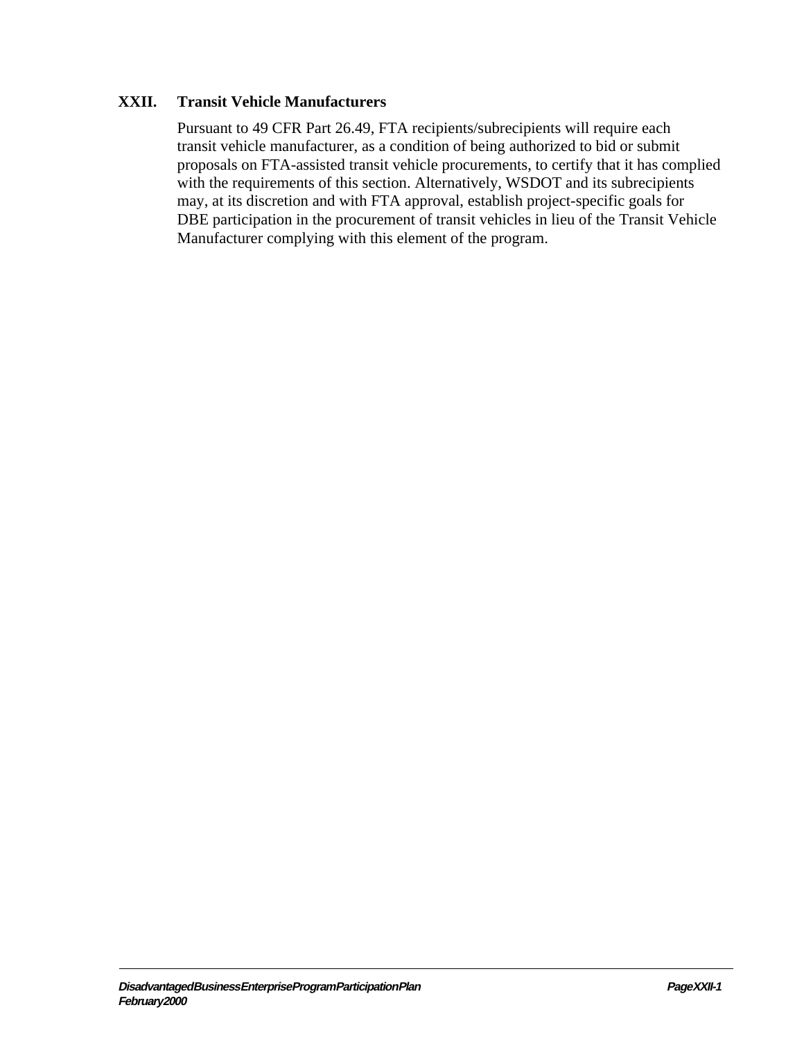## XXII. Transit Vehicle Manufacturers

Pursuant to 49 CFR Part 26.49, FTA recipients/subrecipients will require each transit vehicle manufacturer, as a condition of being authorized to bid or submit proposals on FTA-assisted transit vehicle procurements, to certify that it has complied with the requirements of this section. Alternatively, WSDOT and its subrecipients may, at its discretion and with FTA approval, establish project-specific goals for DBE participation in the procurement of transit vehicles in lieu of the Transit Vehicle Manufacturer complying with this element of the program.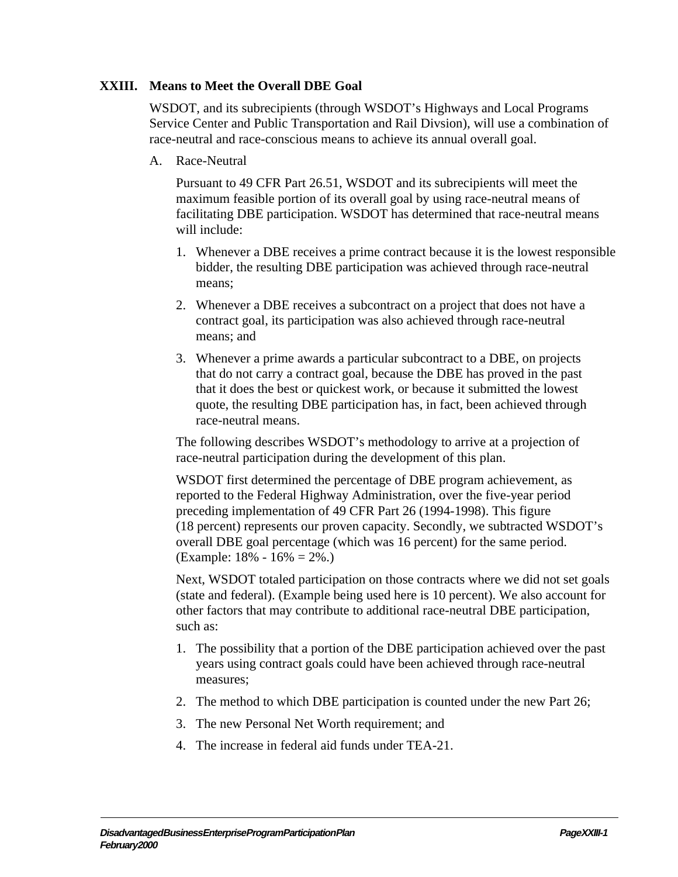## XXIII. Means to Meet the Overall DBE Goal

WSDOT, and its subrecipients (through WSDOT's Highways and Local Programs Service Center and Public Transportation and Rail Divsion), will use a combination of race-neutral and race-conscious means to achieve its annual overall goal.

A. Race-Neutral

Pursuant to 49 CFR Part 26.51, WSDOT and its subrecipients will meet the maximum feasible portion of its overall goal by using race-neutral means of facilitating DBE participation. WSDOT has determined that race-neutral means will include:

1. Whenever a DBE receives a prime contract because it is the lowest responsible bidder, the resulting DBE participation was achieved through race-neutral means;
2. Whenever a DBE receives a subcontract on a project that does not have a contract goal, its participation was also achieved through race-neutral means; and
3. Whenever a prime awards a particular subcontract to a DBE, on projects that do not carry a contract goal, because the DBE has proved in the past that it does the best or quickest work, or because it submitted the lowest quote, the resulting DBE participation has, in fact, been achieved through race-neutral means.

The following describes WSDOT's methodology to arrive at a projection of race-neutral participation during the development of this plan.

WSDOT first determined the percentage of DBE program achievement, as reported to the Federal Highway Administration, over the five-year period preceding implementation of 49 CFR Part 26 (1994-1998). This figure (18 percent) represents our proven capacity. Secondly, we subtracted WSDOT's overall DBE goal percentage (which was 16 percent) for the same period. (Example: 18% - 16% = 2%.)

Next, WSDOT totaled participation on those contracts where we did not set goals (state and federal). (Example being used here is 10 percent). We also account for other factors that may contribute to additional race-neutral DBE participation, such as:

1. The possibility that a portion of the DBE participation achieved over the past years using contract goals could have been achieved through race-neutral measures;
2. The method to which DBE participation is counted under the new Part 26;
3. The new Personal Net Worth requirement; and
4. The increase in federal aid funds under TEA-21.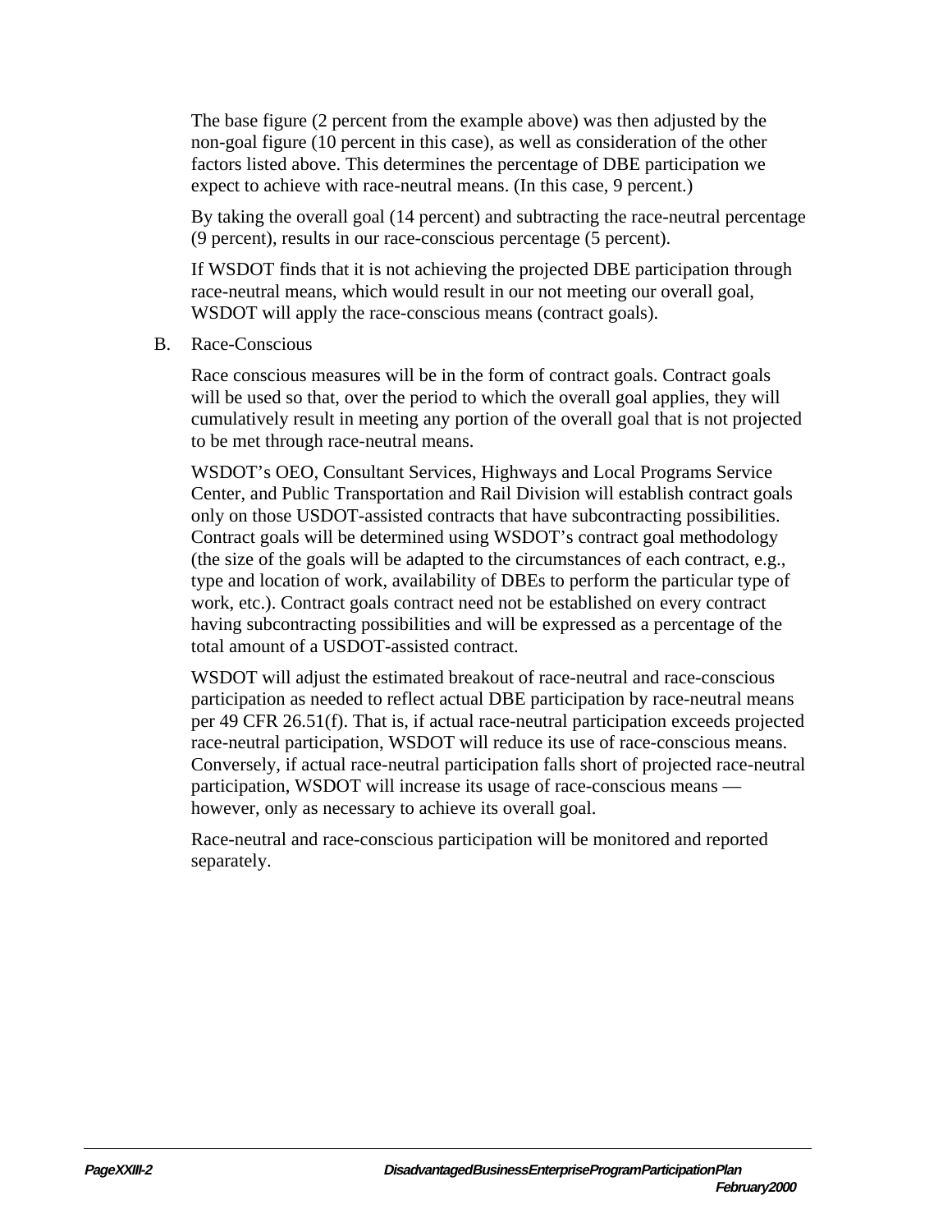The base figure (2 percent from the example above) was then adjusted by the non-goal figure (10 percent in this case), as well as consideration of the other factors listed above. This determines the percentage of DBE participation we expect to achieve with race-neutral means. (In this case, 9 percent.)

By taking the overall goal (14 percent) and subtracting the race-neutral percentage (9 percent), results in our race-conscious percentage (5 percent).

If WSDOT finds that it is not achieving the projected DBE participation through race-neutral means, which would result in our not meeting our overall goal, WSDOT will apply the race-conscious means (contract goals).

B. Race-Conscious

Race conscious measures will be in the form of contract goals. Contract goals will be used so that, over the period to which the overall goal applies, they will cumulatively result in meeting any portion of the overall goal that is not projected to be met through race-neutral means.

WSDOT's OEO, Consultant Services, Highways and Local Programs Service Center, and Public Transportation and Rail Division will establish contract goals only on those USDOT-assisted contracts that have subcontracting possibilities. Contract goals will be determined using WSDOT's contract goal methodology (the size of the goals will be adapted to the circumstances of each contract, e.g., type and location of work, availability of DBEs to perform the particular type of work, etc.). Contract goals contract need not be established on every contract having subcontracting possibilities and will be expressed as a percentage of the total amount of a USDOT-assisted contract.

WSDOT will adjust the estimated breakout of race-neutral and race-conscious participation as needed to reflect actual DBE participation by race-neutral means per 49 CFR 26.51(f). That is, if actual race-neutral participation exceeds projected race-neutral participation, WSDOT will reduce its use of race-conscious means. Conversely, if actual race-neutral participation falls short of projected race-neutral participation, WSDOT will increase its usage of race-conscious means — however, only as necessary to achieve its overall goal.

Race-neutral and race-conscious participation will be monitored and reported separately.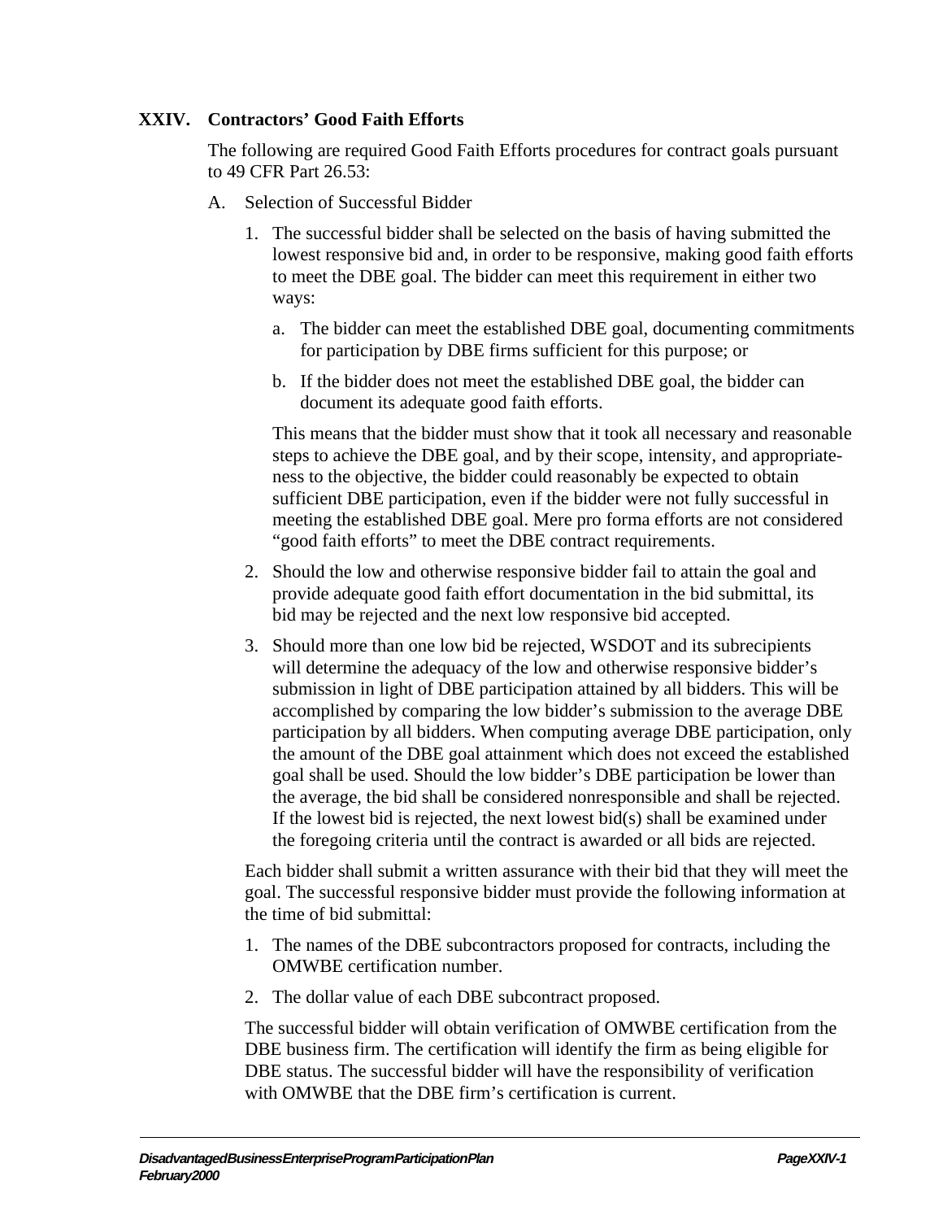## XXIV. Contractors' Good Faith Efforts

The following are required Good Faith Efforts procedures for contract goals pursuant to 49 CFR Part 26.53:

A. Selection of Successful Bidder

1. The successful bidder shall be selected on the basis of having submitted the lowest responsive bid and, in order to be responsive, making good faith efforts to meet the DBE goal. The bidder can meet this requirement in either two ways:

    a. The bidder can meet the established DBE goal, documenting commitments for participation by DBE firms sufficient for this purpose; or

    b. If the bidder does not meet the established DBE goal, the bidder can document its adequate good faith efforts.

    This means that the bidder must show that it took all necessary and reasonable steps to achieve the DBE goal, and by their scope, intensity, and appropriateness to the objective, the bidder could reasonably be expected to obtain sufficient DBE participation, even if the bidder were not fully successful in meeting the established DBE goal. Mere pro forma efforts are not considered "good faith efforts" to meet the DBE contract requirements.

2. Should the low and otherwise responsive bidder fail to attain the goal and provide adequate good faith effort documentation in the bid submittal, its bid may be rejected and the next low responsive bid accepted.

3. Should more than one low bid be rejected, WSDOT and its subrecipients will determine the adequacy of the low and otherwise responsive bidder's submission in light of DBE participation attained by all bidders. This will be accomplished by comparing the low bidder's submission to the average DBE participation by all bidders. When computing average DBE participation, only the amount of the DBE goal attainment which does not exceed the established goal shall be used. Should the low bidder's DBE participation be lower than the average, the bid shall be considered nonresponsible and shall be rejected. If the lowest bid is rejected, the next lowest bid(s) shall be examined under the foregoing criteria until the contract is awarded or all bids are rejected.

Each bidder shall submit a written assurance with their bid that they will meet the goal. The successful responsive bidder must provide the following information at the time of bid submittal:

1. The names of the DBE subcontractors proposed for contracts, including the OMWBE certification number.
2. The dollar value of each DBE subcontract proposed.

The successful bidder will obtain verification of OMWBE certification from the DBE business firm. The certification will identify the firm as being eligible for DBE status. The successful bidder will have the responsibility of verification with OMWBE that the DBE firm's certification is current.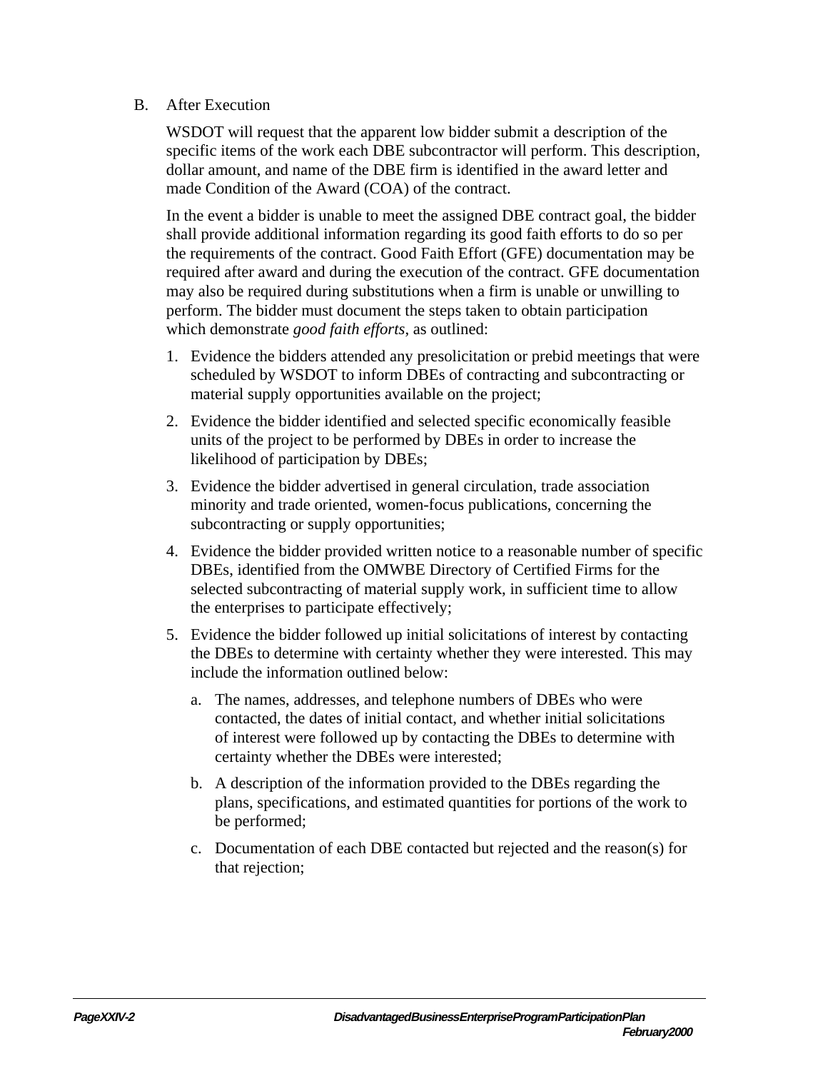B. After Execution

WSDOT will request that the apparent low bidder submit a description of the specific items of the work each DBE subcontractor will perform. This description, dollar amount, and name of the DBE firm is identified in the award letter and made Condition of the Award (COA) of the contract.

In the event a bidder is unable to meet the assigned DBE contract goal, the bidder shall provide additional information regarding its good faith efforts to do so per the requirements of the contract. Good Faith Effort (GFE) documentation may be required after award and during the execution of the contract. GFE documentation may also be required during substitutions when a firm is unable or unwilling to perform. The bidder must document the steps taken to obtain participation which demonstrate *good faith efforts*, as outlined:

1. Evidence the bidders attended any presolicitation or prebid meetings that were scheduled by WSDOT to inform DBEs of contracting and subcontracting or material supply opportunities available on the project;
2. Evidence the bidder identified and selected specific economically feasible units of the project to be performed by DBEs in order to increase the likelihood of participation by DBEs;
3. Evidence the bidder advertised in general circulation, trade association minority and trade oriented, women-focus publications, concerning the subcontracting or supply opportunities;
4. Evidence the bidder provided written notice to a reasonable number of specific DBEs, identified from the OMWBE Directory of Certified Firms for the selected subcontracting of material supply work, in sufficient time to allow the enterprises to participate effectively;
5. Evidence the bidder followed up initial solicitations of interest by contacting the DBEs to determine with certainty whether they were interested. This may include the information outlined below:
   a. The names, addresses, and telephone numbers of DBEs who were contacted, the dates of initial contact, and whether initial solicitations of interest were followed up by contacting the DBEs to determine with certainty whether the DBEs were interested;
   b. A description of the information provided to the DBEs regarding the plans, specifications, and estimated quantities for portions of the work to be performed;
   c. Documentation of each DBE contacted but rejected and the reason(s) for that rejection;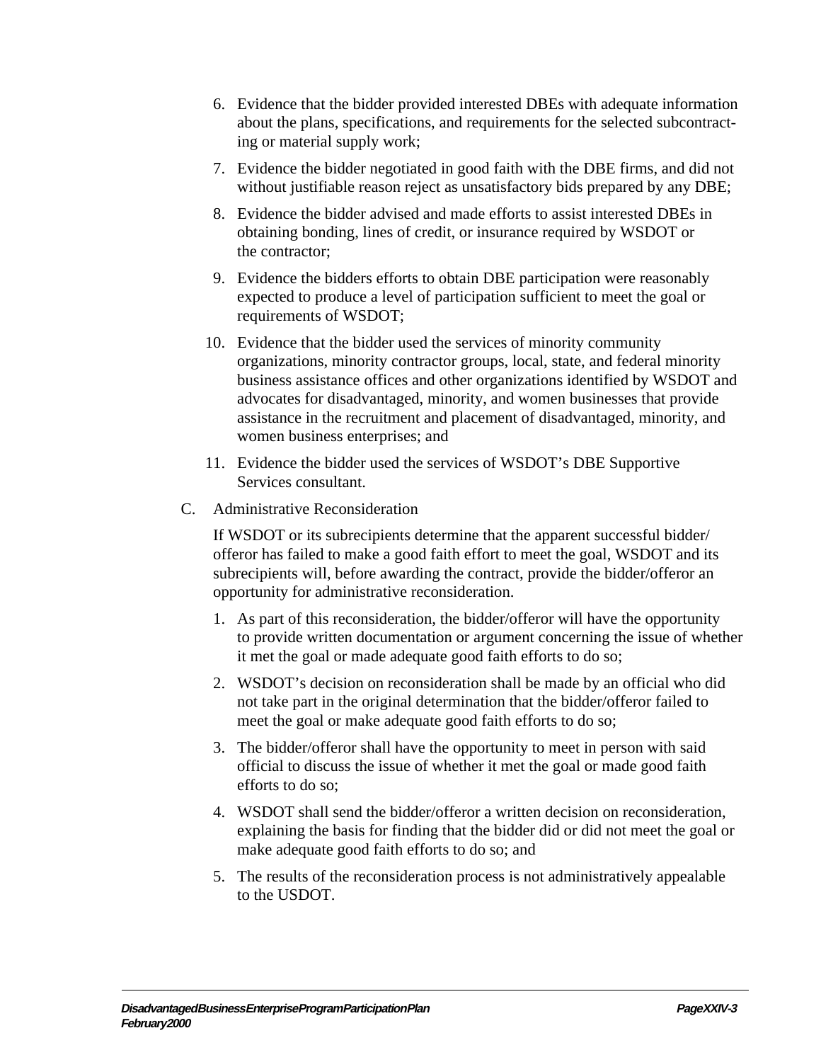6. Evidence that the bidder provided interested DBEs with adequate information about the plans, specifications, and requirements for the selected subcontracting or material supply work;
7. Evidence the bidder negotiated in good faith with the DBE firms, and did not without justifiable reason reject as unsatisfactory bids prepared by any DBE;
8. Evidence the bidder advised and made efforts to assist interested DBEs in obtaining bonding, lines of credit, or insurance required by WSDOT or the contractor;
9. Evidence the bidders efforts to obtain DBE participation were reasonably expected to produce a level of participation sufficient to meet the goal or requirements of WSDOT;
10. Evidence that the bidder used the services of minority community organizations, minority contractor groups, local, state, and federal minority business assistance offices and other organizations identified by WSDOT and advocates for disadvantaged, minority, and women businesses that provide assistance in the recruitment and placement of disadvantaged, minority, and women business enterprises; and
11. Evidence the bidder used the services of WSDOT's DBE Supportive Services consultant.

C. Administrative Reconsideration

If WSDOT or its subrecipients determine that the apparent successful bidder/offeror has failed to make a good faith effort to meet the goal, WSDOT and its subrecipients will, before awarding the contract, provide the bidder/offeror an opportunity for administrative reconsideration.

1. As part of this reconsideration, the bidder/offeror will have the opportunity to provide written documentation or argument concerning the issue of whether it met the goal or made adequate good faith efforts to do so;
2. WSDOT's decision on reconsideration shall be made by an official who did not take part in the original determination that the bidder/offeror failed to meet the goal or make adequate good faith efforts to do so;
3. The bidder/offeror shall have the opportunity to meet in person with said official to discuss the issue of whether it met the goal or made good faith efforts to do so;
4. WSDOT shall send the bidder/offeror a written decision on reconsideration, explaining the basis for finding that the bidder did or did not meet the goal or make adequate good faith efforts to do so; and
5. The results of the reconsideration process is not administratively appealable to the USDOT.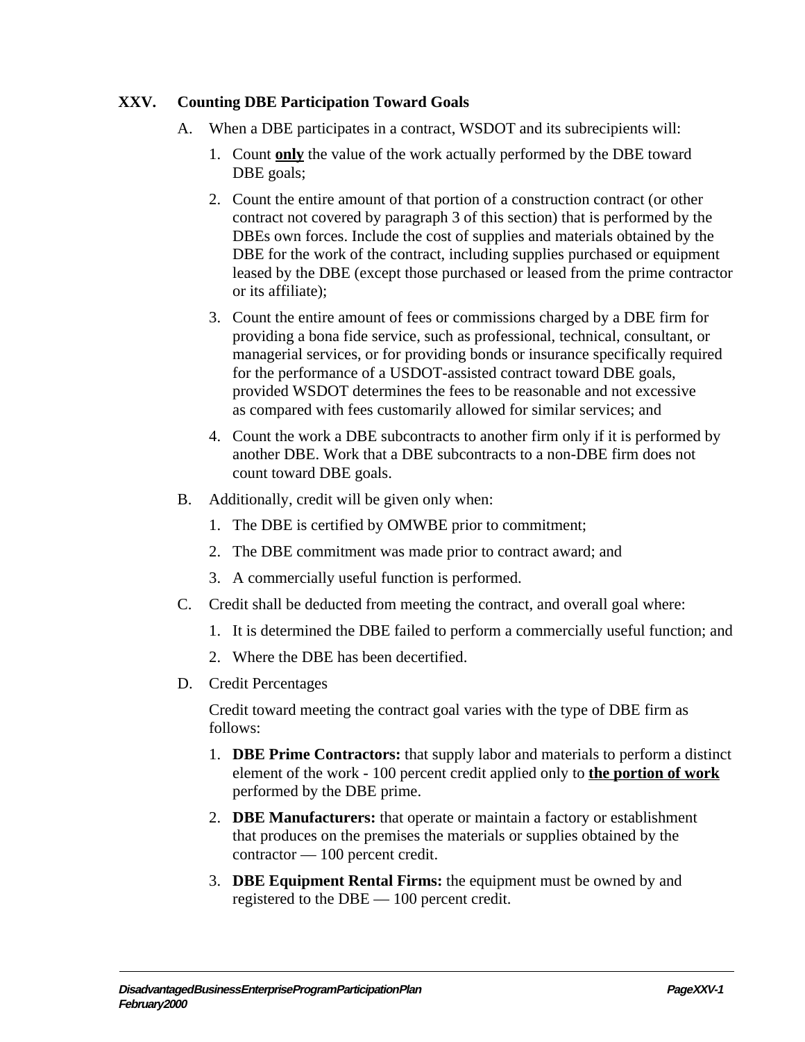## XXV. Counting DBE Participation Toward Goals

A. When a DBE participates in a contract, WSDOT and its subrecipients will:

1. Count **<u>only</u>** the value of the work actually performed by the DBE toward DBE goals;
2. Count the entire amount of that portion of a construction contract (or other contract not covered by paragraph 3 of this section) that is performed by the DBEs own forces. Include the cost of supplies and materials obtained by the DBE for the work of the contract, including supplies purchased or equipment leased by the DBE (except those purchased or leased from the prime contractor or its affiliate);
3. Count the entire amount of fees or commissions charged by a DBE firm for providing a bona fide service, such as professional, technical, consultant, or managerial services, or for providing bonds or insurance specifically required for the performance of a USDOT-assisted contract toward DBE goals, provided WSDOT determines the fees to be reasonable and not excessive as compared with fees customarily allowed for similar services; and
4. Count the work a DBE subcontracts to another firm only if it is performed by another DBE. Work that a DBE subcontracts to a non-DBE firm does not count toward DBE goals.

B. Additionally, credit will be given only when:

1. The DBE is certified by OMWBE prior to commitment;
2. The DBE commitment was made prior to contract award; and
3. A commercially useful function is performed.

C. Credit shall be deducted from meeting the contract, and overall goal where:

1. It is determined the DBE failed to perform a commercially useful function; and
2. Where the DBE has been decertified.

D. Credit Percentages

Credit toward meeting the contract goal varies with the type of DBE firm as follows:

1. **DBE Prime Contractors:** that supply labor and materials to perform a distinct element of the work - 100 percent credit applied only to **<u>the portion of work</u>** performed by the DBE prime.
2. **DBE Manufacturers:** that operate or maintain a factory or establishment that produces on the premises the materials or supplies obtained by the contractor — 100 percent credit.
3. **DBE Equipment Rental Firms:** the equipment must be owned by and registered to the DBE — 100 percent credit.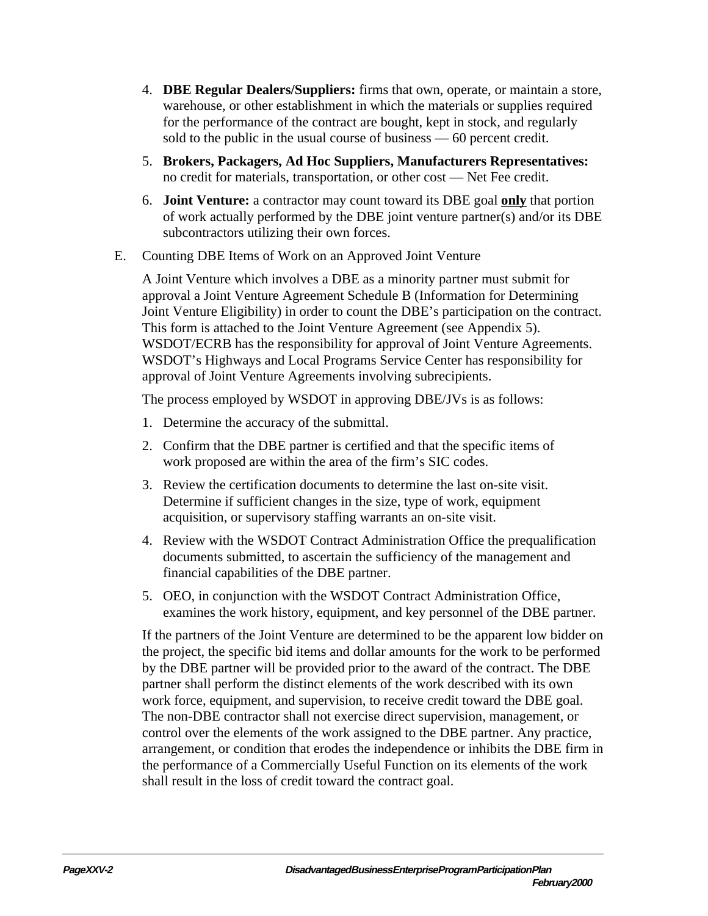4. **DBE Regular Dealers/Suppliers:** firms that own, operate, or maintain a store, warehouse, or other establishment in which the materials or supplies required for the performance of the contract are bought, kept in stock, and regularly sold to the public in the usual course of business — 60 percent credit.

5. **Brokers, Packagers, Ad Hoc Suppliers, Manufacturers Representatives:** no credit for materials, transportation, or other cost — Net Fee credit.

6. **Joint Venture:** a contractor may count toward its DBE goal **only** that portion of work actually performed by the DBE joint venture partner(s) and/or its DBE subcontractors utilizing their own forces.

E. Counting DBE Items of Work on an Approved Joint Venture

A Joint Venture which involves a DBE as a minority partner must submit for approval a Joint Venture Agreement Schedule B (Information for Determining Joint Venture Eligibility) in order to count the DBE's participation on the contract. This form is attached to the Joint Venture Agreement (see Appendix 5). WSDOT/ECRB has the responsibility for approval of Joint Venture Agreements. WSDOT's Highways and Local Programs Service Center has responsibility for approval of Joint Venture Agreements involving subrecipients.

The process employed by WSDOT in approving DBE/JVs is as follows:

1. Determine the accuracy of the submittal.
2. Confirm that the DBE partner is certified and that the specific items of work proposed are within the area of the firm's SIC codes.
3. Review the certification documents to determine the last on-site visit. Determine if sufficient changes in the size, type of work, equipment acquisition, or supervisory staffing warrants an on-site visit.
4. Review with the WSDOT Contract Administration Office the prequalification documents submitted, to ascertain the sufficiency of the management and financial capabilities of the DBE partner.
5. OEO, in conjunction with the WSDOT Contract Administration Office, examines the work history, equipment, and key personnel of the DBE partner.

If the partners of the Joint Venture are determined to be the apparent low bidder on the project, the specific bid items and dollar amounts for the work to be performed by the DBE partner will be provided prior to the award of the contract. The DBE partner shall perform the distinct elements of the work described with its own work force, equipment, and supervision, to receive credit toward the DBE goal. The non-DBE contractor shall not exercise direct supervision, management, or control over the elements of the work assigned to the DBE partner. Any practice, arrangement, or condition that erodes the independence or inhibits the DBE firm in the performance of a Commercially Useful Function on its elements of the work shall result in the loss of credit toward the contract goal.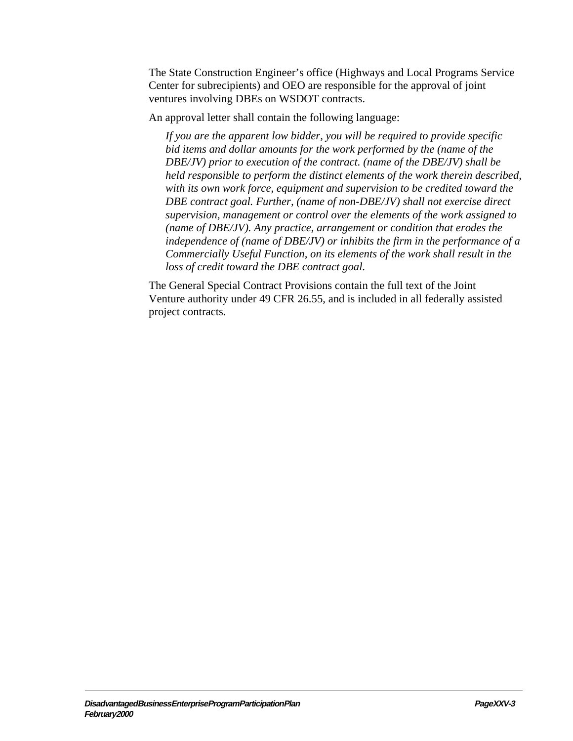The State Construction Engineer's office (Highways and Local Programs Service Center for subrecipients) and OEO are responsible for the approval of joint ventures involving DBEs on WSDOT contracts.

An approval letter shall contain the following language:

> *If you are the apparent low bidder, you will be required to provide specific bid items and dollar amounts for the work performed by the (name of the DBE/JV) prior to execution of the contract. (name of the DBE/JV) shall be held responsible to perform the distinct elements of the work therein described, with its own work force, equipment and supervision to be credited toward the DBE contract goal. Further, (name of non-DBE/JV) shall not exercise direct supervision, management or control over the elements of the work assigned to (name of DBE/JV). Any practice, arrangement or condition that erodes the independence of (name of DBE/JV) or inhibits the firm in the performance of a Commercially Useful Function, on its elements of the work shall result in the loss of credit toward the DBE contract goal.*

The General Special Contract Provisions contain the full text of the Joint Venture authority under 49 CFR 26.55, and is included in all federally assisted project contracts.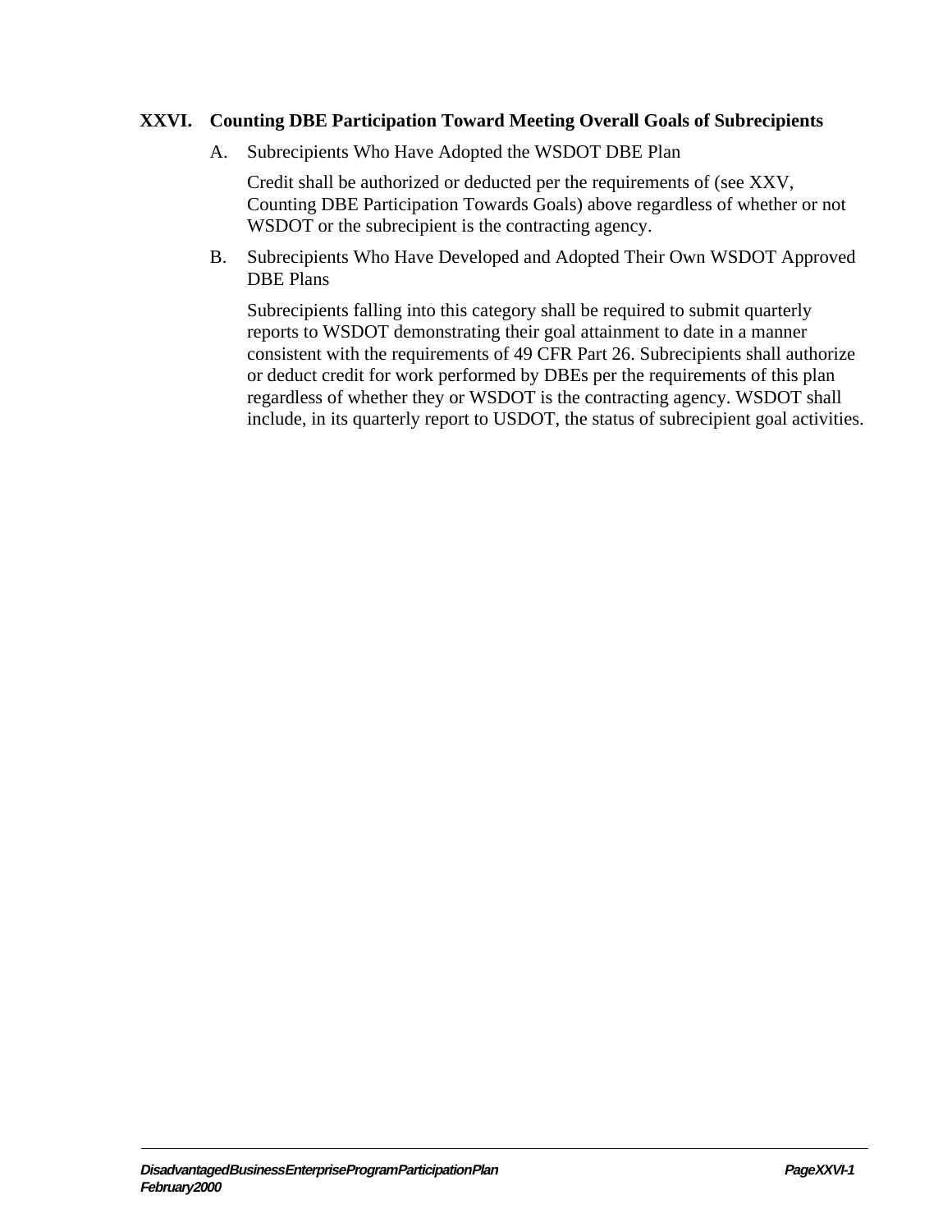## XXVI. Counting DBE Participation Toward Meeting Overall Goals of Subrecipients

### A. Subrecipients Who Have Adopted the WSDOT DBE Plan

Credit shall be authorized or deducted per the requirements of (see XXV, Counting DBE Participation Towards Goals) above regardless of whether or not WSDOT or the subrecipient is the contracting agency.

### B. Subrecipients Who Have Developed and Adopted Their Own WSDOT Approved DBE Plans

Subrecipients falling into this category shall be required to submit quarterly reports to WSDOT demonstrating their goal attainment to date in a manner consistent with the requirements of 49 CFR Part 26. Subrecipients shall authorize or deduct credit for work performed by DBEs per the requirements of this plan regardless of whether they or WSDOT is the contracting agency. WSDOT shall include, in its quarterly report to USDOT, the status of subrecipient goal activities.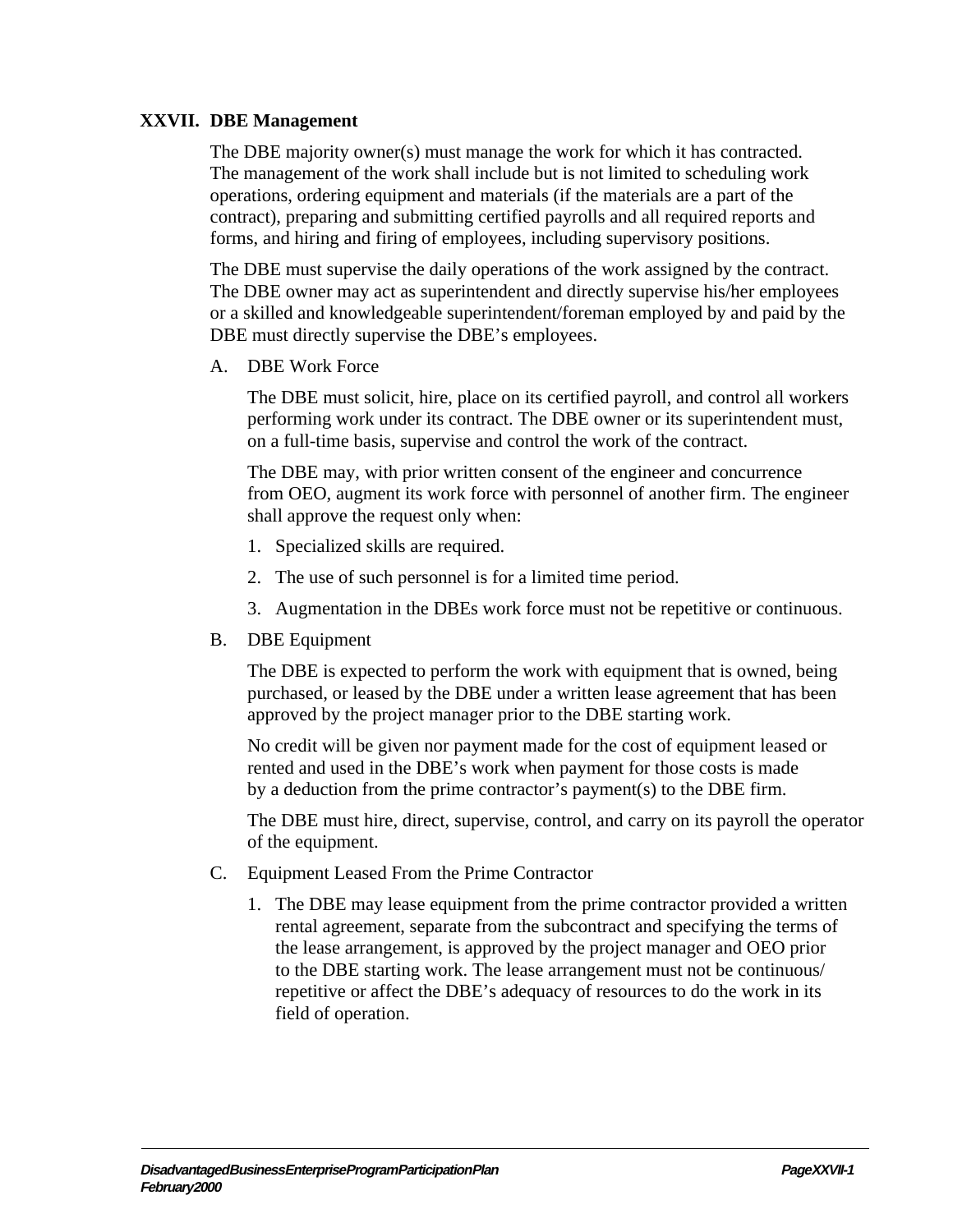## XXVII. DBE Management

The DBE majority owner(s) must manage the work for which it has contracted. The management of the work shall include but is not limited to scheduling work operations, ordering equipment and materials (if the materials are a part of the contract), preparing and submitting certified payrolls and all required reports and forms, and hiring and firing of employees, including supervisory positions.

The DBE must supervise the daily operations of the work assigned by the contract. The DBE owner may act as superintendent and directly supervise his/her employees or a skilled and knowledgeable superintendent/foreman employed by and paid by the DBE must directly supervise the DBE's employees.

### A. DBE Work Force

The DBE must solicit, hire, place on its certified payroll, and control all workers performing work under its contract. The DBE owner or its superintendent must, on a full-time basis, supervise and control the work of the contract.

The DBE may, with prior written consent of the engineer and concurrence from OEO, augment its work force with personnel of another firm. The engineer shall approve the request only when:

1. Specialized skills are required.
2. The use of such personnel is for a limited time period.
3. Augmentation in the DBEs work force must not be repetitive or continuous.

### B. DBE Equipment

The DBE is expected to perform the work with equipment that is owned, being purchased, or leased by the DBE under a written lease agreement that has been approved by the project manager prior to the DBE starting work.

No credit will be given nor payment made for the cost of equipment leased or rented and used in the DBE's work when payment for those costs is made by a deduction from the prime contractor's payment(s) to the DBE firm.

The DBE must hire, direct, supervise, control, and carry on its payroll the operator of the equipment.

### C. Equipment Leased From the Prime Contractor

1. The DBE may lease equipment from the prime contractor provided a written rental agreement, separate from the subcontract and specifying the terms of the lease arrangement, is approved by the project manager and OEO prior to the DBE starting work. The lease arrangement must not be continuous/ repetitive or affect the DBE's adequacy of resources to do the work in its field of operation.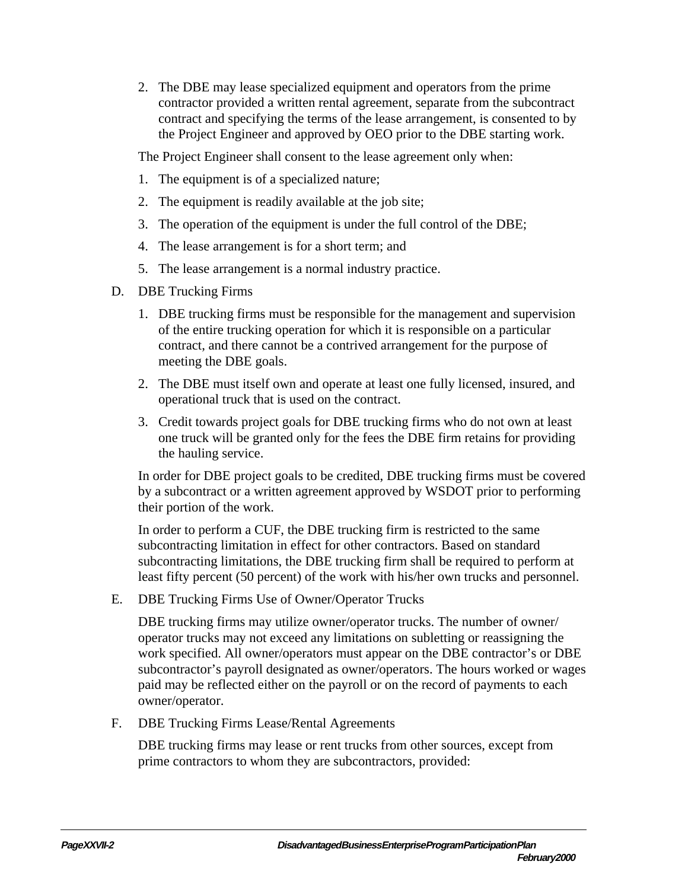2. The DBE may lease specialized equipment and operators from the prime contractor provided a written rental agreement, separate from the subcontract contract and specifying the terms of the lease arrangement, is consented to by the Project Engineer and approved by OEO prior to the DBE starting work.

The Project Engineer shall consent to the lease agreement only when:

1. The equipment is of a specialized nature;
2. The equipment is readily available at the job site;
3. The operation of the equipment is under the full control of the DBE;
4. The lease arrangement is for a short term; and
5. The lease arrangement is a normal industry practice.

D. DBE Trucking Firms

1. DBE trucking firms must be responsible for the management and supervision of the entire trucking operation for which it is responsible on a particular contract, and there cannot be a contrived arrangement for the purpose of meeting the DBE goals.
2. The DBE must itself own and operate at least one fully licensed, insured, and operational truck that is used on the contract.
3. Credit towards project goals for DBE trucking firms who do not own at least one truck will be granted only for the fees the DBE firm retains for providing the hauling service.

In order for DBE project goals to be credited, DBE trucking firms must be covered by a subcontract or a written agreement approved by WSDOT prior to performing their portion of the work.

In order to perform a CUF, the DBE trucking firm is restricted to the same subcontracting limitation in effect for other contractors. Based on standard subcontracting limitations, the DBE trucking firm shall be required to perform at least fifty percent (50 percent) of the work with his/her own trucks and personnel.

E. DBE Trucking Firms Use of Owner/Operator Trucks

DBE trucking firms may utilize owner/operator trucks. The number of owner/operator trucks may not exceed any limitations on subletting or reassigning the work specified. All owner/operators must appear on the DBE contractor's or DBE subcontractor's payroll designated as owner/operators. The hours worked or wages paid may be reflected either on the payroll or on the record of payments to each owner/operator.

F. DBE Trucking Firms Lease/Rental Agreements

DBE trucking firms may lease or rent trucks from other sources, except from prime contractors to whom they are subcontractors, provided: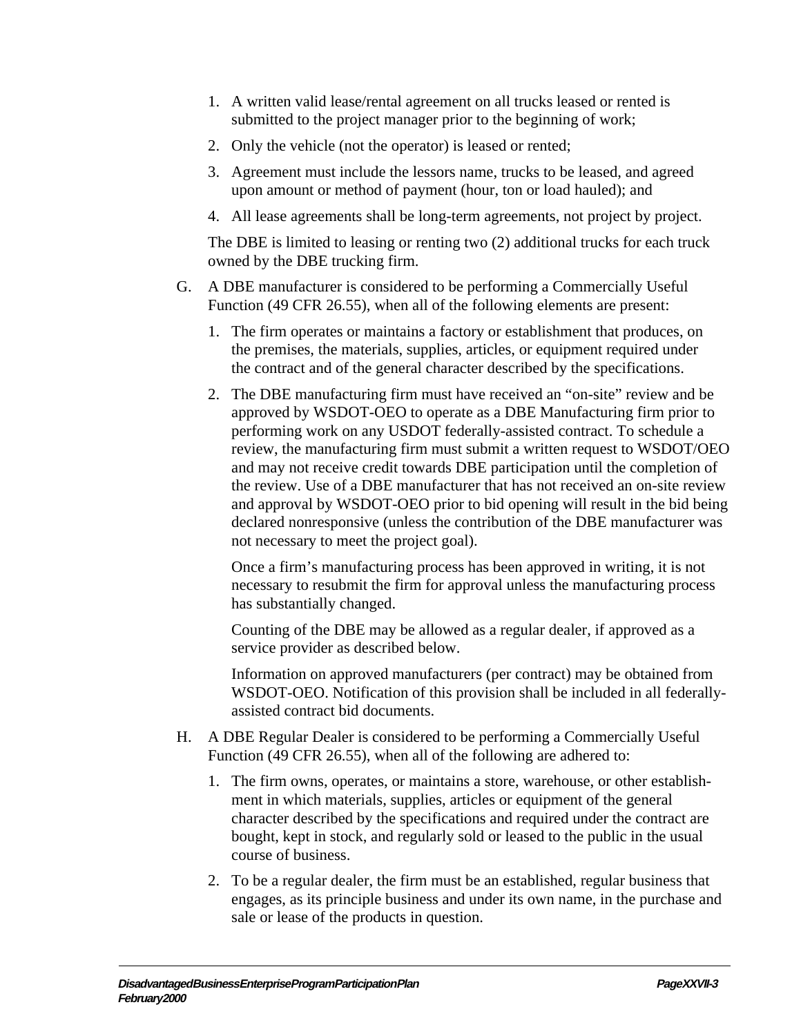1. A written valid lease/rental agreement on all trucks leased or rented is submitted to the project manager prior to the beginning of work;
2. Only the vehicle (not the operator) is leased or rented;
3. Agreement must include the lessors name, trucks to be leased, and agreed upon amount or method of payment (hour, ton or load hauled); and
4. All lease agreements shall be long-term agreements, not project by project.

The DBE is limited to leasing or renting two (2) additional trucks for each truck owned by the DBE trucking firm.

G. A DBE manufacturer is considered to be performing a Commercially Useful Function (49 CFR 26.55), when all of the following elements are present:

1. The firm operates or maintains a factory or establishment that produces, on the premises, the materials, supplies, articles, or equipment required under the contract and of the general character described by the specifications.
2. The DBE manufacturing firm must have received an "on-site" review and be approved by WSDOT-OEO to operate as a DBE Manufacturing firm prior to performing work on any USDOT federally-assisted contract. To schedule a review, the manufacturing firm must submit a written request to WSDOT/OEO and may not receive credit towards DBE participation until the completion of the review. Use of a DBE manufacturer that has not received an on-site review and approval by WSDOT-OEO prior to bid opening will result in the bid being declared nonresponsive (unless the contribution of the DBE manufacturer was not necessary to meet the project goal).

   Once a firm's manufacturing process has been approved in writing, it is not necessary to resubmit the firm for approval unless the manufacturing process has substantially changed.

   Counting of the DBE may be allowed as a regular dealer, if approved as a service provider as described below.

   Information on approved manufacturers (per contract) may be obtained from WSDOT-OEO. Notification of this provision shall be included in all federally-assisted contract bid documents.

H. A DBE Regular Dealer is considered to be performing a Commercially Useful Function (49 CFR 26.55), when all of the following are adhered to:

1. The firm owns, operates, or maintains a store, warehouse, or other establishment in which materials, supplies, articles or equipment of the general character described by the specifications and required under the contract are bought, kept in stock, and regularly sold or leased to the public in the usual course of business.
2. To be a regular dealer, the firm must be an established, regular business that engages, as its principle business and under its own name, in the purchase and sale or lease of the products in question.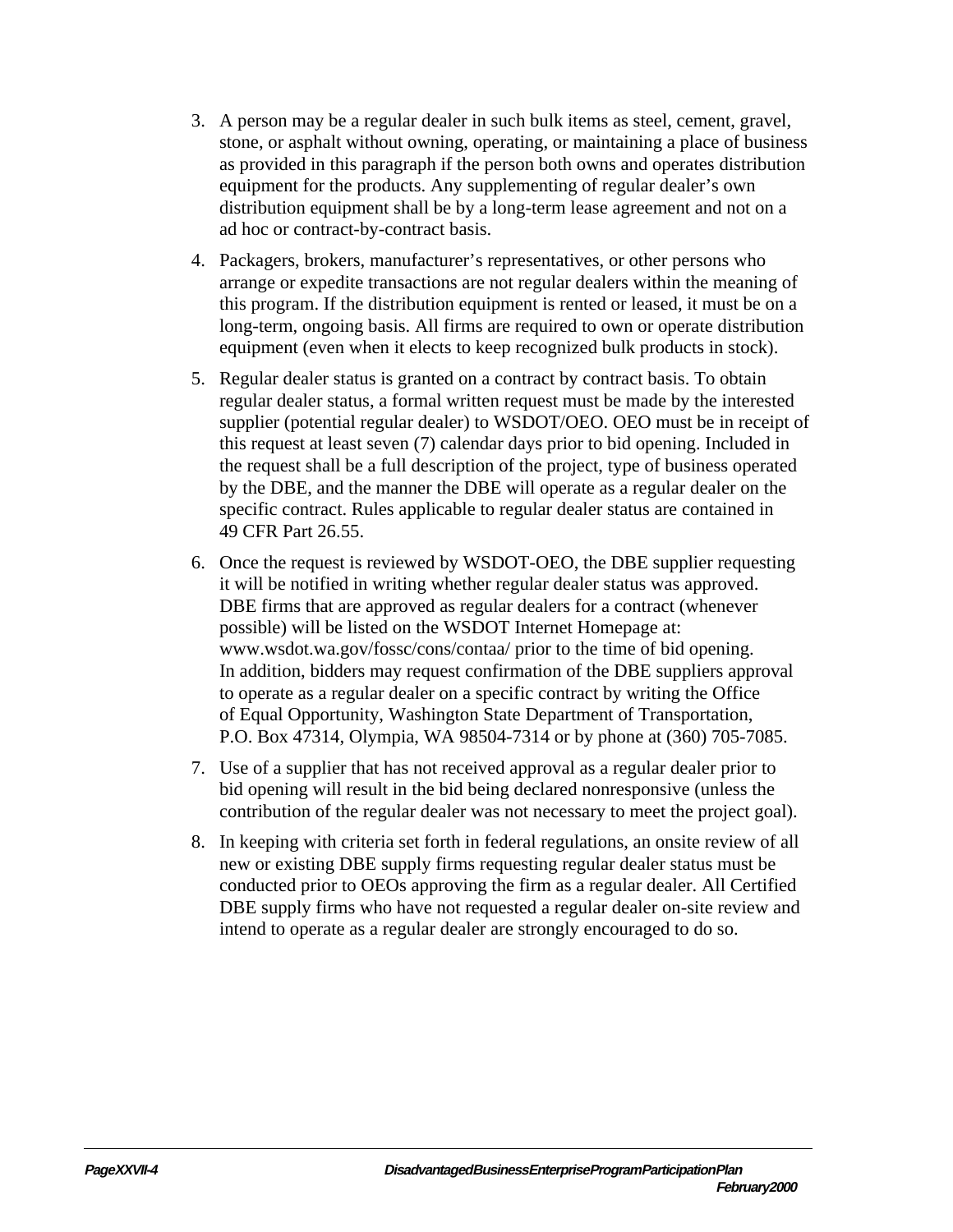3. A person may be a regular dealer in such bulk items as steel, cement, gravel, stone, or asphalt without owning, operating, or maintaining a place of business as provided in this paragraph if the person both owns and operates distribution equipment for the products. Any supplementing of regular dealer's own distribution equipment shall be by a long-term lease agreement and not on a ad hoc or contract-by-contract basis.
4. Packagers, brokers, manufacturer's representatives, or other persons who arrange or expedite transactions are not regular dealers within the meaning of this program. If the distribution equipment is rented or leased, it must be on a long-term, ongoing basis. All firms are required to own or operate distribution equipment (even when it elects to keep recognized bulk products in stock).
5. Regular dealer status is granted on a contract by contract basis. To obtain regular dealer status, a formal written request must be made by the interested supplier (potential regular dealer) to WSDOT/OEO. OEO must be in receipt of this request at least seven (7) calendar days prior to bid opening. Included in the request shall be a full description of the project, type of business operated by the DBE, and the manner the DBE will operate as a regular dealer on the specific contract. Rules applicable to regular dealer status are contained in 49 CFR Part 26.55.
6. Once the request is reviewed by WSDOT-OEO, the DBE supplier requesting it will be notified in writing whether regular dealer status was approved. DBE firms that are approved as regular dealers for a contract (whenever possible) will be listed on the WSDOT Internet Homepage at: www.wsdot.wa.gov/fossc/cons/contaa/ prior to the time of bid opening. In addition, bidders may request confirmation of the DBE suppliers approval to operate as a regular dealer on a specific contract by writing the Office of Equal Opportunity, Washington State Department of Transportation, P.O. Box 47314, Olympia, WA 98504-7314 or by phone at (360) 705-7085.
7. Use of a supplier that has not received approval as a regular dealer prior to bid opening will result in the bid being declared nonresponsive (unless the contribution of the regular dealer was not necessary to meet the project goal).
8. In keeping with criteria set forth in federal regulations, an onsite review of all new or existing DBE supply firms requesting regular dealer status must be conducted prior to OEOs approving the firm as a regular dealer. All Certified DBE supply firms who have not requested a regular dealer on-site review and intend to operate as a regular dealer are strongly encouraged to do so.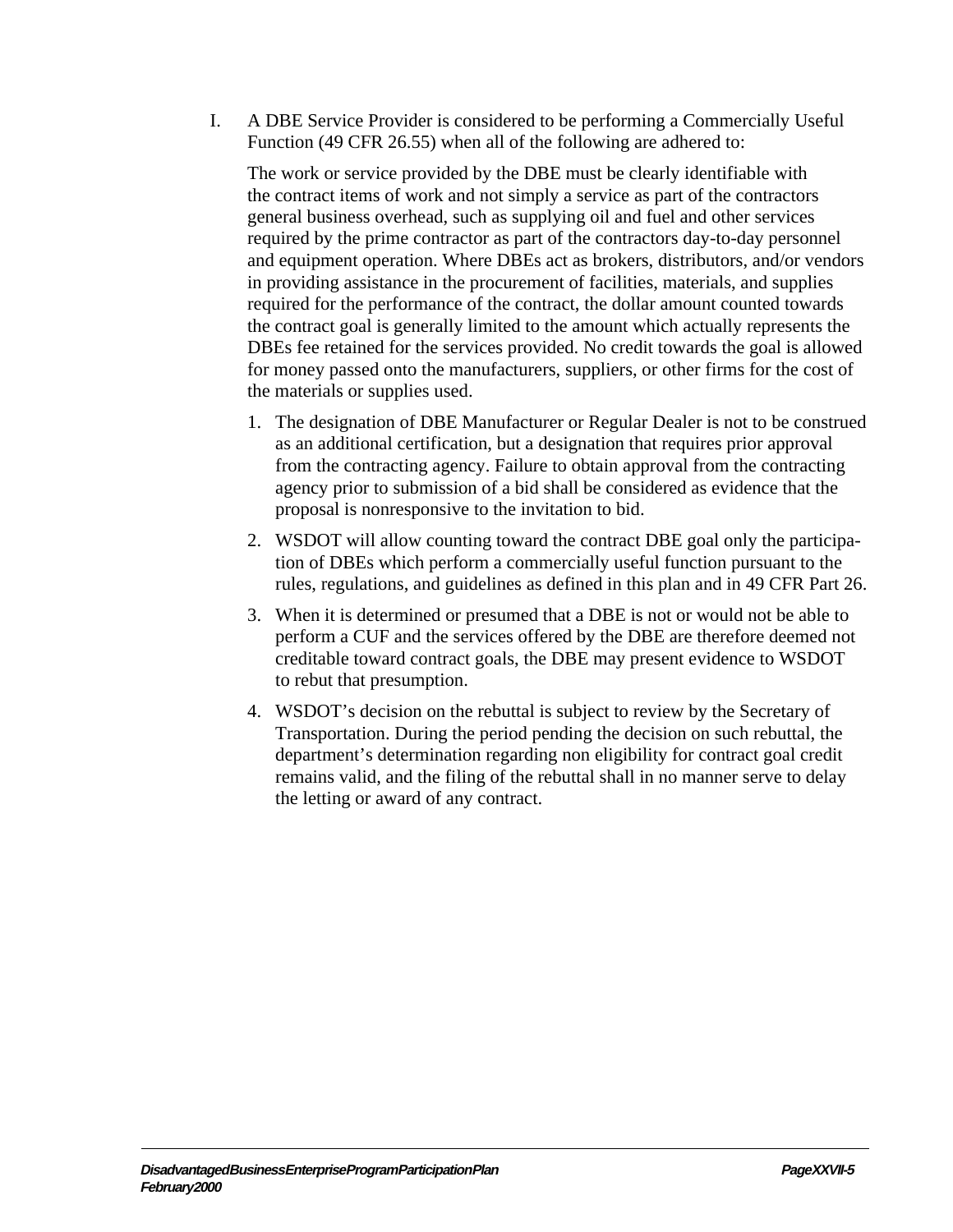I. A DBE Service Provider is considered to be performing a Commercially Useful Function (49 CFR 26.55) when all of the following are adhered to:

   The work or service provided by the DBE must be clearly identifiable with the contract items of work and not simply a service as part of the contractors general business overhead, such as supplying oil and fuel and other services required by the prime contractor as part of the contractors day-to-day personnel and equipment operation. Where DBEs act as brokers, distributors, and/or vendors in providing assistance in the procurement of facilities, materials, and supplies required for the performance of the contract, the dollar amount counted towards the contract goal is generally limited to the amount which actually represents the DBEs fee retained for the services provided. No credit towards the goal is allowed for money passed onto the manufacturers, suppliers, or other firms for the cost of the materials or supplies used.

   1. The designation of DBE Manufacturer or Regular Dealer is not to be construed as an additional certification, but a designation that requires prior approval from the contracting agency. Failure to obtain approval from the contracting agency prior to submission of a bid shall be considered as evidence that the proposal is nonresponsive to the invitation to bid.
   2. WSDOT will allow counting toward the contract DBE goal only the participation of DBEs which perform a commercially useful function pursuant to the rules, regulations, and guidelines as defined in this plan and in 49 CFR Part 26.
   3. When it is determined or presumed that a DBE is not or would not be able to perform a CUF and the services offered by the DBE are therefore deemed not creditable toward contract goals, the DBE may present evidence to WSDOT to rebut that presumption.
   4. WSDOT's decision on the rebuttal is subject to review by the Secretary of Transportation. During the period pending the decision on such rebuttal, the department's determination regarding non eligibility for contract goal credit remains valid, and the filing of the rebuttal shall in no manner serve to delay the letting or award of any contract.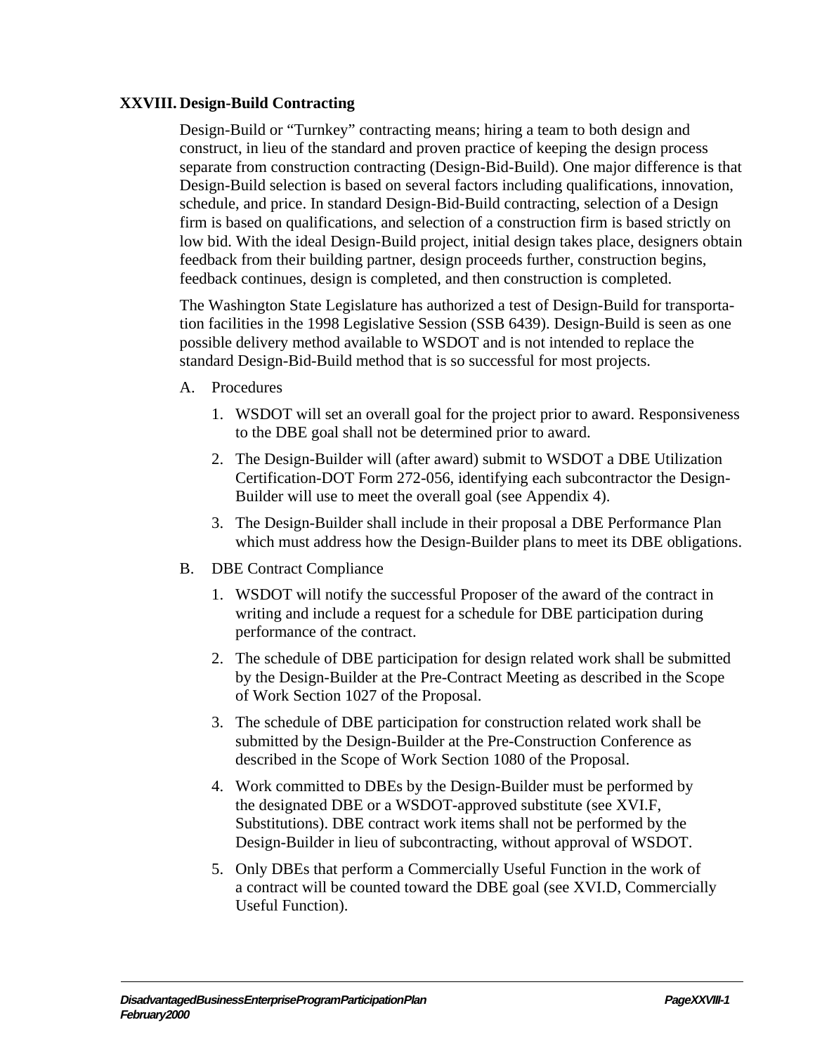## XXVIII. Design-Build Contracting

Design-Build or "Turnkey" contracting means; hiring a team to both design and construct, in lieu of the standard and proven practice of keeping the design process separate from construction contracting (Design-Bid-Build). One major difference is that Design-Build selection is based on several factors including qualifications, innovation, schedule, and price. In standard Design-Bid-Build contracting, selection of a Design firm is based on qualifications, and selection of a construction firm is based strictly on low bid. With the ideal Design-Build project, initial design takes place, designers obtain feedback from their building partner, design proceeds further, construction begins, feedback continues, design is completed, and then construction is completed.

The Washington State Legislature has authorized a test of Design-Build for transportation facilities in the 1998 Legislative Session (SSB 6439). Design-Build is seen as one possible delivery method available to WSDOT and is not intended to replace the standard Design-Bid-Build method that is so successful for most projects.

A. Procedures

1. WSDOT will set an overall goal for the project prior to award. Responsiveness to the DBE goal shall not be determined prior to award.
2. The Design-Builder will (after award) submit to WSDOT a DBE Utilization Certification-DOT Form 272-056, identifying each subcontractor the Design-Builder will use to meet the overall goal (see Appendix 4).
3. The Design-Builder shall include in their proposal a DBE Performance Plan which must address how the Design-Builder plans to meet its DBE obligations.

B. DBE Contract Compliance

1. WSDOT will notify the successful Proposer of the award of the contract in writing and include a request for a schedule for DBE participation during performance of the contract.
2. The schedule of DBE participation for design related work shall be submitted by the Design-Builder at the Pre-Contract Meeting as described in the Scope of Work Section 1027 of the Proposal.
3. The schedule of DBE participation for construction related work shall be submitted by the Design-Builder at the Pre-Construction Conference as described in the Scope of Work Section 1080 of the Proposal.
4. Work committed to DBEs by the Design-Builder must be performed by the designated DBE or a WSDOT-approved substitute (see XVI.F, Substitutions). DBE contract work items shall not be performed by the Design-Builder in lieu of subcontracting, without approval of WSDOT.
5. Only DBEs that perform a Commercially Useful Function in the work of a contract will be counted toward the DBE goal (see XVI.D, Commercially Useful Function).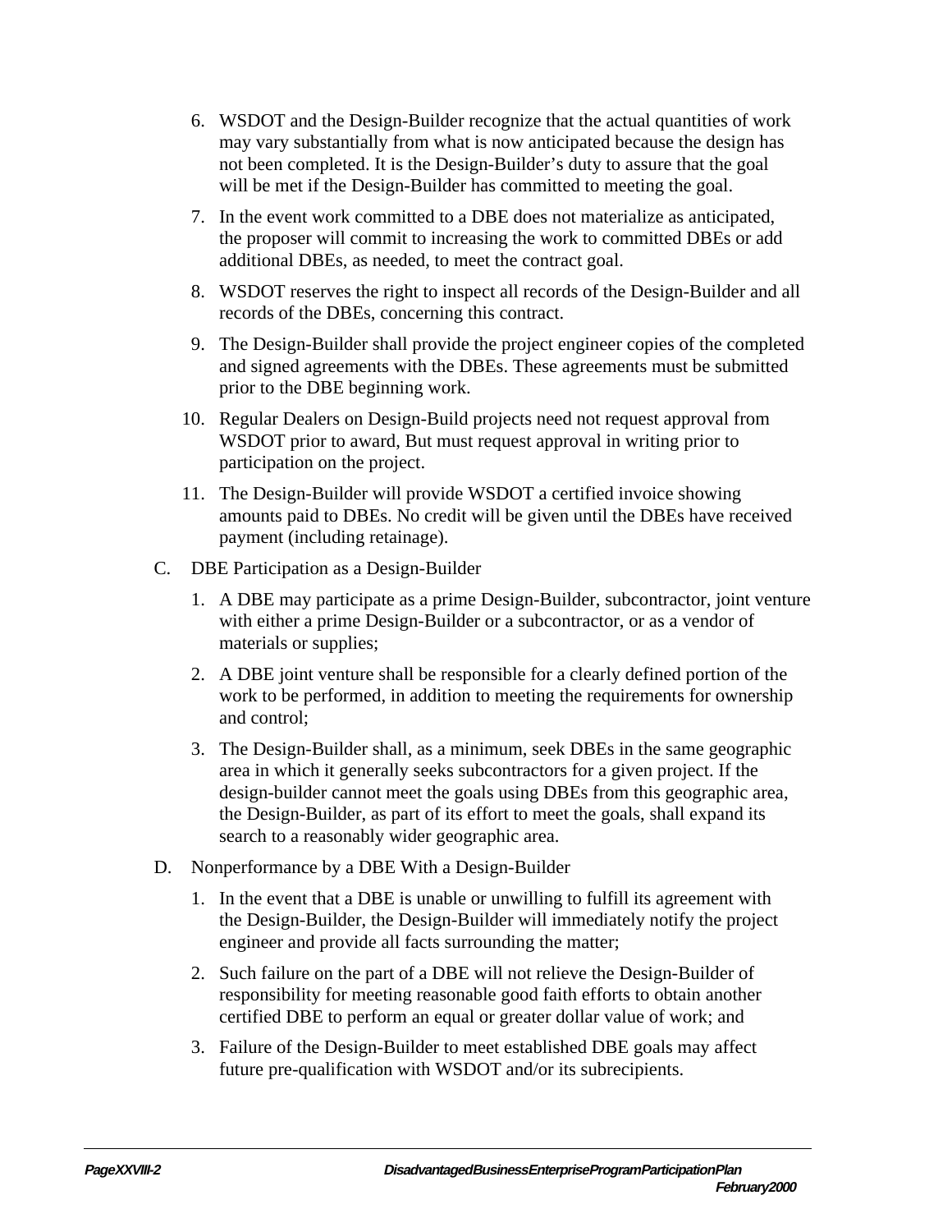6. WSDOT and the Design-Builder recognize that the actual quantities of work may vary substantially from what is now anticipated because the design has not been completed. It is the Design-Builder's duty to assure that the goal will be met if the Design-Builder has committed to meeting the goal.
7. In the event work committed to a DBE does not materialize as anticipated, the proposer will commit to increasing the work to committed DBEs or add additional DBEs, as needed, to meet the contract goal.
8. WSDOT reserves the right to inspect all records of the Design-Builder and all records of the DBEs, concerning this contract.
9. The Design-Builder shall provide the project engineer copies of the completed and signed agreements with the DBEs. These agreements must be submitted prior to the DBE beginning work.
10. Regular Dealers on Design-Build projects need not request approval from WSDOT prior to award, But must request approval in writing prior to participation on the project.
11. The Design-Builder will provide WSDOT a certified invoice showing amounts paid to DBEs. No credit will be given until the DBEs have received payment (including retainage).

C. DBE Participation as a Design-Builder

1. A DBE may participate as a prime Design-Builder, subcontractor, joint venture with either a prime Design-Builder or a subcontractor, or as a vendor of materials or supplies;
2. A DBE joint venture shall be responsible for a clearly defined portion of the work to be performed, in addition to meeting the requirements for ownership and control;
3. The Design-Builder shall, as a minimum, seek DBEs in the same geographic area in which it generally seeks subcontractors for a given project. If the design-builder cannot meet the goals using DBEs from this geographic area, the Design-Builder, as part of its effort to meet the goals, shall expand its search to a reasonably wider geographic area.

D. Nonperformance by a DBE With a Design-Builder

1. In the event that a DBE is unable or unwilling to fulfill its agreement with the Design-Builder, the Design-Builder will immediately notify the project engineer and provide all facts surrounding the matter;
2. Such failure on the part of a DBE will not relieve the Design-Builder of responsibility for meeting reasonable good faith efforts to obtain another certified DBE to perform an equal or greater dollar value of work; and
3. Failure of the Design-Builder to meet established DBE goals may affect future pre-qualification with WSDOT and/or its subrecipients.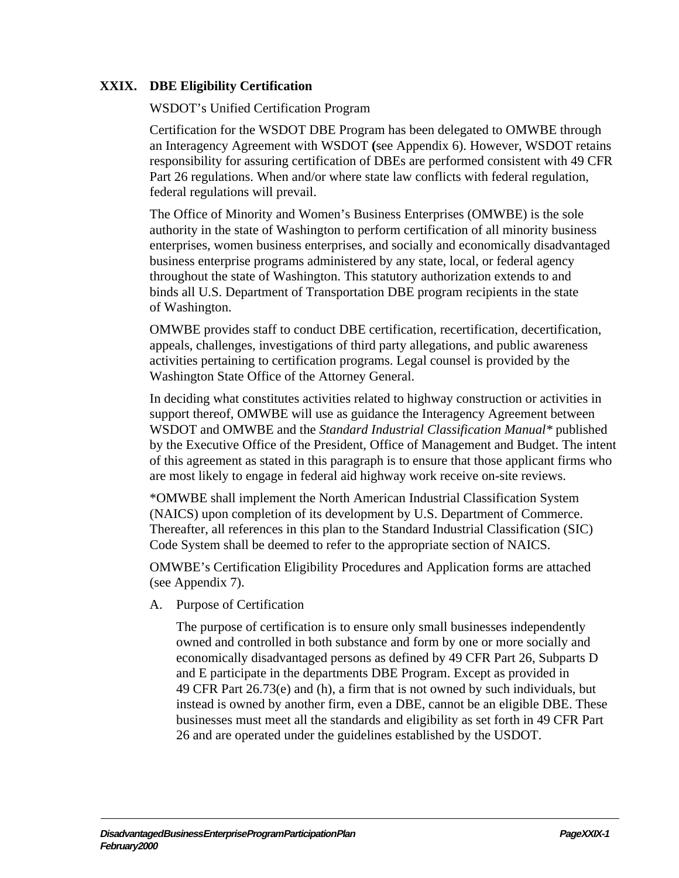## XXIX. DBE Eligibility Certification

WSDOT's Unified Certification Program

Certification for the WSDOT DBE Program has been delegated to OMWBE through an Interagency Agreement with WSDOT (see Appendix 6). However, WSDOT retains responsibility for assuring certification of DBEs are performed consistent with 49 CFR Part 26 regulations. When and/or where state law conflicts with federal regulation, federal regulations will prevail.

The Office of Minority and Women's Business Enterprises (OMWBE) is the sole authority in the state of Washington to perform certification of all minority business enterprises, women business enterprises, and socially and economically disadvantaged business enterprise programs administered by any state, local, or federal agency throughout the state of Washington. This statutory authorization extends to and binds all U.S. Department of Transportation DBE program recipients in the state of Washington.

OMWBE provides staff to conduct DBE certification, recertification, decertification, appeals, challenges, investigations of third party allegations, and public awareness activities pertaining to certification programs. Legal counsel is provided by the Washington State Office of the Attorney General.

In deciding what constitutes activities related to highway construction or activities in support thereof, OMWBE will use as guidance the Interagency Agreement between WSDOT and OMWBE and the *Standard Industrial Classification Manual** published by the Executive Office of the President, Office of Management and Budget. The intent of this agreement as stated in this paragraph is to ensure that those applicant firms who are most likely to engage in federal aid highway work receive on-site reviews.

*OMWBE shall implement the North American Industrial Classification System (NAICS) upon completion of its development by U.S. Department of Commerce. Thereafter, all references in this plan to the Standard Industrial Classification (SIC) Code System shall be deemed to refer to the appropriate section of NAICS.

OMWBE's Certification Eligibility Procedures and Application forms are attached (see Appendix 7).

A. Purpose of Certification

The purpose of certification is to ensure only small businesses independently owned and controlled in both substance and form by one or more socially and economically disadvantaged persons as defined by 49 CFR Part 26, Subparts D and E participate in the departments DBE Program. Except as provided in 49 CFR Part 26.73(e) and (h), a firm that is not owned by such individuals, but instead is owned by another firm, even a DBE, cannot be an eligible DBE. These businesses must meet all the standards and eligibility as set forth in 49 CFR Part 26 and are operated under the guidelines established by the USDOT.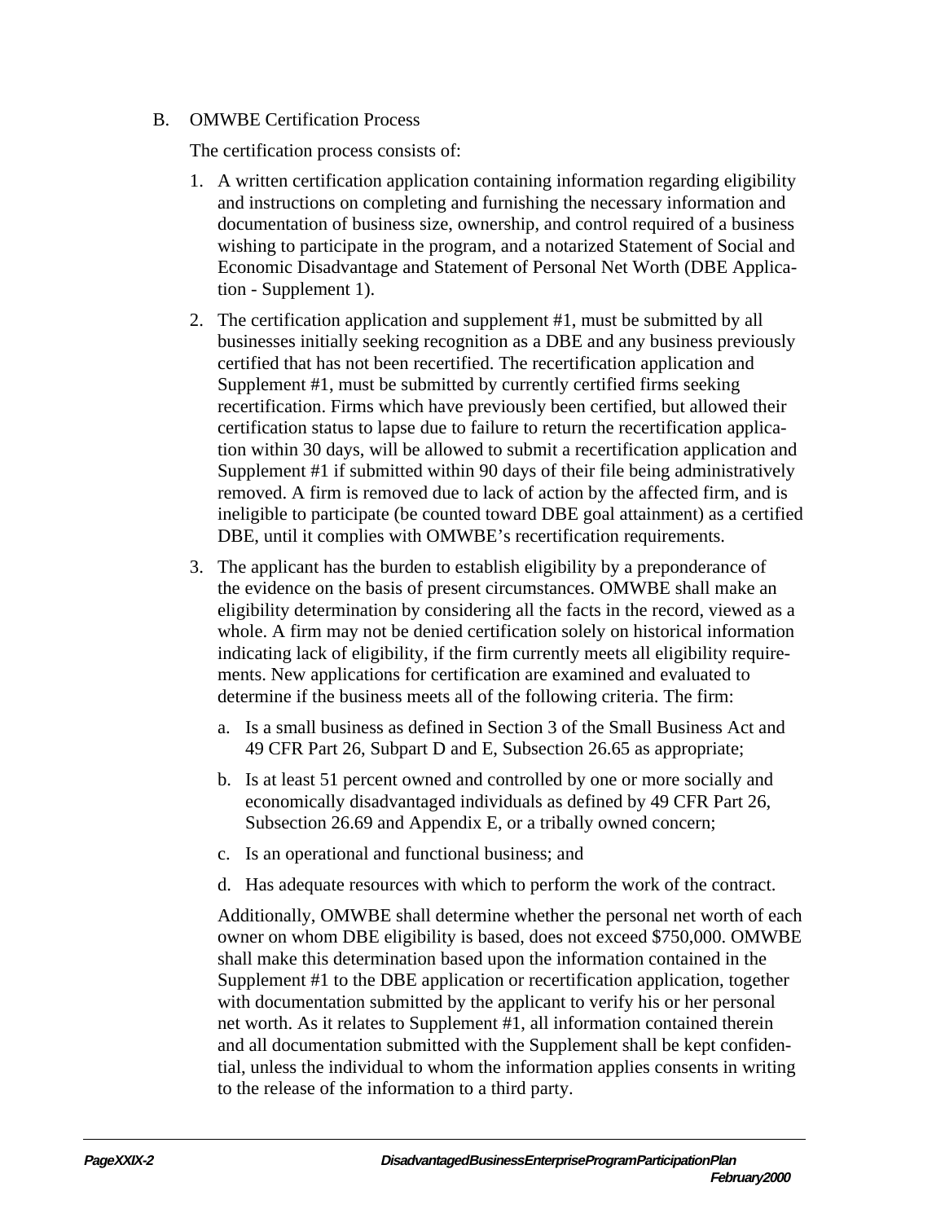B. OMWBE Certification Process

The certification process consists of:

1. A written certification application containing information regarding eligibility and instructions on completing and furnishing the necessary information and documentation of business size, ownership, and control required of a business wishing to participate in the program, and a notarized Statement of Social and Economic Disadvantage and Statement of Personal Net Worth (DBE Application - Supplement 1).

2. The certification application and supplement #1, must be submitted by all businesses initially seeking recognition as a DBE and any business previously certified that has not been recertified. The recertification application and Supplement #1, must be submitted by currently certified firms seeking recertification. Firms which have previously been certified, but allowed their certification status to lapse due to failure to return the recertification application within 30 days, will be allowed to submit a recertification application and Supplement #1 if submitted within 90 days of their file being administratively removed. A firm is removed due to lack of action by the affected firm, and is ineligible to participate (be counted toward DBE goal attainment) as a certified DBE, until it complies with OMWBE's recertification requirements.

3. The applicant has the burden to establish eligibility by a preponderance of the evidence on the basis of present circumstances. OMWBE shall make an eligibility determination by considering all the facts in the record, viewed as a whole. A firm may not be denied certification solely on historical information indicating lack of eligibility, if the firm currently meets all eligibility requirements. New applications for certification are examined and evaluated to determine if the business meets all of the following criteria. The firm:

   a. Is a small business as defined in Section 3 of the Small Business Act and 49 CFR Part 26, Subpart D and E, Subsection 26.65 as appropriate;

   b. Is at least 51 percent owned and controlled by one or more socially and economically disadvantaged individuals as defined by 49 CFR Part 26, Subsection 26.69 and Appendix E, or a tribally owned concern;

   c. Is an operational and functional business; and

   d. Has adequate resources with which to perform the work of the contract.

   Additionally, OMWBE shall determine whether the personal net worth of each owner on whom DBE eligibility is based, does not exceed $750,000. OMWBE shall make this determination based upon the information contained in the Supplement #1 to the DBE application or recertification application, together with documentation submitted by the applicant to verify his or her personal net worth. As it relates to Supplement #1, all information contained therein and all documentation submitted with the Supplement shall be kept confidential, unless the individual to whom the information applies consents in writing to the release of the information to a third party.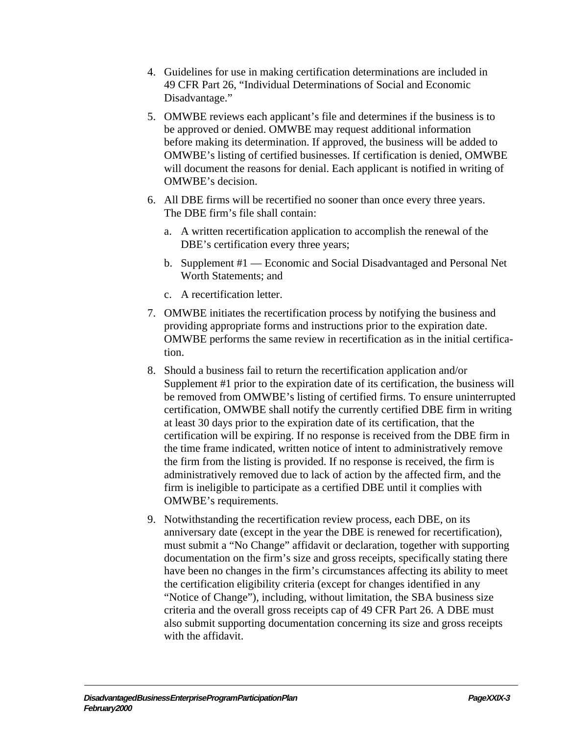4. Guidelines for use in making certification determinations are included in 49 CFR Part 26, “Individual Determinations of Social and Economic Disadvantage.”

5. OMWBE reviews each applicant’s file and determines if the business is to be approved or denied. OMWBE may request additional information before making its determination. If approved, the business will be added to OMWBE’s listing of certified businesses. If certification is denied, OMWBE will document the reasons for denial. Each applicant is notified in writing of OMWBE’s decision.

6. All DBE firms will be recertified no sooner than once every three years. The DBE firm’s file shall contain:

   a. A written recertification application to accomplish the renewal of the DBE’s certification every three years;

   b. Supplement #1 — Economic and Social Disadvantaged and Personal Net Worth Statements; and

   c. A recertification letter.

7. OMWBE initiates the recertification process by notifying the business and providing appropriate forms and instructions prior to the expiration date. OMWBE performs the same review in recertification as in the initial certification.

8. Should a business fail to return the recertification application and/or Supplement #1 prior to the expiration date of its certification, the business will be removed from OMWBE’s listing of certified firms. To ensure uninterrupted certification, OMWBE shall notify the currently certified DBE firm in writing at least 30 days prior to the expiration date of its certification, that the certification will be expiring. If no response is received from the DBE firm in the time frame indicated, written notice of intent to administratively remove the firm from the listing is provided. If no response is received, the firm is administratively removed due to lack of action by the affected firm, and the firm is ineligible to participate as a certified DBE until it complies with OMWBE’s requirements.

9. Notwithstanding the recertification review process, each DBE, on its anniversary date (except in the year the DBE is renewed for recertification), must submit a “No Change” affidavit or declaration, together with supporting documentation on the firm’s size and gross receipts, specifically stating there have been no changes in the firm’s circumstances affecting its ability to meet the certification eligibility criteria (except for changes identified in any “Notice of Change”), including, without limitation, the SBA business size criteria and the overall gross receipts cap of 49 CFR Part 26. A DBE must also submit supporting documentation concerning its size and gross receipts with the affidavit.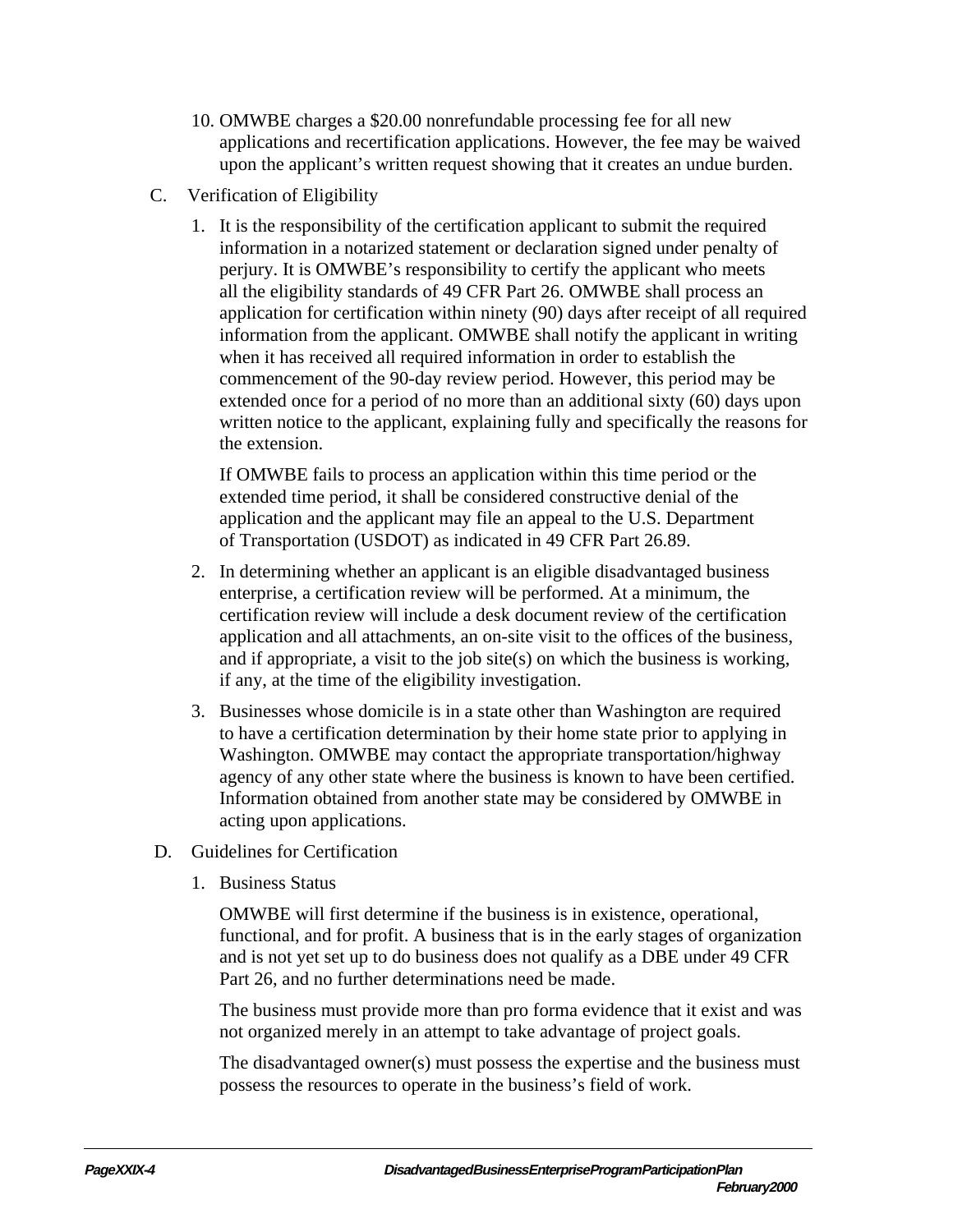10. OMWBE charges a $20.00 nonrefundable processing fee for all new applications and recertification applications. However, the fee may be waived upon the applicant's written request showing that it creates an undue burden.

C. Verification of Eligibility

1. It is the responsibility of the certification applicant to submit the required information in a notarized statement or declaration signed under penalty of perjury. It is OMWBE's responsibility to certify the applicant who meets all the eligibility standards of 49 CFR Part 26. OMWBE shall process an application for certification within ninety (90) days after receipt of all required information from the applicant. OMWBE shall notify the applicant in writing when it has received all required information in order to establish the commencement of the 90-day review period. However, this period may be extended once for a period of no more than an additional sixty (60) days upon written notice to the applicant, explaining fully and specifically the reasons for the extension.

   If OMWBE fails to process an application within this time period or the extended time period, it shall be considered constructive denial of the application and the applicant may file an appeal to the U.S. Department of Transportation (USDOT) as indicated in 49 CFR Part 26.89.

2. In determining whether an applicant is an eligible disadvantaged business enterprise, a certification review will be performed. At a minimum, the certification review will include a desk document review of the certification application and all attachments, an on-site visit to the offices of the business, and if appropriate, a visit to the job site(s) on which the business is working, if any, at the time of the eligibility investigation.

3. Businesses whose domicile is in a state other than Washington are required to have a certification determination by their home state prior to applying in Washington. OMWBE may contact the appropriate transportation/highway agency of any other state where the business is known to have been certified. Information obtained from another state may be considered by OMWBE in acting upon applications.

D. Guidelines for Certification

1. Business Status

   OMWBE will first determine if the business is in existence, operational, functional, and for profit. A business that is in the early stages of organization and is not yet set up to do business does not qualify as a DBE under 49 CFR Part 26, and no further determinations need be made.

   The business must provide more than pro forma evidence that it exist and was not organized merely in an attempt to take advantage of project goals.

   The disadvantaged owner(s) must possess the expertise and the business must possess the resources to operate in the business's field of work.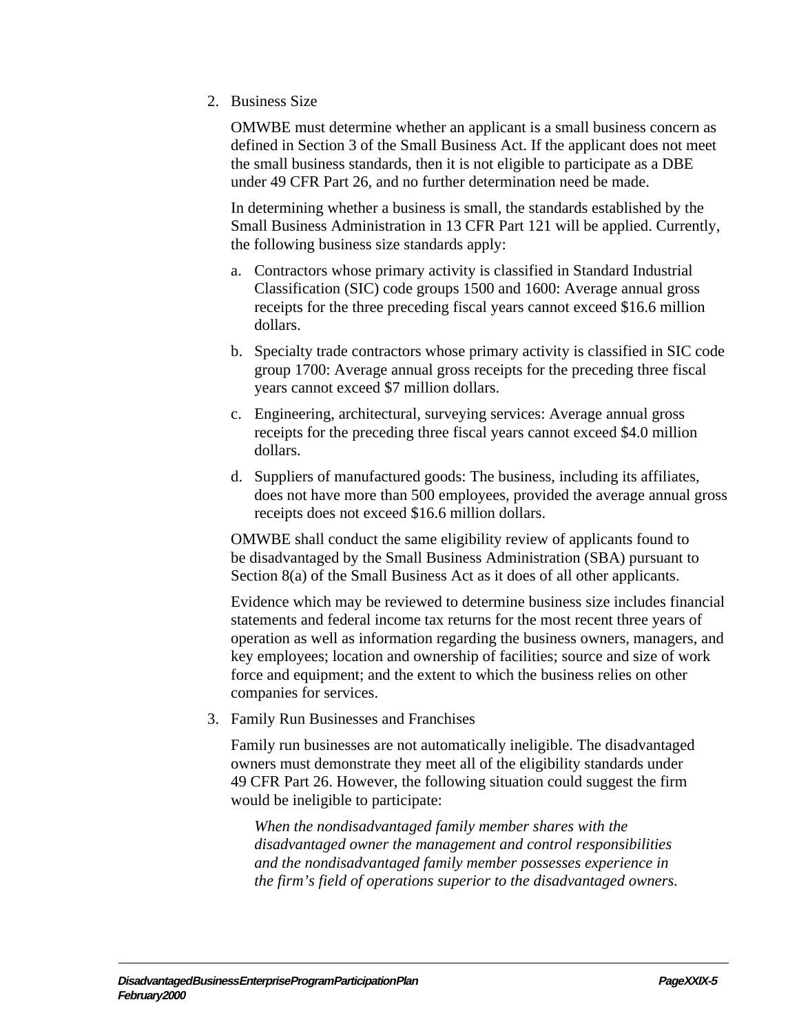2. Business Size

   OMWBE must determine whether an applicant is a small business concern as defined in Section 3 of the Small Business Act. If the applicant does not meet the small business standards, then it is not eligible to participate as a DBE under 49 CFR Part 26, and no further determination need be made.

   In determining whether a business is small, the standards established by the Small Business Administration in 13 CFR Part 121 will be applied. Currently, the following business size standards apply:

   a. Contractors whose primary activity is classified in Standard Industrial Classification (SIC) code groups 1500 and 1600: Average annual gross receipts for the three preceding fiscal years cannot exceed $16.6 million dollars.

   b. Specialty trade contractors whose primary activity is classified in SIC code group 1700: Average annual gross receipts for the preceding three fiscal years cannot exceed $7 million dollars.

   c. Engineering, architectural, surveying services: Average annual gross receipts for the preceding three fiscal years cannot exceed $4.0 million dollars.

   d. Suppliers of manufactured goods: The business, including its affiliates, does not have more than 500 employees, provided the average annual gross receipts does not exceed $16.6 million dollars.

   OMWBE shall conduct the same eligibility review of applicants found to be disadvantaged by the Small Business Administration (SBA) pursuant to Section 8(a) of the Small Business Act as it does of all other applicants.

   Evidence which may be reviewed to determine business size includes financial statements and federal income tax returns for the most recent three years of operation as well as information regarding the business owners, managers, and key employees; location and ownership of facilities; source and size of work force and equipment; and the extent to which the business relies on other companies for services.

3. Family Run Businesses and Franchises

   Family run businesses are not automatically ineligible. The disadvantaged owners must demonstrate they meet all of the eligibility standards under 49 CFR Part 26. However, the following situation could suggest the firm would be ineligible to participate:

   *When the nondisadvantaged family member shares with the disadvantaged owner the management and control responsibilities and the nondisadvantaged family member possesses experience in the firm's field of operations superior to the disadvantaged owners.*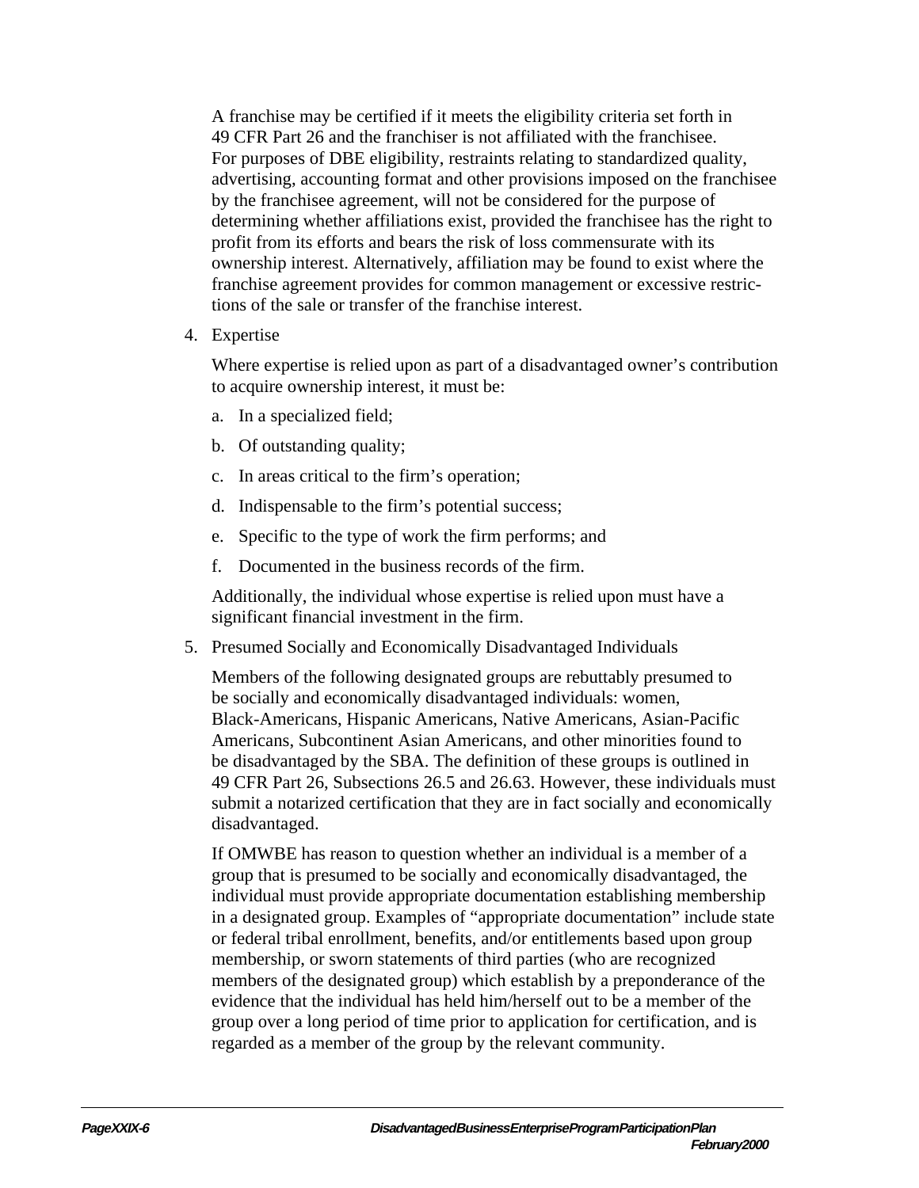A franchise may be certified if it meets the eligibility criteria set forth in 49 CFR Part 26 and the franchiser is not affiliated with the franchisee. For purposes of DBE eligibility, restraints relating to standardized quality, advertising, accounting format and other provisions imposed on the franchisee by the franchisee agreement, will not be considered for the purpose of determining whether affiliations exist, provided the franchisee has the right to profit from its efforts and bears the risk of loss commensurate with its ownership interest. Alternatively, affiliation may be found to exist where the franchise agreement provides for common management or excessive restrictions of the sale or transfer of the franchise interest.

4. Expertise

   Where expertise is relied upon as part of a disadvantaged owner's contribution to acquire ownership interest, it must be:

   a. In a specialized field;

   b. Of outstanding quality;

   c. In areas critical to the firm's operation;

   d. Indispensable to the firm's potential success;

   e. Specific to the type of work the firm performs; and

   f. Documented in the business records of the firm.

   Additionally, the individual whose expertise is relied upon must have a significant financial investment in the firm.

5. Presumed Socially and Economically Disadvantaged Individuals

   Members of the following designated groups are rebuttably presumed to be socially and economically disadvantaged individuals: women, Black-Americans, Hispanic Americans, Native Americans, Asian-Pacific Americans, Subcontinent Asian Americans, and other minorities found to be disadvantaged by the SBA. The definition of these groups is outlined in 49 CFR Part 26, Subsections 26.5 and 26.63. However, these individuals must submit a notarized certification that they are in fact socially and economically disadvantaged.

   If OMWBE has reason to question whether an individual is a member of a group that is presumed to be socially and economically disadvantaged, the individual must provide appropriate documentation establishing membership in a designated group. Examples of "appropriate documentation" include state or federal tribal enrollment, benefits, and/or entitlements based upon group membership, or sworn statements of third parties (who are recognized members of the designated group) which establish by a preponderance of the evidence that the individual has held him/herself out to be a member of the group over a long period of time prior to application for certification, and is regarded as a member of the group by the relevant community.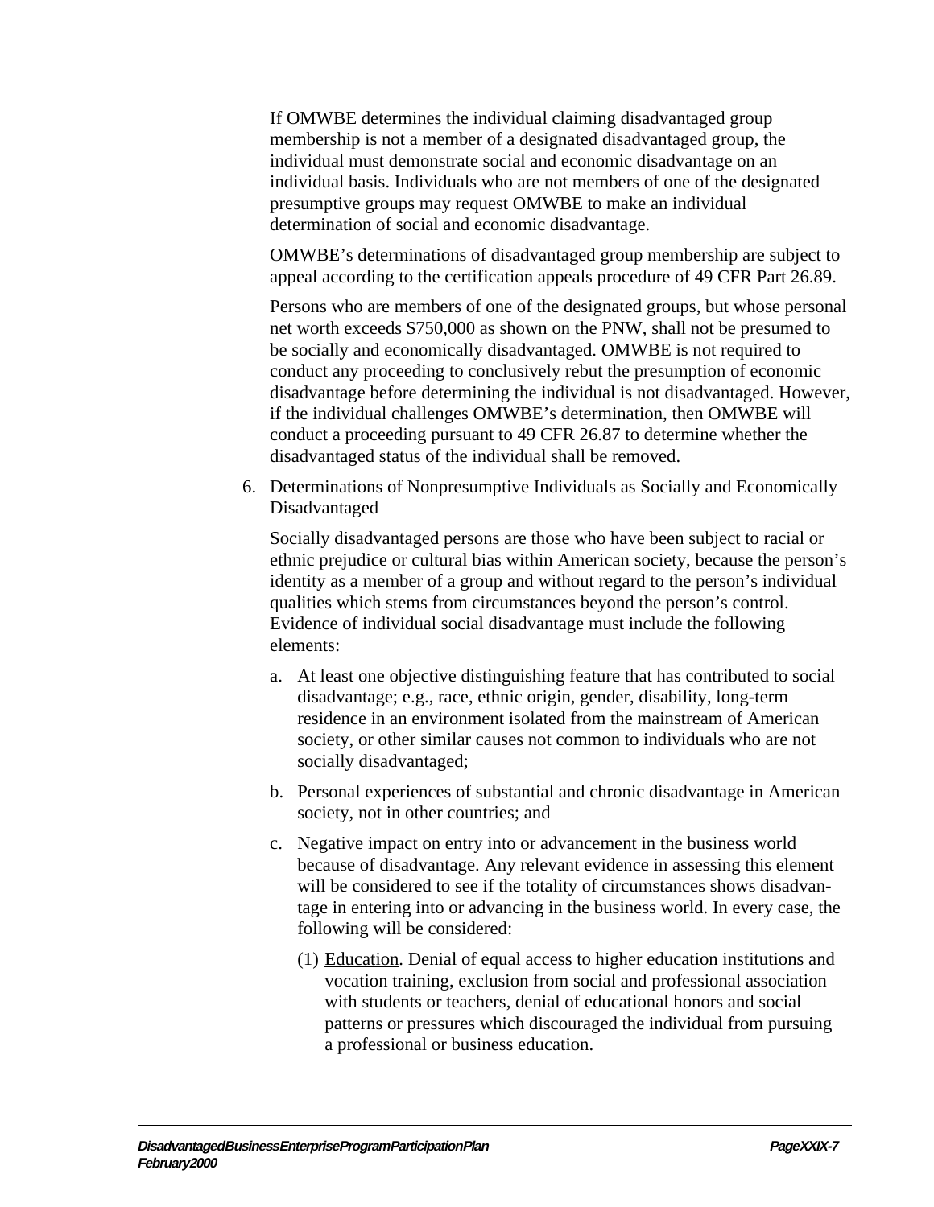If OMWBE determines the individual claiming disadvantaged group membership is not a member of a designated disadvantaged group, the individual must demonstrate social and economic disadvantage on an individual basis. Individuals who are not members of one of the designated presumptive groups may request OMWBE to make an individual determination of social and economic disadvantage.

OMWBE's determinations of disadvantaged group membership are subject to appeal according to the certification appeals procedure of 49 CFR Part 26.89.

Persons who are members of one of the designated groups, but whose personal net worth exceeds $750,000 as shown on the PNW, shall not be presumed to be socially and economically disadvantaged. OMWBE is not required to conduct any proceeding to conclusively rebut the presumption of economic disadvantage before determining the individual is not disadvantaged. However, if the individual challenges OMWBE's determination, then OMWBE will conduct a proceeding pursuant to 49 CFR 26.87 to determine whether the disadvantaged status of the individual shall be removed.

6. Determinations of Nonpresumptive Individuals as Socially and Economically Disadvantaged

   Socially disadvantaged persons are those who have been subject to racial or ethnic prejudice or cultural bias within American society, because the person's identity as a member of a group and without regard to the person's individual qualities which stems from circumstances beyond the person's control. Evidence of individual social disadvantage must include the following elements:

   a. At least one objective distinguishing feature that has contributed to social disadvantage; e.g., race, ethnic origin, gender, disability, long-term residence in an environment isolated from the mainstream of American society, or other similar causes not common to individuals who are not socially disadvantaged;

   b. Personal experiences of substantial and chronic disadvantage in American society, not in other countries; and

   c. Negative impact on entry into or advancement in the business world because of disadvantage. Any relevant evidence in assessing this element will be considered to see if the totality of circumstances shows disadvantage in entering into or advancing in the business world. In every case, the following will be considered:

      (1) <u>Education</u>. Denial of equal access to higher education institutions and vocation training, exclusion from social and professional association with students or teachers, denial of educational honors and social patterns or pressures which discouraged the individual from pursuing a professional or business education.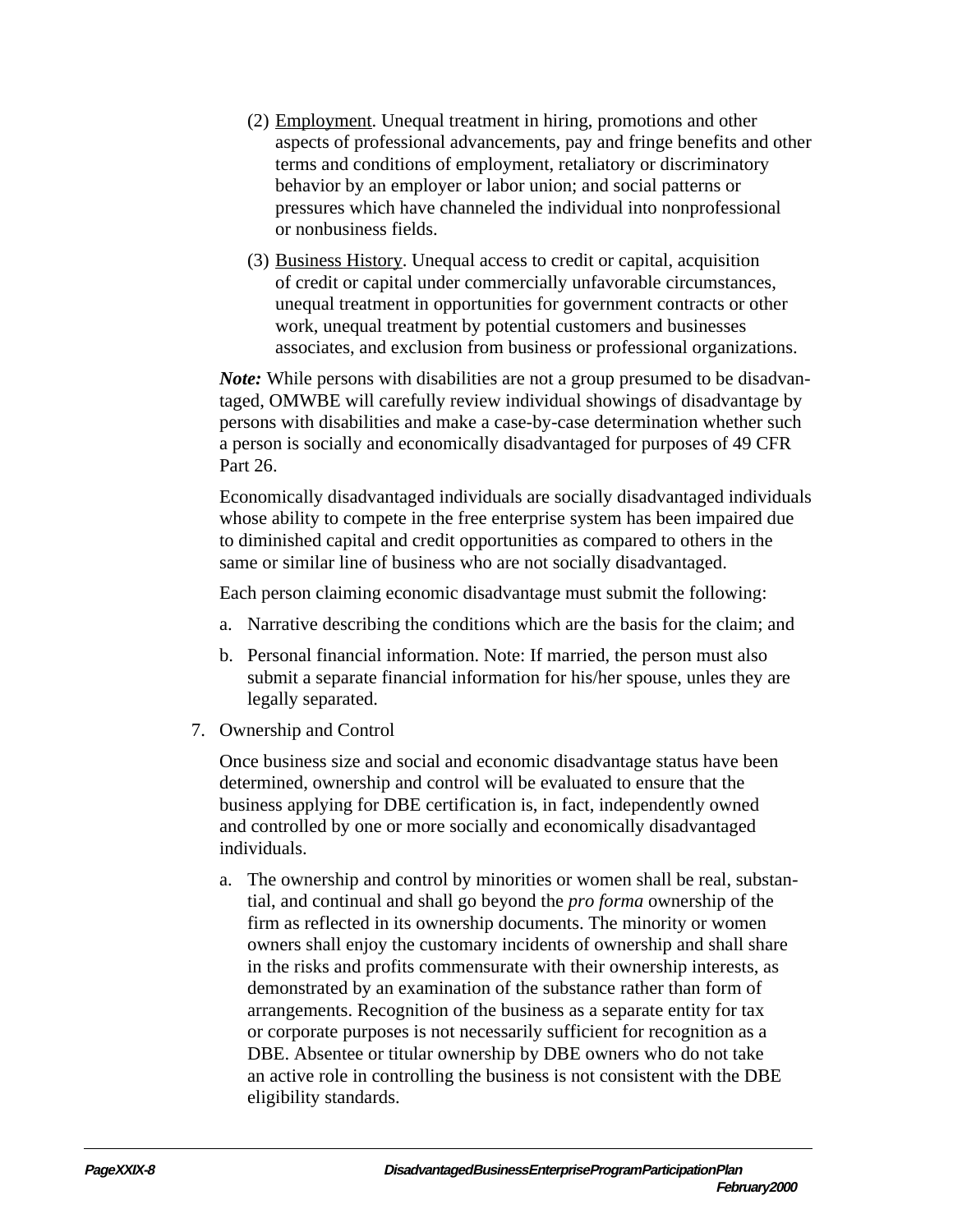(2) Employment. Unequal treatment in hiring, promotions and other aspects of professional advancements, pay and fringe benefits and other terms and conditions of employment, retaliatory or discriminatory behavior by an employer or labor union; and social patterns or pressures which have channeled the individual into nonprofessional or nonbusiness fields.

(3) Business History. Unequal access to credit or capital, acquisition of credit or capital under commercially unfavorable circumstances, unequal treatment in opportunities for government contracts or other work, unequal treatment by potential customers and businesses associates, and exclusion from business or professional organizations.

***Note:*** While persons with disabilities are not a group presumed to be disadvantaged, OMWBE will carefully review individual showings of disadvantage by persons with disabilities and make a case-by-case determination whether such a person is socially and economically disadvantaged for purposes of 49 CFR Part 26.

Economically disadvantaged individuals are socially disadvantaged individuals whose ability to compete in the free enterprise system has been impaired due to diminished capital and credit opportunities as compared to others in the same or similar line of business who are not socially disadvantaged.

Each person claiming economic disadvantage must submit the following:

a. Narrative describing the conditions which are the basis for the claim; and

b. Personal financial information. Note: If married, the person must also submit a separate financial information for his/her spouse, unles they are legally separated.

7. Ownership and Control

Once business size and social and economic disadvantage status have been determined, ownership and control will be evaluated to ensure that the business applying for DBE certification is, in fact, independently owned and controlled by one or more socially and economically disadvantaged individuals.

a. The ownership and control by minorities or women shall be real, substantial, and continual and shall go beyond the *pro forma* ownership of the firm as reflected in its ownership documents. The minority or women owners shall enjoy the customary incidents of ownership and shall share in the risks and profits commensurate with their ownership interests, as demonstrated by an examination of the substance rather than form of arrangements. Recognition of the business as a separate entity for tax or corporate purposes is not necessarily sufficient for recognition as a DBE. Absentee or titular ownership by DBE owners who do not take an active role in controlling the business is not consistent with the DBE eligibility standards.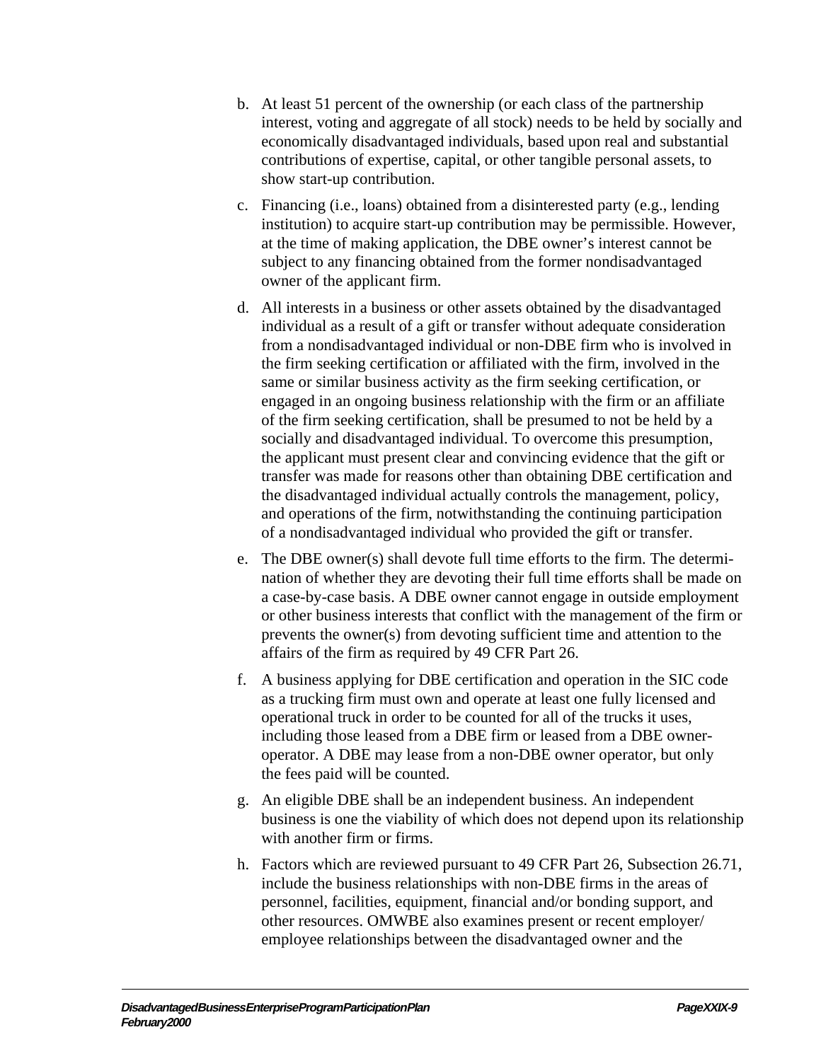b. At least 51 percent of the ownership (or each class of the partnership interest, voting and aggregate of all stock) needs to be held by socially and economically disadvantaged individuals, based upon real and substantial contributions of expertise, capital, or other tangible personal assets, to show start-up contribution.

c. Financing (i.e., loans) obtained from a disinterested party (e.g., lending institution) to acquire start-up contribution may be permissible. However, at the time of making application, the DBE owner's interest cannot be subject to any financing obtained from the former nondisadvantaged owner of the applicant firm.

d. All interests in a business or other assets obtained by the disadvantaged individual as a result of a gift or transfer without adequate consideration from a nondisadvantaged individual or non-DBE firm who is involved in the firm seeking certification or affiliated with the firm, involved in the same or similar business activity as the firm seeking certification, or engaged in an ongoing business relationship with the firm or an affiliate of the firm seeking certification, shall be presumed to not be held by a socially and disadvantaged individual. To overcome this presumption, the applicant must present clear and convincing evidence that the gift or transfer was made for reasons other than obtaining DBE certification and the disadvantaged individual actually controls the management, policy, and operations of the firm, notwithstanding the continuing participation of a nondisadvantaged individual who provided the gift or transfer.

e. The DBE owner(s) shall devote full time efforts to the firm. The determination of whether they are devoting their full time efforts shall be made on a case-by-case basis. A DBE owner cannot engage in outside employment or other business interests that conflict with the management of the firm or prevents the owner(s) from devoting sufficient time and attention to the affairs of the firm as required by 49 CFR Part 26.

f. A business applying for DBE certification and operation in the SIC code as a trucking firm must own and operate at least one fully licensed and operational truck in order to be counted for all of the trucks it uses, including those leased from a DBE firm or leased from a DBE owner-operator. A DBE may lease from a non-DBE owner operator, but only the fees paid will be counted.

g. An eligible DBE shall be an independent business. An independent business is one the viability of which does not depend upon its relationship with another firm or firms.

h. Factors which are reviewed pursuant to 49 CFR Part 26, Subsection 26.71, include the business relationships with non-DBE firms in the areas of personnel, facilities, equipment, financial and/or bonding support, and other resources. OMWBE also examines present or recent employer/employee relationships between the disadvantaged owner and the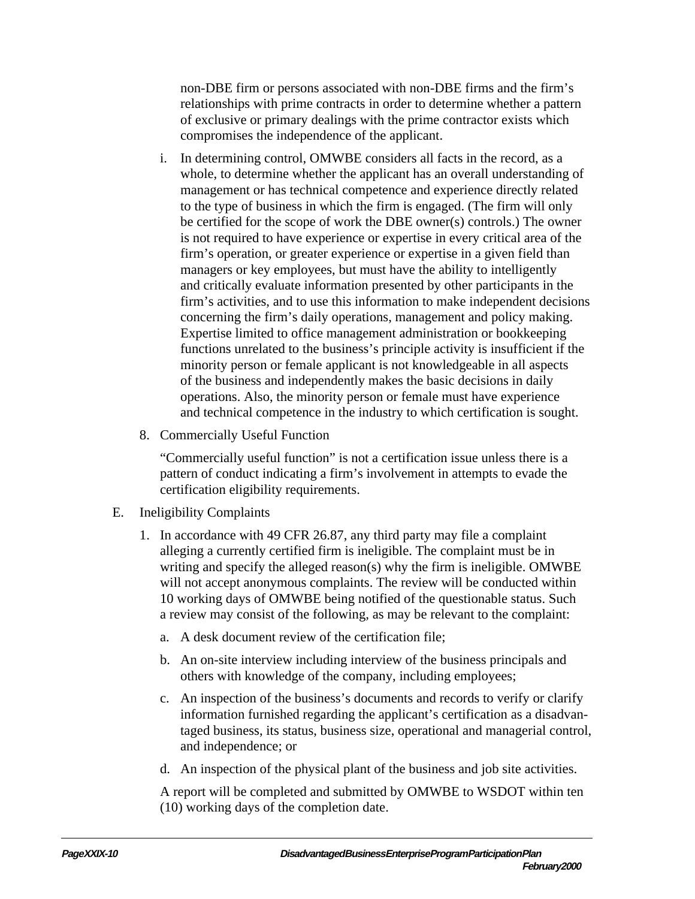non-DBE firm or persons associated with non-DBE firms and the firm's relationships with prime contracts in order to determine whether a pattern of exclusive or primary dealings with the prime contractor exists which compromises the independence of the applicant.

i. In determining control, OMWBE considers all facts in the record, as a whole, to determine whether the applicant has an overall understanding of management or has technical competence and experience directly related to the type of business in which the firm is engaged. (The firm will only be certified for the scope of work the DBE owner(s) controls.) The owner is not required to have experience or expertise in every critical area of the firm's operation, or greater experience or expertise in a given field than managers or key employees, but must have the ability to intelligently and critically evaluate information presented by other participants in the firm's activities, and to use this information to make independent decisions concerning the firm's daily operations, management and policy making. Expertise limited to office management administration or bookkeeping functions unrelated to the business's principle activity is insufficient if the minority person or female applicant is not knowledgeable in all aspects of the business and independently makes the basic decisions in daily operations. Also, the minority person or female must have experience and technical competence in the industry to which certification is sought.

8. Commercially Useful Function

"Commercially useful function" is not a certification issue unless there is a pattern of conduct indicating a firm's involvement in attempts to evade the certification eligibility requirements.

E. Ineligibility Complaints

1. In accordance with 49 CFR 26.87, any third party may file a complaint alleging a currently certified firm is ineligible. The complaint must be in writing and specify the alleged reason(s) why the firm is ineligible. OMWBE will not accept anonymous complaints. The review will be conducted within 10 working days of OMWBE being notified of the questionable status. Such a review may consist of the following, as may be relevant to the complaint:

   a. A desk document review of the certification file;

   b. An on-site interview including interview of the business principals and others with knowledge of the company, including employees;

   c. An inspection of the business's documents and records to verify or clarify information furnished regarding the applicant's certification as a disadvantaged business, its status, business size, operational and managerial control, and independence; or

   d. An inspection of the physical plant of the business and job site activities.

   A report will be completed and submitted by OMWBE to WSDOT within ten (10) working days of the completion date.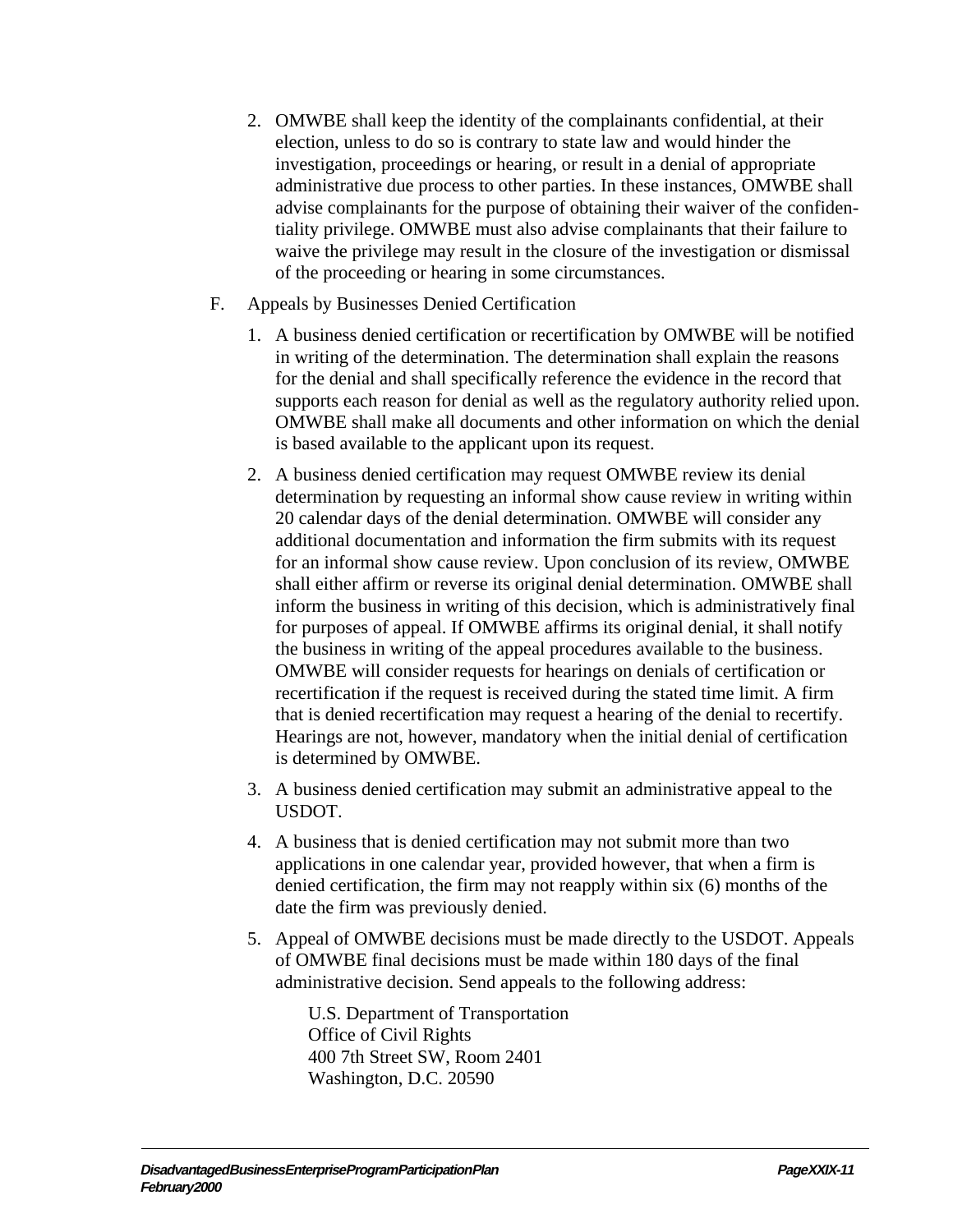2. OMWBE shall keep the identity of the complainants confidential, at their election, unless to do so is contrary to state law and would hinder the investigation, proceedings or hearing, or result in a denial of appropriate administrative due process to other parties. In these instances, OMWBE shall advise complainants for the purpose of obtaining their waiver of the confidentiality privilege. OMWBE must also advise complainants that their failure to waive the privilege may result in the closure of the investigation or dismissal of the proceeding or hearing in some circumstances.

F. Appeals by Businesses Denied Certification

1. A business denied certification or recertification by OMWBE will be notified in writing of the determination. The determination shall explain the reasons for the denial and shall specifically reference the evidence in the record that supports each reason for denial as well as the regulatory authority relied upon. OMWBE shall make all documents and other information on which the denial is based available to the applicant upon its request.

2. A business denied certification may request OMWBE review its denial determination by requesting an informal show cause review in writing within 20 calendar days of the denial determination. OMWBE will consider any additional documentation and information the firm submits with its request for an informal show cause review. Upon conclusion of its review, OMWBE shall either affirm or reverse its original denial determination. OMWBE shall inform the business in writing of this decision, which is administratively final for purposes of appeal. If OMWBE affirms its original denial, it shall notify the business in writing of the appeal procedures available to the business. OMWBE will consider requests for hearings on denials of certification or recertification if the request is received during the stated time limit. A firm that is denied recertification may request a hearing of the denial to recertify. Hearings are not, however, mandatory when the initial denial of certification is determined by OMWBE.

3. A business denied certification may submit an administrative appeal to the USDOT.

4. A business that is denied certification may not submit more than two applications in one calendar year, provided however, that when a firm is denied certification, the firm may not reapply within six (6) months of the date the firm was previously denied.

5. Appeal of OMWBE decisions must be made directly to the USDOT. Appeals of OMWBE final decisions must be made within 180 days of the final administrative decision. Send appeals to the following address:

   U.S. Department of Transportation
   Office of Civil Rights
   400 7th Street SW, Room 2401
   Washington, D.C. 20590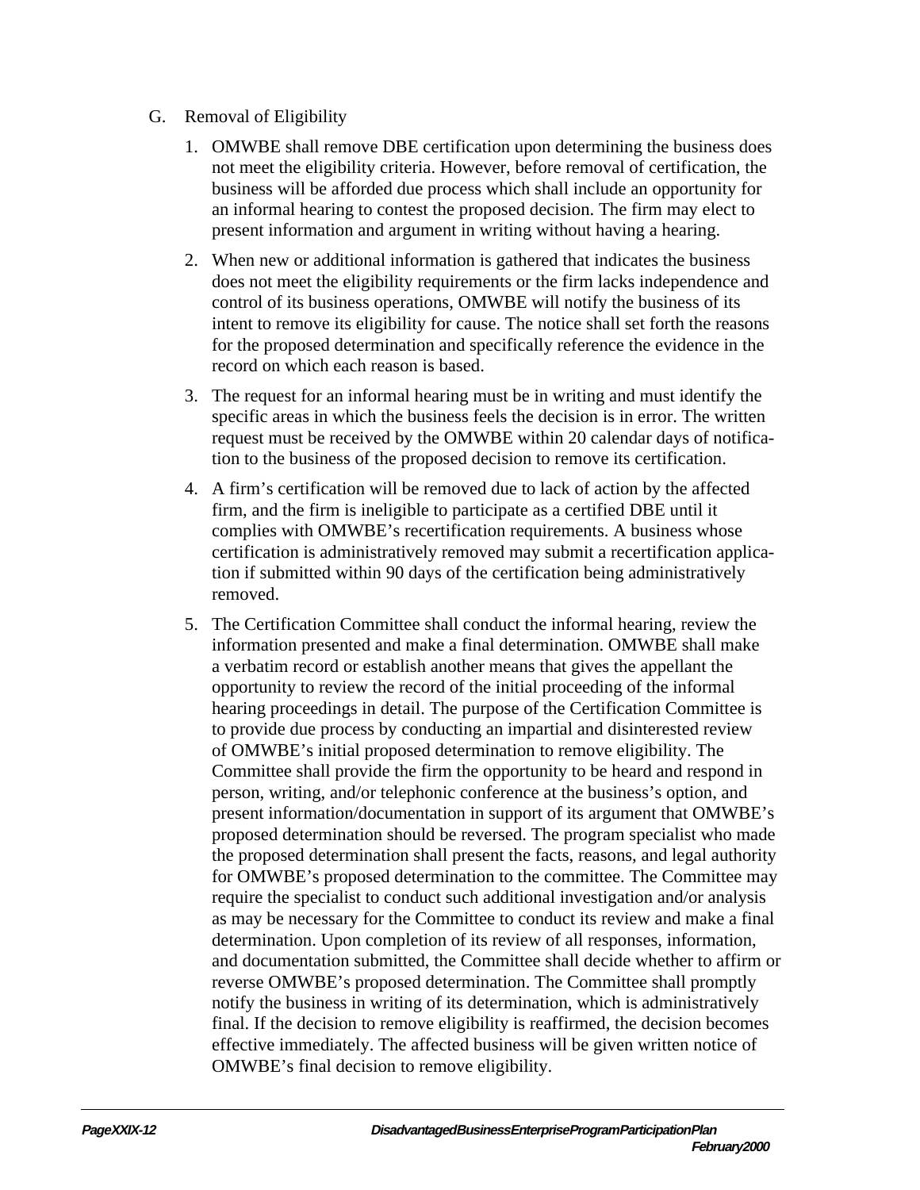G. Removal of Eligibility

1. OMWBE shall remove DBE certification upon determining the business does not meet the eligibility criteria. However, before removal of certification, the business will be afforded due process which shall include an opportunity for an informal hearing to contest the proposed decision. The firm may elect to present information and argument in writing without having a hearing.

2. When new or additional information is gathered that indicates the business does not meet the eligibility requirements or the firm lacks independence and control of its business operations, OMWBE will notify the business of its intent to remove its eligibility for cause. The notice shall set forth the reasons for the proposed determination and specifically reference the evidence in the record on which each reason is based.

3. The request for an informal hearing must be in writing and must identify the specific areas in which the business feels the decision is in error. The written request must be received by the OMWBE within 20 calendar days of notification to the business of the proposed decision to remove its certification.

4. A firm's certification will be removed due to lack of action by the affected firm, and the firm is ineligible to participate as a certified DBE until it complies with OMWBE's recertification requirements. A business whose certification is administratively removed may submit a recertification application if submitted within 90 days of the certification being administratively removed.

5. The Certification Committee shall conduct the informal hearing, review the information presented and make a final determination. OMWBE shall make a verbatim record or establish another means that gives the appellant the opportunity to review the record of the initial proceeding of the informal hearing proceedings in detail. The purpose of the Certification Committee is to provide due process by conducting an impartial and disinterested review of OMWBE's initial proposed determination to remove eligibility. The Committee shall provide the firm the opportunity to be heard and respond in person, writing, and/or telephonic conference at the business's option, and present information/documentation in support of its argument that OMWBE's proposed determination should be reversed. The program specialist who made the proposed determination shall present the facts, reasons, and legal authority for OMWBE's proposed determination to the committee. The Committee may require the specialist to conduct such additional investigation and/or analysis as may be necessary for the Committee to conduct its review and make a final determination. Upon completion of its review of all responses, information, and documentation submitted, the Committee shall decide whether to affirm or reverse OMWBE's proposed determination. The Committee shall promptly notify the business in writing of its determination, which is administratively final. If the decision to remove eligibility is reaffirmed, the decision becomes effective immediately. The affected business will be given written notice of OMWBE's final decision to remove eligibility.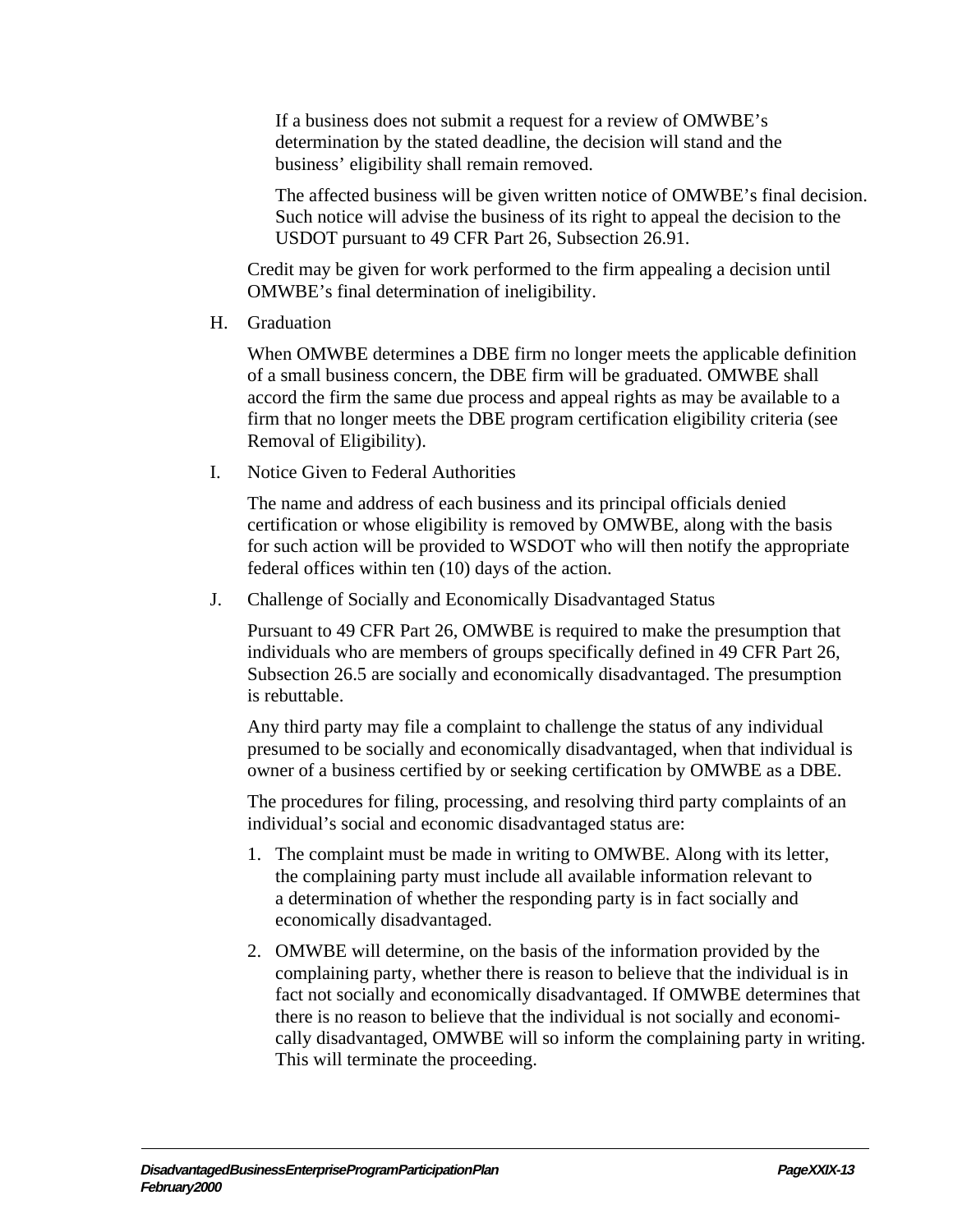If a business does not submit a request for a review of OMWBE's determination by the stated deadline, the decision will stand and the business' eligibility shall remain removed.

The affected business will be given written notice of OMWBE's final decision. Such notice will advise the business of its right to appeal the decision to the USDOT pursuant to 49 CFR Part 26, Subsection 26.91.

Credit may be given for work performed to the firm appealing a decision until OMWBE's final determination of ineligibility.

H. Graduation

When OMWBE determines a DBE firm no longer meets the applicable definition of a small business concern, the DBE firm will be graduated. OMWBE shall accord the firm the same due process and appeal rights as may be available to a firm that no longer meets the DBE program certification eligibility criteria (see Removal of Eligibility).

I. Notice Given to Federal Authorities

The name and address of each business and its principal officials denied certification or whose eligibility is removed by OMWBE, along with the basis for such action will be provided to WSDOT who will then notify the appropriate federal offices within ten (10) days of the action.

J. Challenge of Socially and Economically Disadvantaged Status

Pursuant to 49 CFR Part 26, OMWBE is required to make the presumption that individuals who are members of groups specifically defined in 49 CFR Part 26, Subsection 26.5 are socially and economically disadvantaged. The presumption is rebuttable.

Any third party may file a complaint to challenge the status of any individual presumed to be socially and economically disadvantaged, when that individual is owner of a business certified by or seeking certification by OMWBE as a DBE.

The procedures for filing, processing, and resolving third party complaints of an individual's social and economic disadvantaged status are:

1. The complaint must be made in writing to OMWBE. Along with its letter, the complaining party must include all available information relevant to a determination of whether the responding party is in fact socially and economically disadvantaged.
2. OMWBE will determine, on the basis of the information provided by the complaining party, whether there is reason to believe that the individual is in fact not socially and economically disadvantaged. If OMWBE determines that there is no reason to believe that the individual is not socially and economically disadvantaged, OMWBE will so inform the complaining party in writing. This will terminate the proceeding.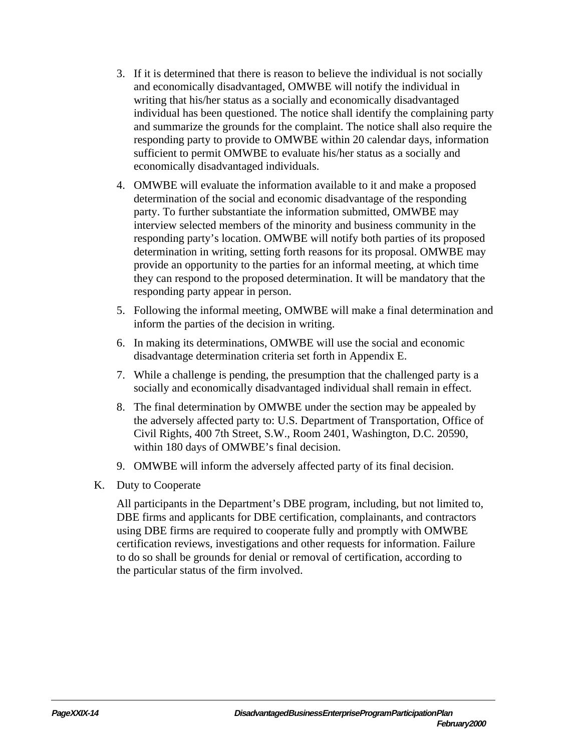3. If it is determined that there is reason to believe the individual is not socially and economically disadvantaged, OMWBE will notify the individual in writing that his/her status as a socially and economically disadvantaged individual has been questioned. The notice shall identify the complaining party and summarize the grounds for the complaint. The notice shall also require the responding party to provide to OMWBE within 20 calendar days, information sufficient to permit OMWBE to evaluate his/her status as a socially and economically disadvantaged individuals.
4. OMWBE will evaluate the information available to it and make a proposed determination of the social and economic disadvantage of the responding party. To further substantiate the information submitted, OMWBE may interview selected members of the minority and business community in the responding party's location. OMWBE will notify both parties of its proposed determination in writing, setting forth reasons for its proposal. OMWBE may provide an opportunity to the parties for an informal meeting, at which time they can respond to the proposed determination. It will be mandatory that the responding party appear in person.
5. Following the informal meeting, OMWBE will make a final determination and inform the parties of the decision in writing.
6. In making its determinations, OMWBE will use the social and economic disadvantage determination criteria set forth in Appendix E.
7. While a challenge is pending, the presumption that the challenged party is a socially and economically disadvantaged individual shall remain in effect.
8. The final determination by OMWBE under the section may be appealed by the adversely affected party to: U.S. Department of Transportation, Office of Civil Rights, 400 7th Street, S.W., Room 2401, Washington, D.C. 20590, within 180 days of OMWBE's final decision.
9. OMWBE will inform the adversely affected party of its final decision.

K. Duty to Cooperate

All participants in the Department's DBE program, including, but not limited to, DBE firms and applicants for DBE certification, complainants, and contractors using DBE firms are required to cooperate fully and promptly with OMWBE certification reviews, investigations and other requests for information. Failure to do so shall be grounds for denial or removal of certification, according to the particular status of the firm involved.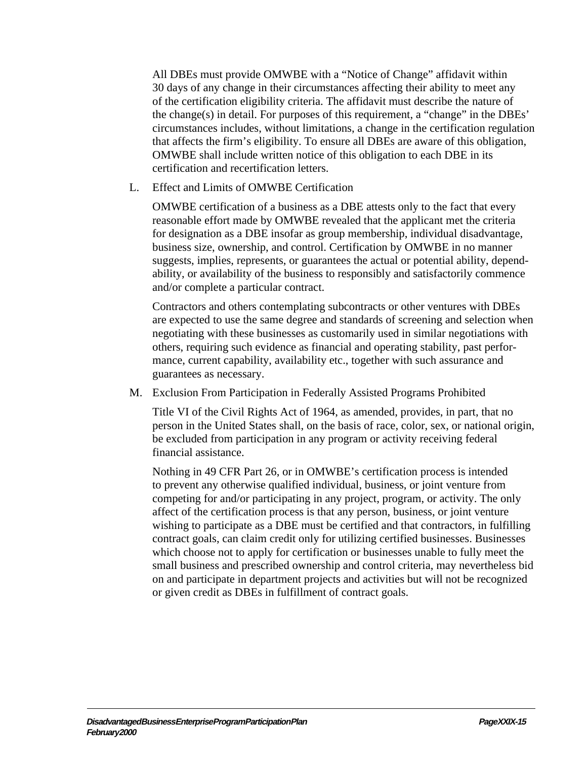All DBEs must provide OMWBE with a "Notice of Change" affidavit within 30 days of any change in their circumstances affecting their ability to meet any of the certification eligibility criteria. The affidavit must describe the nature of the change(s) in detail. For purposes of this requirement, a "change" in the DBEs' circumstances includes, without limitations, a change in the certification regulation that affects the firm's eligibility. To ensure all DBEs are aware of this obligation, OMWBE shall include written notice of this obligation to each DBE in its certification and recertification letters.

L. Effect and Limits of OMWBE Certification

OMWBE certification of a business as a DBE attests only to the fact that every reasonable effort made by OMWBE revealed that the applicant met the criteria for designation as a DBE insofar as group membership, individual disadvantage, business size, ownership, and control. Certification by OMWBE in no manner suggests, implies, represents, or guarantees the actual or potential ability, dependability, or availability of the business to responsibly and satisfactorily commence and/or complete a particular contract.

Contractors and others contemplating subcontracts or other ventures with DBEs are expected to use the same degree and standards of screening and selection when negotiating with these businesses as customarily used in similar negotiations with others, requiring such evidence as financial and operating stability, past performance, current capability, availability etc., together with such assurance and guarantees as necessary.

M. Exclusion From Participation in Federally Assisted Programs Prohibited

Title VI of the Civil Rights Act of 1964, as amended, provides, in part, that no person in the United States shall, on the basis of race, color, sex, or national origin, be excluded from participation in any program or activity receiving federal financial assistance.

Nothing in 49 CFR Part 26, or in OMWBE's certification process is intended to prevent any otherwise qualified individual, business, or joint venture from competing for and/or participating in any project, program, or activity. The only affect of the certification process is that any person, business, or joint venture wishing to participate as a DBE must be certified and that contractors, in fulfilling contract goals, can claim credit only for utilizing certified businesses. Businesses which choose not to apply for certification or businesses unable to fully meet the small business and prescribed ownership and control criteria, may nevertheless bid on and participate in department projects and activities but will not be recognized or given credit as DBEs in fulfillment of contract goals.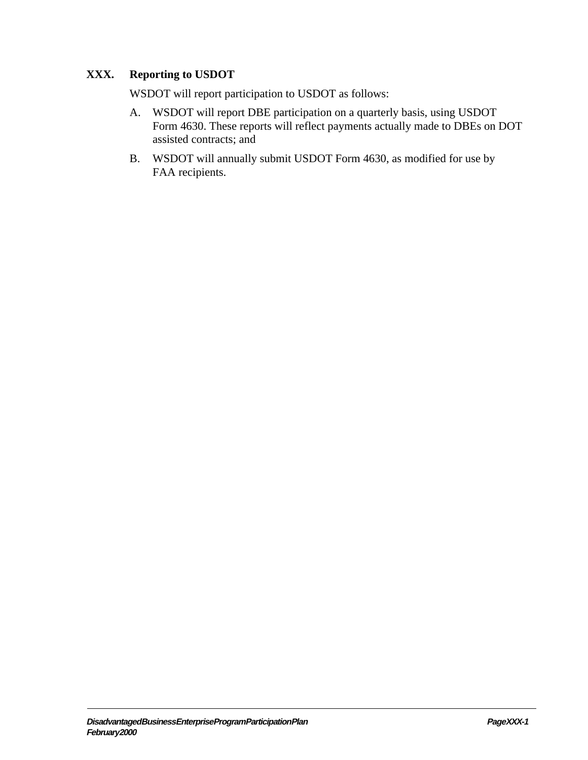## XXX. Reporting to USDOT

WSDOT will report participation to USDOT as follows:

A. WSDOT will report DBE participation on a quarterly basis, using USDOT Form 4630. These reports will reflect payments actually made to DBEs on DOT assisted contracts; and

B. WSDOT will annually submit USDOT Form 4630, as modified for use by FAA recipients.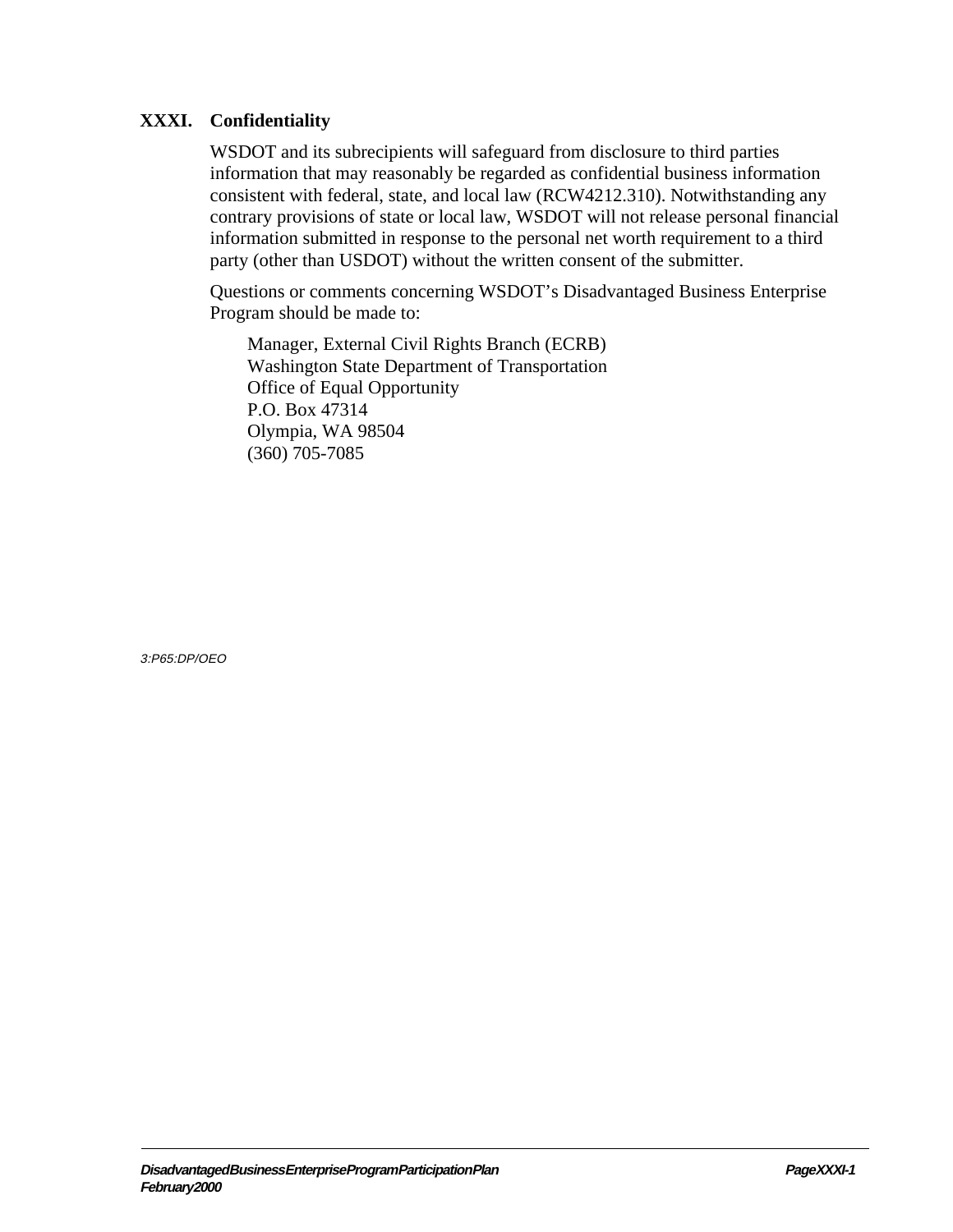## XXXI. Confidentiality

WSDOT and its subrecipients will safeguard from disclosure to third parties information that may reasonably be regarded as confidential business information consistent with federal, state, and local law (RCW4212.310). Notwithstanding any contrary provisions of state or local law, WSDOT will not release personal financial information submitted in response to the personal net worth requirement to a third party (other than USDOT) without the written consent of the submitter.

Questions or comments concerning WSDOT's Disadvantaged Business Enterprise Program should be made to:

Manager, External Civil Rights Branch (ECRB)
Washington State Department of Transportation
Office of Equal Opportunity
P.O. Box 47314
Olympia, WA 98504
(360) 705-7085

*3:P65:DP/OEO*